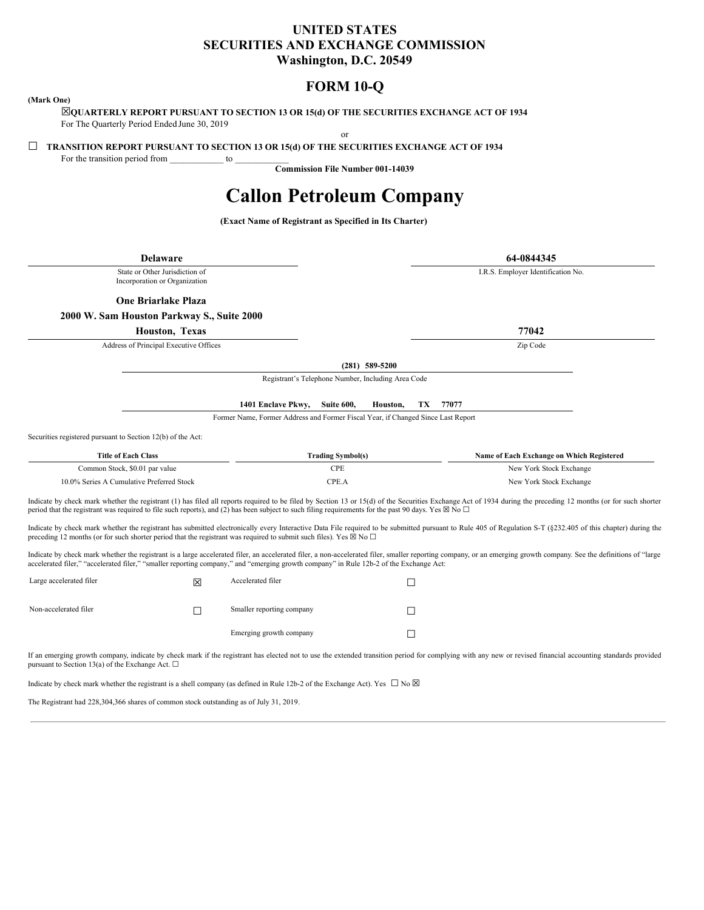# UNITED STATES
# SECURITIES AND EXCHANGE COMMISSION
**Washington, D.C. 20549**

## FORM 10-Q

**(Mark One)**

☒**QUARTERLY REPORT PURSUANT TO SECTION 13 OR 15(d) OF THE SECURITIES EXCHANGE ACT OF 1934**

For The Quarterly Period Ended June 30, 2019

or

☐ **TRANSITION REPORT PURSUANT TO SECTION 13 OR 15(d) OF THE SECURITIES EXCHANGE ACT OF 1934**

For the transition period from ___________ to ___________

**Commission File Number 001-14039**

# Callon Petroleum Company

**(Exact Name of Registrant as Specified in Its Charter)**

| | |
|---|---|
| **Delaware** | **64-0844345** |
| State or Other Jurisdiction of Incorporation or Organization | I.R.S. Employer Identification No. |

**One Briarlake Plaza**

**2000 W. Sam Houston Parkway S., Suite 2000**

| | |
|---|---|
| **Houston, Texas** | **77042** |
| Address of Principal Executive Offices | Zip Code |

**(281) 589-5200**

Registrant's Telephone Number, Including Area Code

**1401 Enclave Pkwy, Suite 600, Houston, TX 77077**

Former Name, Former Address and Former Fiscal Year, if Changed Since Last Report

Securities registered pursuant to Section 12(b) of the Act:

| Title of Each Class | Trading Symbol(s) | Name of Each Exchange on Which Registered |
|---|---|---|
| Common Stock, $0.01 par value | CPE | New York Stock Exchange |
| 10.0% Series A Cumulative Preferred Stock | CPE.A | New York Stock Exchange |

Indicate by check mark whether the registrant (1) has filed all reports required to be filed by Section 13 or 15(d) of the Securities Exchange Act of 1934 during the preceding 12 months (or for such shorter period that the registrant was required to file such reports), and (2) has been subject to such filing requirements for the past 90 days. Yes ☒ No ☐

Indicate by check mark whether the registrant has submitted electronically every Interactive Data File required to be submitted pursuant to Rule 405 of Regulation S-T (§232.405 of this chapter) during the preceding 12 months (or for such shorter period that the registrant was required to submit such files). Yes ☒ No ☐

Indicate by check mark whether the registrant is a large accelerated filer, an accelerated filer, a non-accelerated filer, smaller reporting company, or an emerging growth company. See the definitions of "large accelerated filer," "accelerated filer," "smaller reporting company," and "emerging growth company" in Rule 12b-2 of the Exchange Act:

| | | | |
|---|---|---|---|
| Large accelerated filer | ☒ | Accelerated filer | ☐ |
| Non-accelerated filer | ☐ | Smaller reporting company | ☐ |
| | | Emerging growth company | ☐ |

If an emerging growth company, indicate by check mark if the registrant has elected not to use the extended transition period for complying with any new or revised financial accounting standards provided pursuant to Section 13(a) of the Exchange Act. ☐

Indicate by check mark whether the registrant is a shell company (as defined in Rule 12b-2 of the Exchange Act). Yes ☐ No ☒

The Registrant had 228,304,366 shares of common stock outstanding as of July 31, 2019.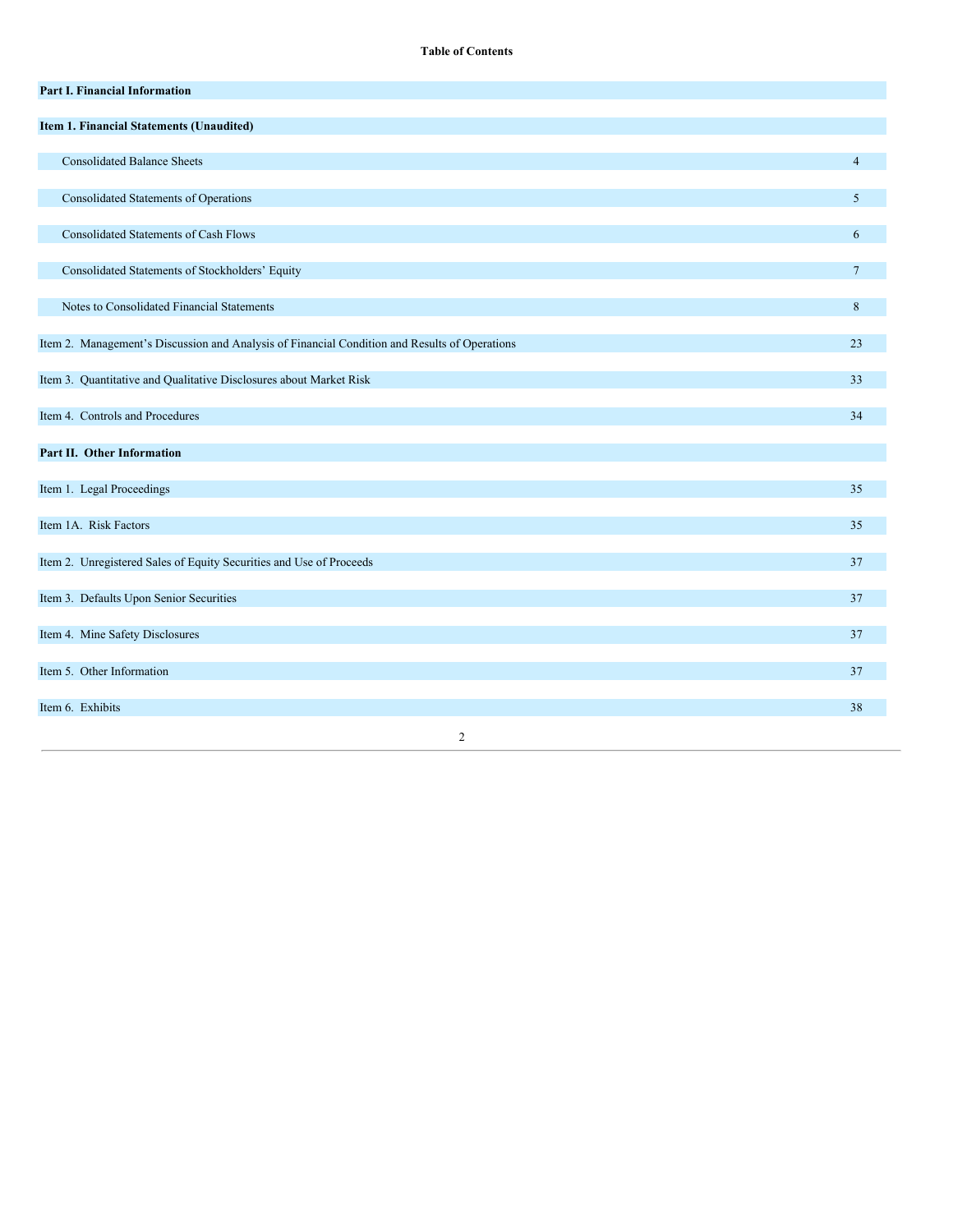**Table of Contents**

| | |
|---|---|
| **Part I. Financial Information** | |
| **Item 1. Financial Statements (Unaudited)** | |
| Consolidated Balance Sheets | 4 |
| Consolidated Statements of Operations | 5 |
| Consolidated Statements of Cash Flows | 6 |
| Consolidated Statements of Stockholders' Equity | 7 |
| Notes to Consolidated Financial Statements | 8 |
| Item 2. Management's Discussion and Analysis of Financial Condition and Results of Operations | 23 |
| Item 3. Quantitative and Qualitative Disclosures about Market Risk | 33 |
| Item 4. Controls and Procedures | 34 |
| **Part II. Other Information** | |
| Item 1. Legal Proceedings | 35 |
| Item 1A. Risk Factors | 35 |
| Item 2. Unregistered Sales of Equity Securities and Use of Proceeds | 37 |
| Item 3. Defaults Upon Senior Securities | 37 |
| Item 4. Mine Safety Disclosures | 37 |
| Item 5. Other Information | 37 |
| Item 6. Exhibits | 38 |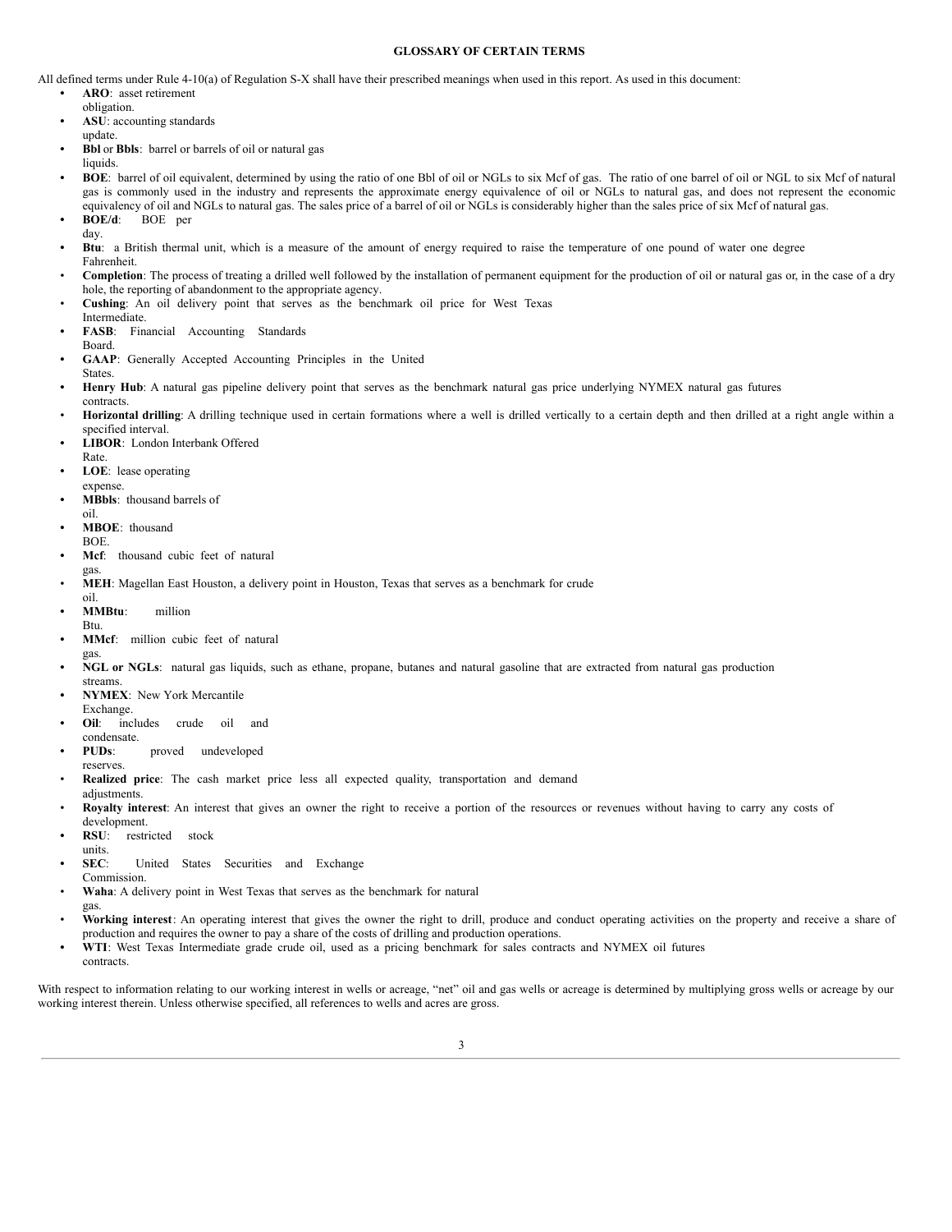## GLOSSARY OF CERTAIN TERMS

All defined terms under Rule 4-10(a) of Regulation S-X shall have their prescribed meanings when used in this report. As used in this document:

- **ARO**: asset retirement obligation.
- **ASU**: accounting standards update.
- **Bbl** or **Bbls**: barrel or barrels of oil or natural gas liquids.
- **BOE**: barrel of oil equivalent, determined by using the ratio of one Bbl of oil or NGLs to six Mcf of gas. The ratio of one barrel of oil or NGL to six Mcf of natural gas is commonly used in the industry and represents the approximate energy equivalence of oil or NGLs to natural gas, and does not represent the economic equivalency of oil and NGLs to natural gas. The sales price of a barrel of oil or NGLs is considerably higher than the sales price of six Mcf of natural gas.
- **BOE/d**: BOE per day.
- **Btu**: a British thermal unit, which is a measure of the amount of energy required to raise the temperature of one pound of water one degree Fahrenheit.
- **Completion**: The process of treating a drilled well followed by the installation of permanent equipment for the production of oil or natural gas or, in the case of a dry hole, the reporting of abandonment to the appropriate agency.
- **Cushing**: An oil delivery point that serves as the benchmark oil price for West Texas Intermediate.
- **FASB**: Financial Accounting Standards Board.
- **GAAP**: Generally Accepted Accounting Principles in the United States.
- **Henry Hub**: A natural gas pipeline delivery point that serves as the benchmark natural gas price underlying NYMEX natural gas futures contracts.
- **Horizontal drilling**: A drilling technique used in certain formations where a well is drilled vertically to a certain depth and then drilled at a right angle within a specified interval.
- **LIBOR**: London Interbank Offered Rate.
- **LOE**: lease operating expense.
- **MBbls**: thousand barrels of oil.
- **MBOE**: thousand BOE.
- **Mcf**: thousand cubic feet of natural gas.
- **MEH**: Magellan East Houston, a delivery point in Houston, Texas that serves as a benchmark for crude oil.
- **MMBtu**: million Btu.
- **MMcf**: million cubic feet of natural gas.
- **NGL or NGLs**: natural gas liquids, such as ethane, propane, butanes and natural gasoline that are extracted from natural gas production streams.
- **NYMEX**: New York Mercantile Exchange.
- **Oil**: includes crude oil and condensate.
- **PUDs**: proved undeveloped reserves.
- **Realized price**: The cash market price less all expected quality, transportation and demand adjustments.
- **Royalty interest**: An interest that gives an owner the right to receive a portion of the resources or revenues without having to carry any costs of development.
- **RSU**: restricted stock units.
- **SEC**: United States Securities and Exchange Commission.
- **Waha**: A delivery point in West Texas that serves as the benchmark for natural gas.
- **Working interest**: An operating interest that gives the owner the right to drill, produce and conduct operating activities on the property and receive a share of production and requires the owner to pay a share of the costs of drilling and production operations.
- **WTI**: West Texas Intermediate grade crude oil, used as a pricing benchmark for sales contracts and NYMEX oil futures contracts.

With respect to information relating to our working interest in wells or acreage, "net" oil and gas wells or acreage is determined by multiplying gross wells or acreage by our working interest therein. Unless otherwise specified, all references to wells and acres are gross.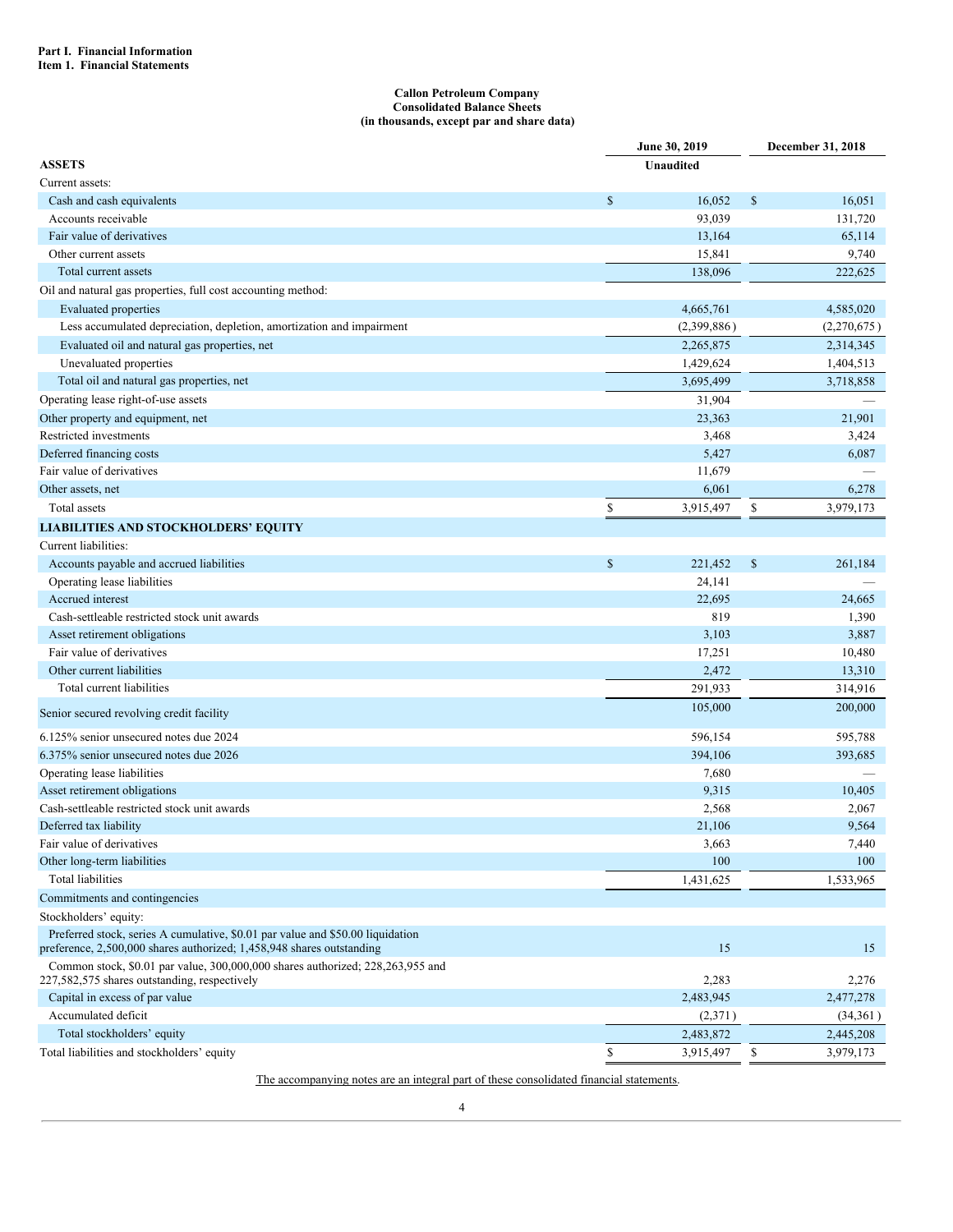**Part I. Financial Information**
**Item 1. Financial Statements**

**Callon Petroleum Company**
**Consolidated Balance Sheets**
**(in thousands, except par and share data)**

| | June 30, 2019 | December 31, 2018 |
|---|---|---|
| **ASSETS** | Unaudited | |
| Current assets: | | |
| Cash and cash equivalents | $ 16,052 | $ 16,051 |
| Accounts receivable | 93,039 | 131,720 |
| Fair value of derivatives | 13,164 | 65,114 |
| Other current assets | 15,841 | 9,740 |
| Total current assets | 138,096 | 222,625 |
| Oil and natural gas properties, full cost accounting method: | | |
| Evaluated properties | 4,665,761 | 4,585,020 |
| Less accumulated depreciation, depletion, amortization and impairment | (2,399,886) | (2,270,675) |
| Evaluated oil and natural gas properties, net | 2,265,875 | 2,314,345 |
| Unevaluated properties | 1,429,624 | 1,404,513 |
| Total oil and natural gas properties, net | 3,695,499 | 3,718,858 |
| Operating lease right-of-use assets | 31,904 | — |
| Other property and equipment, net | 23,363 | 21,901 |
| Restricted investments | 3,468 | 3,424 |
| Deferred financing costs | 5,427 | 6,087 |
| Fair value of derivatives | 11,679 | — |
| Other assets, net | 6,061 | 6,278 |
| Total assets | $ 3,915,497 | $ 3,979,173 |
| **LIABILITIES AND STOCKHOLDERS' EQUITY** | | |
| Current liabilities: | | |
| Accounts payable and accrued liabilities | $ 221,452 | $ 261,184 |
| Operating lease liabilities | 24,141 | — |
| Accrued interest | 22,695 | 24,665 |
| Cash-settleable restricted stock unit awards | 819 | 1,390 |
| Asset retirement obligations | 3,103 | 3,887 |
| Fair value of derivatives | 17,251 | 10,480 |
| Other current liabilities | 2,472 | 13,310 |
| Total current liabilities | 291,933 | 314,916 |
| Senior secured revolving credit facility | 105,000 | 200,000 |
| 6.125% senior unsecured notes due 2024 | 596,154 | 595,788 |
| 6.375% senior unsecured notes due 2026 | 394,106 | 393,685 |
| Operating lease liabilities | 7,680 | — |
| Asset retirement obligations | 9,315 | 10,405 |
| Cash-settleable restricted stock unit awards | 2,568 | 2,067 |
| Deferred tax liability | 21,106 | 9,564 |
| Fair value of derivatives | 3,663 | 7,440 |
| Other long-term liabilities | 100 | 100 |
| Total liabilities | 1,431,625 | 1,533,965 |
| Commitments and contingencies | | |
| Stockholders' equity: | | |
| Preferred stock, series A cumulative, $0.01 par value and $50.00 liquidation preference, 2,500,000 shares authorized; 1,458,948 shares outstanding | 15 | 15 |
| Common stock, $0.01 par value, 300,000,000 shares authorized; 228,263,955 and 227,582,575 shares outstanding, respectively | 2,283 | 2,276 |
| Capital in excess of par value | 2,483,945 | 2,477,278 |
| Accumulated deficit | (2,371) | (34,361) |
| Total stockholders' equity | 2,483,872 | 2,445,208 |
| Total liabilities and stockholders' equity | $ 3,915,497 | $ 3,979,173 |

The accompanying notes are an integral part of these consolidated financial statements.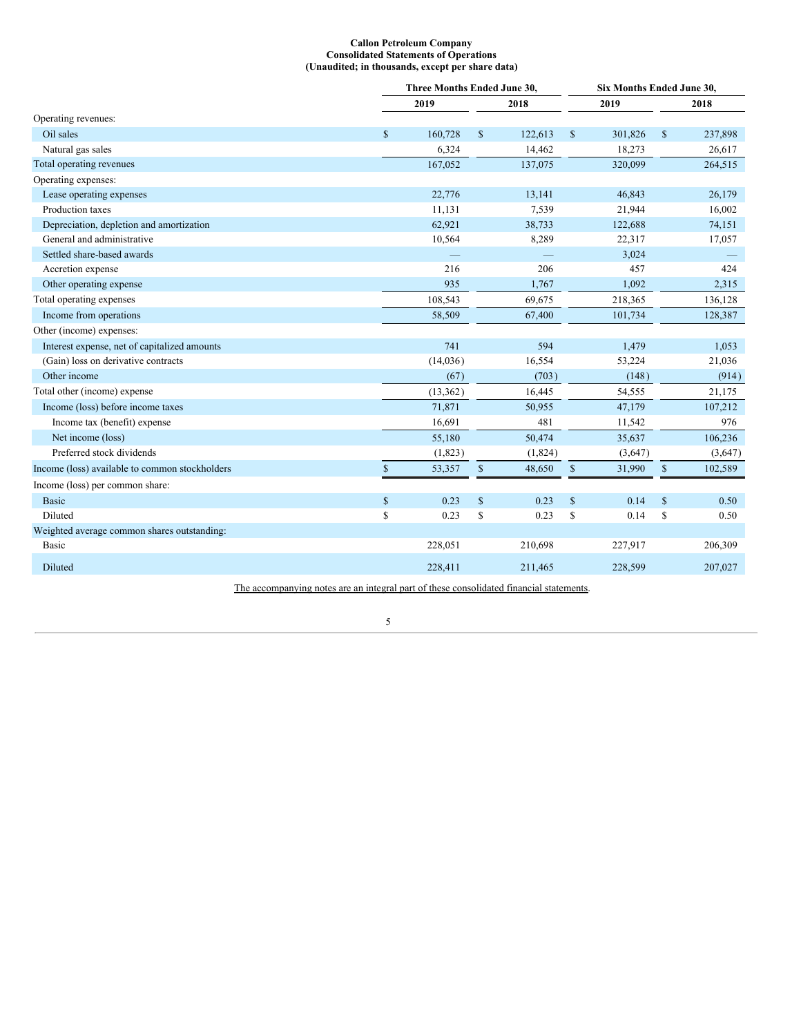**Callon Petroleum Company**
**Consolidated Statements of Operations**
**(Unaudited; in thousands, except per share data)**

| | Three Months Ended June 30, | | Six Months Ended June 30, | |
|---|---|---|---|---|
| | 2019 | 2018 | 2019 | 2018 |
| Operating revenues: | | | | |
| Oil sales | $ 160,728 | $ 122,613 | $ 301,826 | $ 237,898 |
| Natural gas sales | 6,324 | 14,462 | 18,273 | 26,617 |
| Total operating revenues | 167,052 | 137,075 | 320,099 | 264,515 |
| Operating expenses: | | | | |
| Lease operating expenses | 22,776 | 13,141 | 46,843 | 26,179 |
| Production taxes | 11,131 | 7,539 | 21,944 | 16,002 |
| Depreciation, depletion and amortization | 62,921 | 38,733 | 122,688 | 74,151 |
| General and administrative | 10,564 | 8,289 | 22,317 | 17,057 |
| Settled share-based awards | — | — | 3,024 | — |
| Accretion expense | 216 | 206 | 457 | 424 |
| Other operating expense | 935 | 1,767 | 1,092 | 2,315 |
| Total operating expenses | 108,543 | 69,675 | 218,365 | 136,128 |
| Income from operations | 58,509 | 67,400 | 101,734 | 128,387 |
| Other (income) expenses: | | | | |
| Interest expense, net of capitalized amounts | 741 | 594 | 1,479 | 1,053 |
| (Gain) loss on derivative contracts | (14,036) | 16,554 | 53,224 | 21,036 |
| Other income | (67) | (703) | (148) | (914) |
| Total other (income) expense | (13,362) | 16,445 | 54,555 | 21,175 |
| Income (loss) before income taxes | 71,871 | 50,955 | 47,179 | 107,212 |
| Income tax (benefit) expense | 16,691 | 481 | 11,542 | 976 |
| Net income (loss) | 55,180 | 50,474 | 35,637 | 106,236 |
| Preferred stock dividends | (1,823) | (1,824) | (3,647) | (3,647) |
| Income (loss) available to common stockholders | $ 53,357 | $ 48,650 | $ 31,990 | $ 102,589 |
| Income (loss) per common share: | | | | |
| Basic | $ 0.23 | $ 0.23 | $ 0.14 | $ 0.50 |
| Diluted | $ 0.23 | $ 0.23 | $ 0.14 | $ 0.50 |
| Weighted average common shares outstanding: | | | | |
| Basic | 228,051 | 210,698 | 227,917 | 206,309 |
| Diluted | 228,411 | 211,465 | 228,599 | 207,027 |

The accompanying notes are an integral part of these consolidated financial statements.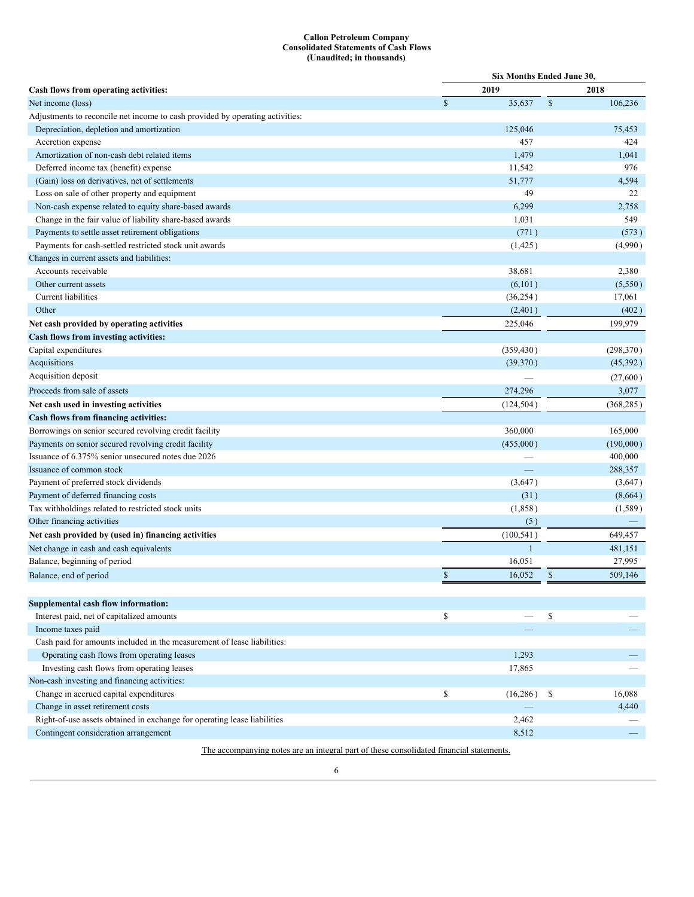**Callon Petroleum Company**
**Consolidated Statements of Cash Flows**
**(Unaudited; in thousands)**

| | Six Months Ended June 30, | |
|---|---|---|
| **Cash flows from operating activities:** | **2019** | **2018** |
| Net income (loss) | $ 35,637 | $ 106,236 |
| Adjustments to reconcile net income to cash provided by operating activities: | | |
| Depreciation, depletion and amortization | 125,046 | 75,453 |
| Accretion expense | 457 | 424 |
| Amortization of non-cash debt related items | 1,479 | 1,041 |
| Deferred income tax (benefit) expense | 11,542 | 976 |
| (Gain) loss on derivatives, net of settlements | 51,777 | 4,594 |
| Loss on sale of other property and equipment | 49 | 22 |
| Non-cash expense related to equity share-based awards | 6,299 | 2,758 |
| Change in the fair value of liability share-based awards | 1,031 | 549 |
| Payments to settle asset retirement obligations | (771) | (573) |
| Payments for cash-settled restricted stock unit awards | (1,425) | (4,990) |
| Changes in current assets and liabilities: | | |
| Accounts receivable | 38,681 | 2,380 |
| Other current assets | (6,101) | (5,550) |
| Current liabilities | (36,254) | 17,061 |
| Other | (2,401) | (402) |
| **Net cash provided by operating activities** | 225,046 | 199,979 |
| **Cash flows from investing activities:** | | |
| Capital expenditures | (359,430) | (298,370) |
| Acquisitions | (39,370) | (45,392) |
| Acquisition deposit | — | (27,600) |
| Proceeds from sale of assets | 274,296 | 3,077 |
| **Net cash used in investing activities** | (124,504) | (368,285) |
| **Cash flows from financing activities:** | | |
| Borrowings on senior secured revolving credit facility | 360,000 | 165,000 |
| Payments on senior secured revolving credit facility | (455,000) | (190,000) |
| Issuance of 6.375% senior unsecured notes due 2026 | — | 400,000 |
| Issuance of common stock | — | 288,357 |
| Payment of preferred stock dividends | (3,647) | (3,647) |
| Payment of deferred financing costs | (31) | (8,664) |
| Tax withholdings related to restricted stock units | (1,858) | (1,589) |
| Other financing activities | (5) | — |
| **Net cash provided by (used in) financing activities** | (100,541) | 649,457 |
| Net change in cash and cash equivalents | 1 | 481,151 |
| Balance, beginning of period | 16,051 | 27,995 |
| Balance, end of period | $ 16,052 | $ 509,146 |
| | | |
| **Supplemental cash flow information:** | | |
| Interest paid, net of capitalized amounts | $ — | $ — |
| Income taxes paid | — | — |
| Cash paid for amounts included in the measurement of lease liabilities: | | |
| Operating cash flows from operating leases | 1,293 | — |
| Investing cash flows from operating leases | 17,865 | — |
| Non-cash investing and financing activities: | | |
| Change in accrued capital expenditures | $ (16,286) | $ 16,088 |
| Change in asset retirement costs | — | 4,440 |
| Right-of-use assets obtained in exchange for operating lease liabilities | 2,462 | — |
| Contingent consideration arrangement | 8,512 | — |

The accompanying notes are an integral part of these consolidated financial statements.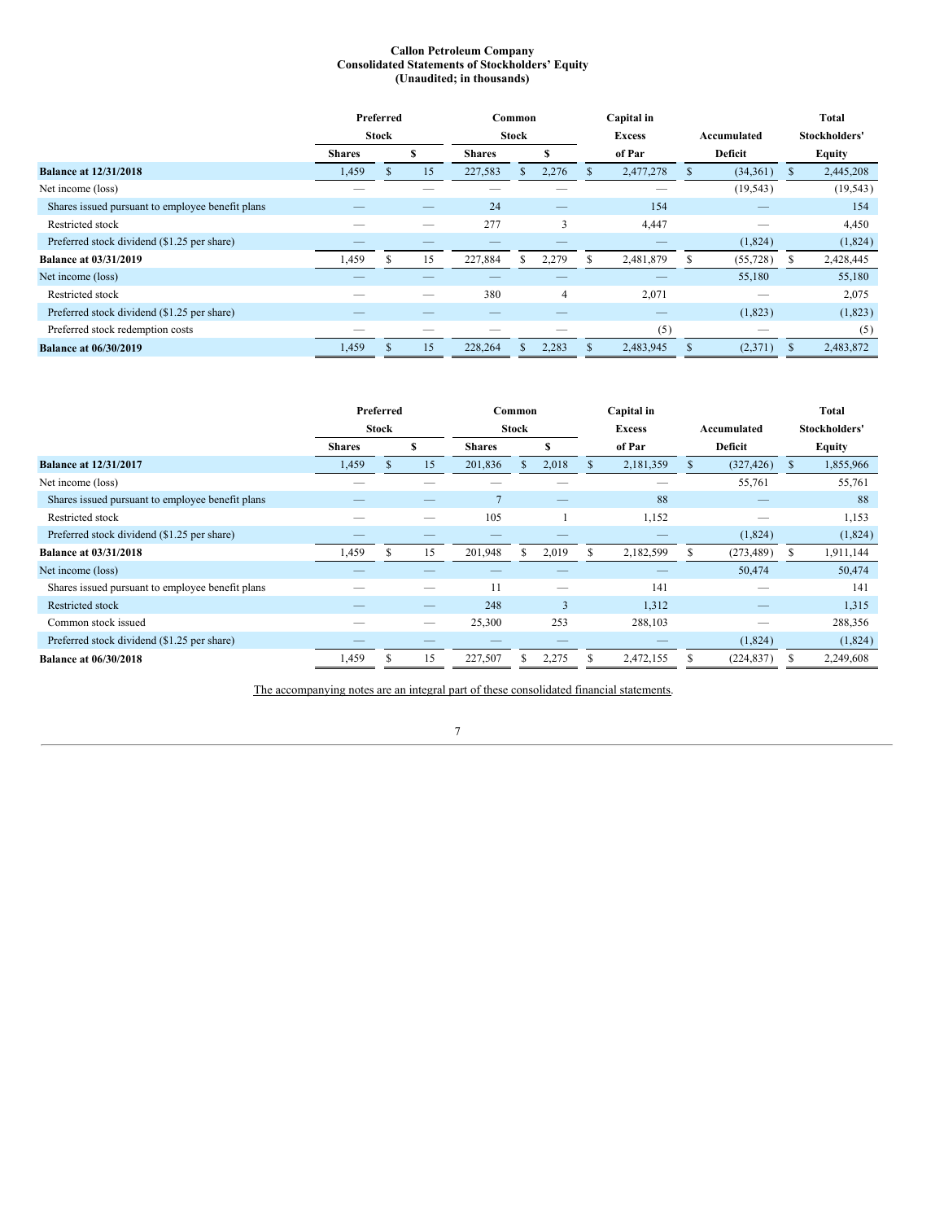**Callon Petroleum Company**
**Consolidated Statements of Stockholders' Equity**
**(Unaudited; in thousands)**

| | Preferred Stock | | Common Stock | | Capital in Excess | Accumulated | Total Stockholders' |
|---|---|---|---|---|---|---|---|
| | Shares | $ | Shares | $ | of Par | Deficit | Equity |
| **Balance at 12/31/2018** | 1,459 | $ 15 | 227,583 | $ 2,276 | $ 2,477,278 | $ (34,361) | $ 2,445,208 |
| Net income (loss) | — | — | — | — | — | (19,543) | (19,543) |
| Shares issued pursuant to employee benefit plans | — | — | 24 | — | 154 | — | 154 |
| Restricted stock | — | — | 277 | 3 | 4,447 | — | 4,450 |
| Preferred stock dividend ($1.25 per share) | — | — | — | — | — | (1,824) | (1,824) |
| **Balance at 03/31/2019** | 1,459 | $ 15 | 227,884 | $ 2,279 | $ 2,481,879 | $ (55,728) | $ 2,428,445 |
| Net income (loss) | — | — | — | — | — | 55,180 | 55,180 |
| Restricted stock | — | — | 380 | 4 | 2,071 | — | 2,075 |
| Preferred stock dividend ($1.25 per share) | — | — | — | — | — | (1,823) | (1,823) |
| Preferred stock redemption costs | — | — | — | — | (5) | — | (5) |
| **Balance at 06/30/2019** | 1,459 | $ 15 | 228,264 | $ 2,283 | $ 2,483,945 | $ (2,371) | $ 2,483,872 |

| | Preferred Stock | | Common Stock | | Capital in Excess | Accumulated | Total Stockholders' |
|---|---|---|---|---|---|---|---|
| | Shares | $ | Shares | $ | of Par | Deficit | Equity |
| **Balance at 12/31/2017** | 1,459 | $ 15 | 201,836 | $ 2,018 | $ 2,181,359 | $ (327,426) | $ 1,855,966 |
| Net income (loss) | — | — | — | — | — | 55,761 | 55,761 |
| Shares issued pursuant to employee benefit plans | — | — | 7 | — | 88 | — | 88 |
| Restricted stock | — | — | 105 | 1 | 1,152 | — | 1,153 |
| Preferred stock dividend ($1.25 per share) | — | — | — | — | — | (1,824) | (1,824) |
| **Balance at 03/31/2018** | 1,459 | $ 15 | 201,948 | $ 2,019 | $ 2,182,599 | $ (273,489) | $ 1,911,144 |
| Net income (loss) | — | — | — | — | — | 50,474 | 50,474 |
| Shares issued pursuant to employee benefit plans | — | — | 11 | — | 141 | — | 141 |
| Restricted stock | — | — | 248 | 3 | 1,312 | — | 1,315 |
| Common stock issued | — | — | 25,300 | 253 | 288,103 | — | 288,356 |
| Preferred stock dividend ($1.25 per share) | — | — | — | — | — | (1,824) | (1,824) |
| **Balance at 06/30/2018** | 1,459 | $ 15 | 227,507 | $ 2,275 | $ 2,472,155 | $ (224,837) | $ 2,249,608 |

The accompanying notes are an integral part of these consolidated financial statements.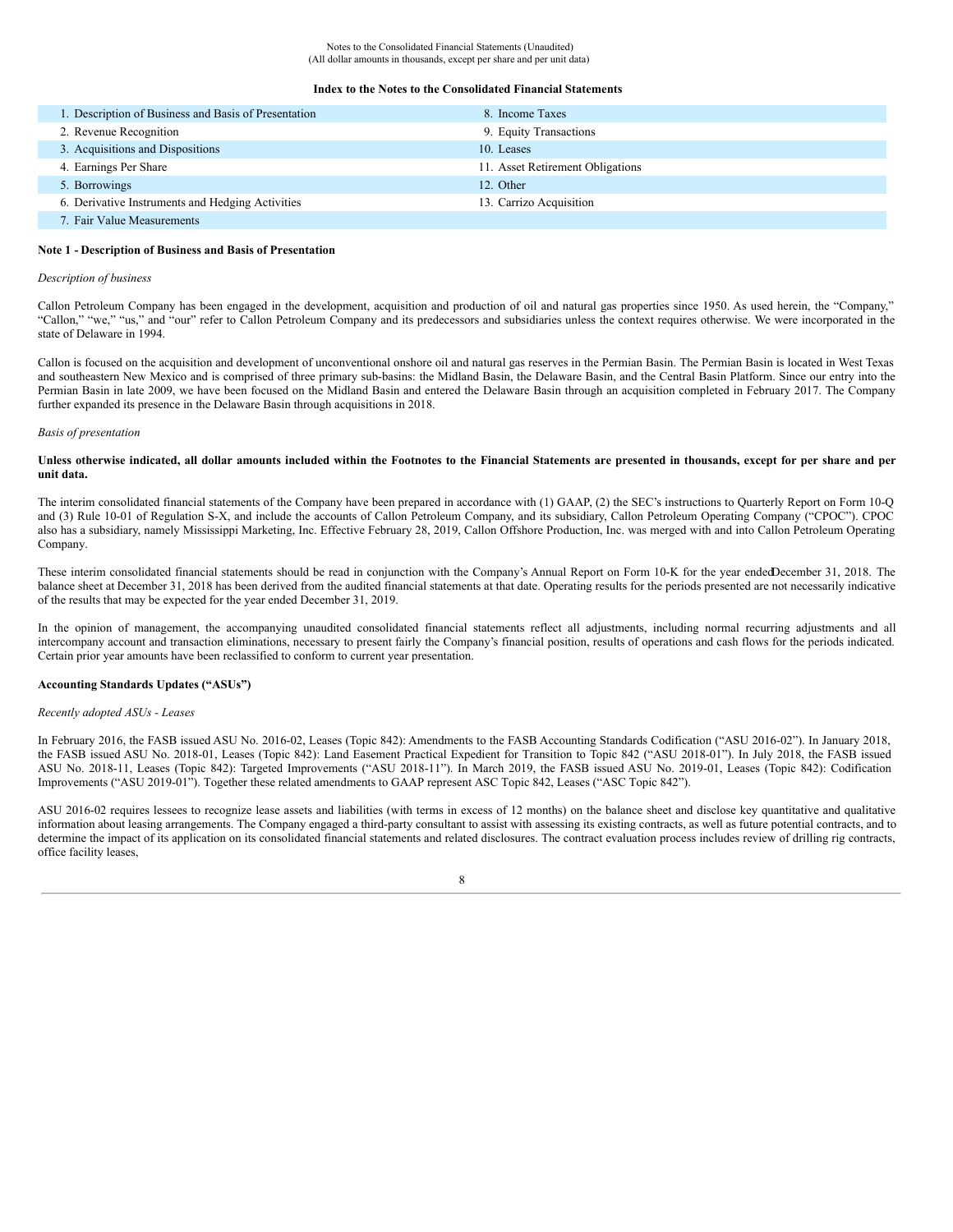Notes to the Consolidated Financial Statements (Unaudited)
(All dollar amounts in thousands, except per share and per unit data)

**Index to the Notes to the Consolidated Financial Statements**

| | |
|---|---|
| 1. Description of Business and Basis of Presentation | 8. Income Taxes |
| 2. Revenue Recognition | 9. Equity Transactions |
| 3. Acquisitions and Dispositions | 10. Leases |
| 4. Earnings Per Share | 11. Asset Retirement Obligations |
| 5. Borrowings | 12. Other |
| 6. Derivative Instruments and Hedging Activities | 13. Carrizo Acquisition |
| 7. Fair Value Measurements | |

**Note 1 - Description of Business and Basis of Presentation**

*Description of business*

Callon Petroleum Company has been engaged in the development, acquisition and production of oil and natural gas properties since 1950. As used herein, the "Company," "Callon," "we," "us," and "our" refer to Callon Petroleum Company and its predecessors and subsidiaries unless the context requires otherwise. We were incorporated in the state of Delaware in 1994.

Callon is focused on the acquisition and development of unconventional onshore oil and natural gas reserves in the Permian Basin. The Permian Basin is located in West Texas and southeastern New Mexico and is comprised of three primary sub-basins: the Midland Basin, the Delaware Basin, and the Central Basin Platform. Since our entry into the Permian Basin in late 2009, we have been focused on the Midland Basin and entered the Delaware Basin through an acquisition completed in February 2017. The Company further expanded its presence in the Delaware Basin through acquisitions in 2018.

*Basis of presentation*

**Unless otherwise indicated, all dollar amounts included within the Footnotes to the Financial Statements are presented in thousands, except for per share and per unit data.**

The interim consolidated financial statements of the Company have been prepared in accordance with (1) GAAP, (2) the SEC's instructions to Quarterly Report on Form 10-Q and (3) Rule 10-01 of Regulation S-X, and include the accounts of Callon Petroleum Company, and its subsidiary, Callon Petroleum Operating Company ("CPOC"). CPOC also has a subsidiary, namely Mississippi Marketing, Inc. Effective February 28, 2019, Callon Offshore Production, Inc. was merged with and into Callon Petroleum Operating Company.

These interim consolidated financial statements should be read in conjunction with the Company's Annual Report on Form 10-K for the year ended December 31, 2018. The balance sheet at December 31, 2018 has been derived from the audited financial statements at that date. Operating results for the periods presented are not necessarily indicative of the results that may be expected for the year ended December 31, 2019.

In the opinion of management, the accompanying unaudited consolidated financial statements reflect all adjustments, including normal recurring adjustments and all intercompany account and transaction eliminations, necessary to present fairly the Company's financial position, results of operations and cash flows for the periods indicated. Certain prior year amounts have been reclassified to conform to current year presentation.

**Accounting Standards Updates ("ASUs")**

*Recently adopted ASUs - Leases*

In February 2016, the FASB issued ASU No. 2016-02, Leases (Topic 842): Amendments to the FASB Accounting Standards Codification ("ASU 2016-02"). In January 2018, the FASB issued ASU No. 2018-01, Leases (Topic 842): Land Easement Practical Expedient for Transition to Topic 842 ("ASU 2018-01"). In July 2018, the FASB issued ASU No. 2018-11, Leases (Topic 842): Targeted Improvements ("ASU 2018-11"). In March 2019, the FASB issued ASU No. 2019-01, Leases (Topic 842): Codification Improvements ("ASU 2019-01"). Together these related amendments to GAAP represent ASC Topic 842, Leases ("ASC Topic 842").

ASU 2016-02 requires lessees to recognize lease assets and liabilities (with terms in excess of 12 months) on the balance sheet and disclose key quantitative and qualitative information about leasing arrangements. The Company engaged a third-party consultant to assist with assessing its existing contracts, as well as future potential contracts, and to determine the impact of its application on its consolidated financial statements and related disclosures. The contract evaluation process includes review of drilling rig contracts, office facility leases,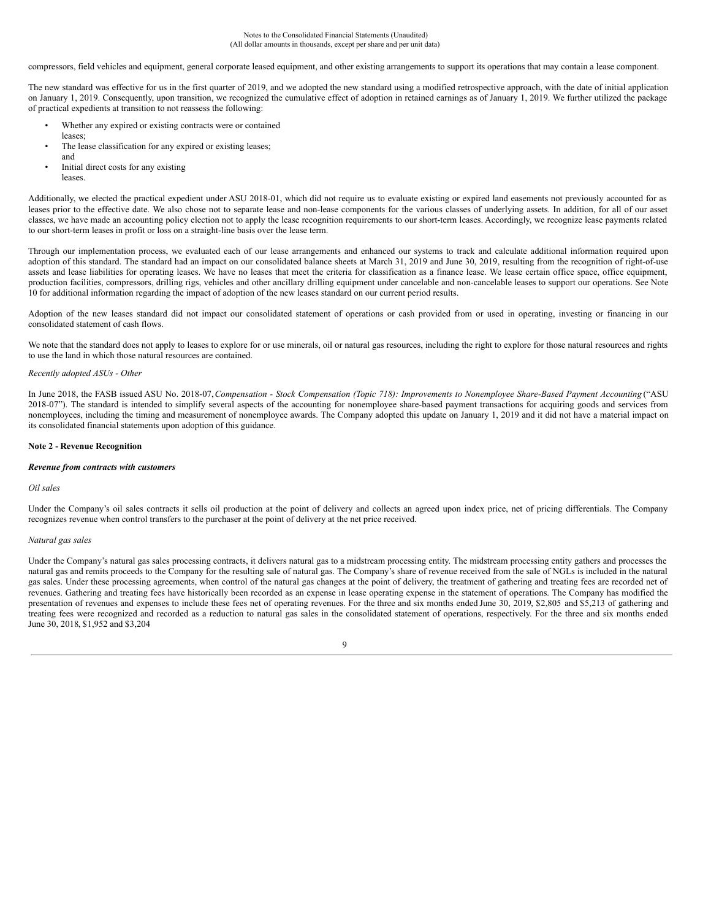compressors, field vehicles and equipment, general corporate leased equipment, and other existing arrangements to support its operations that may contain a lease component.

The new standard was effective for us in the first quarter of 2019, and we adopted the new standard using a modified retrospective approach, with the date of initial application on January 1, 2019. Consequently, upon transition, we recognized the cumulative effect of adoption in retained earnings as of January 1, 2019. We further utilized the package of practical expedients at transition to not reassess the following:

- Whether any expired or existing contracts were or contained leases;
- The lease classification for any expired or existing leases; and
- Initial direct costs for any existing leases.

Additionally, we elected the practical expedient under ASU 2018-01, which did not require us to evaluate existing or expired land easements not previously accounted for as leases prior to the effective date. We also chose not to separate lease and non-lease components for the various classes of underlying assets. In addition, for all of our asset classes, we have made an accounting policy election not to apply the lease recognition requirements to our short-term leases. Accordingly, we recognize lease payments related to our short-term leases in profit or loss on a straight-line basis over the lease term.

Through our implementation process, we evaluated each of our lease arrangements and enhanced our systems to track and calculate additional information required upon adoption of this standard. The standard had an impact on our consolidated balance sheets at March 31, 2019 and June 30, 2019, resulting from the recognition of right-of-use assets and lease liabilities for operating leases. We have no leases that meet the criteria for classification as a finance lease. We lease certain office space, office equipment, production facilities, compressors, drilling rigs, vehicles and other ancillary drilling equipment under cancelable and non-cancelable leases to support our operations. See Note 10 for additional information regarding the impact of adoption of the new leases standard on our current period results.

Adoption of the new leases standard did not impact our consolidated statement of operations or cash provided from or used in operating, investing or financing in our consolidated statement of cash flows.

We note that the standard does not apply to leases to explore for or use minerals, oil or natural gas resources, including the right to explore for those natural resources and rights to use the land in which those natural resources are contained.

*Recently adopted ASUs - Other*

In June 2018, the FASB issued ASU No. 2018-07, *Compensation - Stock Compensation (Topic 718): Improvements to Nonemployee Share-Based Payment Accounting* ("ASU 2018-07"). The standard is intended to simplify several aspects of the accounting for nonemployee share-based payment transactions for acquiring goods and services from nonemployees, including the timing and measurement of nonemployee awards. The Company adopted this update on January 1, 2019 and it did not have a material impact on its consolidated financial statements upon adoption of this guidance.

**Note 2 - Revenue Recognition**

***Revenue from contracts with customers***

*Oil sales*

Under the Company's oil sales contracts it sells oil production at the point of delivery and collects an agreed upon index price, net of pricing differentials. The Company recognizes revenue when control transfers to the purchaser at the point of delivery at the net price received.

*Natural gas sales*

Under the Company's natural gas sales processing contracts, it delivers natural gas to a midstream processing entity. The midstream processing entity gathers and processes the natural gas and remits proceeds to the Company for the resulting sale of natural gas. The Company's share of revenue received from the sale of NGLs is included in the natural gas sales. Under these processing agreements, when control of the natural gas changes at the point of delivery, the treatment of gathering and treating fees are recorded net of revenues. Gathering and treating fees have historically been recorded as an expense in lease operating expense in the statement of operations. The Company has modified the presentation of revenues and expenses to include these fees net of operating revenues. For the three and six months ended June 30, 2019, $2,805 and $5,213 of gathering and treating fees were recognized and recorded as a reduction to natural gas sales in the consolidated statement of operations, respectively. For the three and six months ended June 30, 2018, $1,952 and $3,204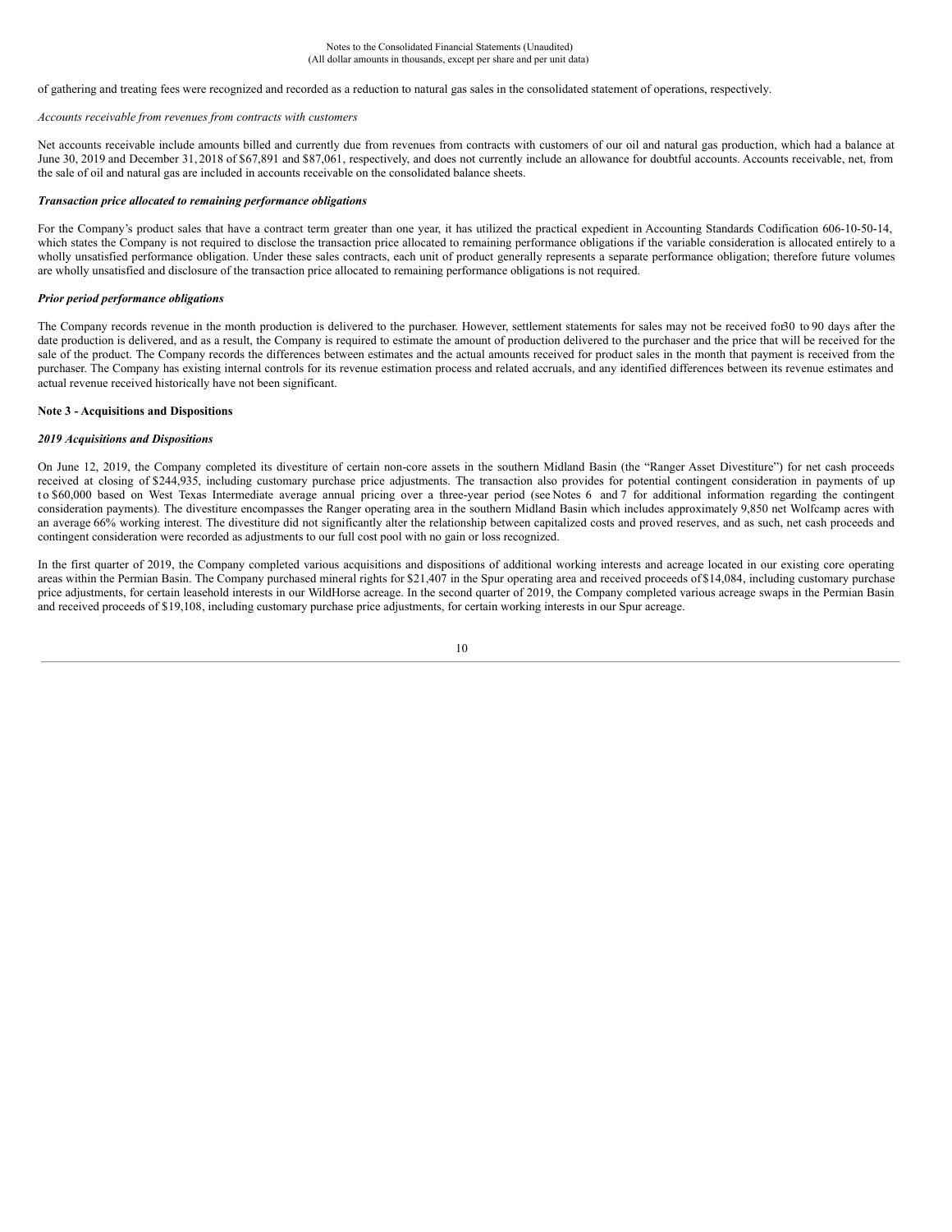of gathering and treating fees were recognized and recorded as a reduction to natural gas sales in the consolidated statement of operations, respectively.

*Accounts receivable from revenues from contracts with customers*

Net accounts receivable include amounts billed and currently due from revenues from contracts with customers of our oil and natural gas production, which had a balance at June 30, 2019 and December 31, 2018 of $67,891 and $87,061, respectively, and does not currently include an allowance for doubtful accounts. Accounts receivable, net, from the sale of oil and natural gas are included in accounts receivable on the consolidated balance sheets.

***Transaction price allocated to remaining performance obligations***

For the Company's product sales that have a contract term greater than one year, it has utilized the practical expedient in Accounting Standards Codification 606-10-50-14, which states the Company is not required to disclose the transaction price allocated to remaining performance obligations if the variable consideration is allocated entirely to a wholly unsatisfied performance obligation. Under these sales contracts, each unit of product generally represents a separate performance obligation; therefore future volumes are wholly unsatisfied and disclosure of the transaction price allocated to remaining performance obligations is not required.

***Prior period performance obligations***

The Company records revenue in the month production is delivered to the purchaser. However, settlement statements for sales may not be received for 30 to 90 days after the date production is delivered, and as a result, the Company is required to estimate the amount of production delivered to the purchaser and the price that will be received for the sale of the product. The Company records the differences between estimates and the actual amounts received for product sales in the month that payment is received from the purchaser. The Company has existing internal controls for its revenue estimation process and related accruals, and any identified differences between its revenue estimates and actual revenue received historically have not been significant.

## Note 3 - Acquisitions and Dispositions

***2019 Acquisitions and Dispositions***

On June 12, 2019, the Company completed its divestiture of certain non-core assets in the southern Midland Basin (the "Ranger Asset Divestiture") for net cash proceeds received at closing of $244,935, including customary purchase price adjustments. The transaction also provides for potential contingent consideration in payments of up to $60,000 based on West Texas Intermediate average annual pricing over a three-year period (see Notes 6 and 7 for additional information regarding the contingent consideration payments). The divestiture encompasses the Ranger operating area in the southern Midland Basin which includes approximately 9,850 net Wolfcamp acres with an average 66% working interest. The divestiture did not significantly alter the relationship between capitalized costs and proved reserves, and as such, net cash proceeds and contingent consideration were recorded as adjustments to our full cost pool with no gain or loss recognized.

In the first quarter of 2019, the Company completed various acquisitions and dispositions of additional working interests and acreage located in our existing core operating areas within the Permian Basin. The Company purchased mineral rights for $21,407 in the Spur operating area and received proceeds of $14,084, including customary purchase price adjustments, for certain leasehold interests in our WildHorse acreage. In the second quarter of 2019, the Company completed various acreage swaps in the Permian Basin and received proceeds of $19,108, including customary purchase price adjustments, for certain working interests in our Spur acreage.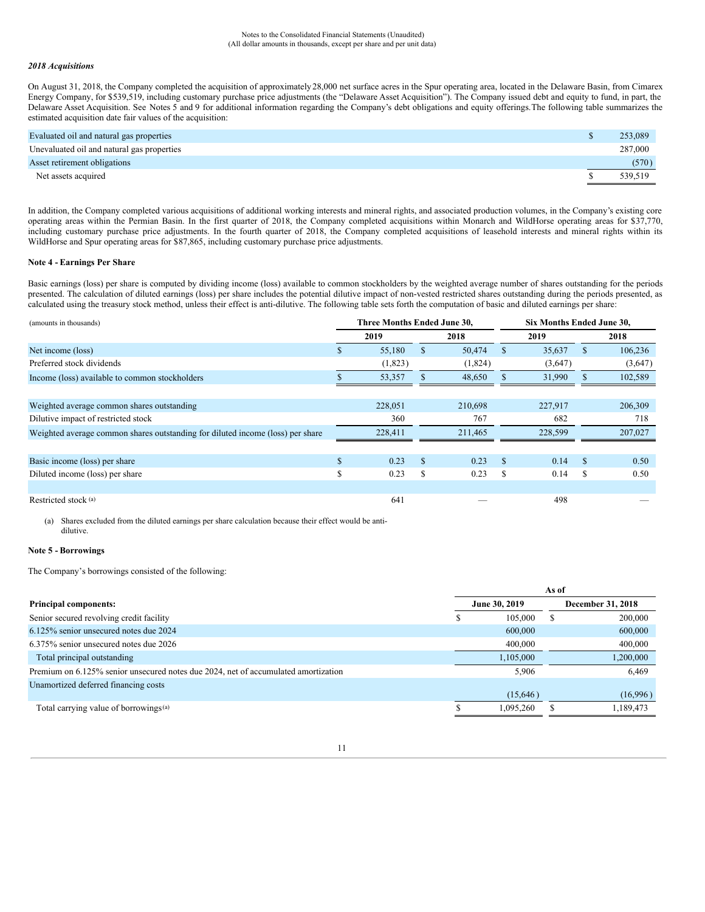Notes to the Consolidated Financial Statements (Unaudited)
(All dollar amounts in thousands, except per share and per unit data)

*2018 Acquisitions*

On August 31, 2018, the Company completed the acquisition of approximately 28,000 net surface acres in the Spur operating area, located in the Delaware Basin, from Cimarex Energy Company, for $539,519, including customary purchase price adjustments (the "Delaware Asset Acquisition"). The Company issued debt and equity to fund, in part, the Delaware Asset Acquisition. See Notes 5 and 9 for additional information regarding the Company's debt obligations and equity offerings. The following table summarizes the estimated acquisition date fair values of the acquisition:

| | | |
|---|---|---|
| Evaluated oil and natural gas properties | $ | 253,089 |
| Unevaluated oil and natural gas properties | | 287,000 |
| Asset retirement obligations | | (570) |
| Net assets acquired | $ | 539,519 |

In addition, the Company completed various acquisitions of additional working interests and mineral rights, and associated production volumes, in the Company's existing core operating areas within the Permian Basin. In the first quarter of 2018, the Company completed acquisitions within Monarch and WildHorse operating areas for $37,770, including customary purchase price adjustments. In the fourth quarter of 2018, the Company completed acquisitions of leasehold interests and mineral rights within its WildHorse and Spur operating areas for $87,865, including customary purchase price adjustments.

**Note 4 - Earnings Per Share**

Basic earnings (loss) per share is computed by dividing income (loss) available to common stockholders by the weighted average number of shares outstanding for the periods presented. The calculation of diluted earnings (loss) per share includes the potential dilutive impact of non-vested restricted shares outstanding during the periods presented, as calculated using the treasury stock method, unless their effect is anti-dilutive. The following table sets forth the computation of basic and diluted earnings per share:

| (amounts in thousands) | Three Months Ended June 30, | | Six Months Ended June 30, | |
|---|---|---|---|---|
| | 2019 | 2018 | 2019 | 2018 |
| Net income (loss) | $ 55,180 | $ 50,474 | $ 35,637 | $ 106,236 |
| Preferred stock dividends | (1,823) | (1,824) | (3,647) | (3,647) |
| Income (loss) available to common stockholders | $ 53,357 | $ 48,650 | $ 31,990 | $ 102,589 |
| | | | | |
| Weighted average common shares outstanding | 228,051 | 210,698 | 227,917 | 206,309 |
| Dilutive impact of restricted stock | 360 | 767 | 682 | 718 |
| Weighted average common shares outstanding for diluted income (loss) per share | 228,411 | 211,465 | 228,599 | 207,027 |
| | | | | |
| Basic income (loss) per share | $ 0.23 | $ 0.23 | $ 0.14 | $ 0.50 |
| Diluted income (loss) per share | $ 0.23 | $ 0.23 | $ 0.14 | $ 0.50 |
| | | | | |
| Restricted stock [(a)] | 641 | — | 498 | — |

(a) Shares excluded from the diluted earnings per share calculation because their effect would be anti-dilutive.

**Note 5 - Borrowings**

The Company's borrowings consisted of the following:

| | As of | |
|---|---|---|
| **Principal components:** | June 30, 2019 | December 31, 2018 |
| Senior secured revolving credit facility | $ 105,000 | $ 200,000 |
| 6.125% senior unsecured notes due 2024 | 600,000 | 600,000 |
| 6.375% senior unsecured notes due 2026 | 400,000 | 400,000 |
| Total principal outstanding | 1,105,000 | 1,200,000 |
| Premium on 6.125% senior unsecured notes due 2024, net of accumulated amortization | 5,906 | 6,469 |
| Unamortized deferred financing costs | (15,646) | (16,996) |
| Total carrying value of borrowings[(a)] | $ 1,095,260 | $ 1,189,473 |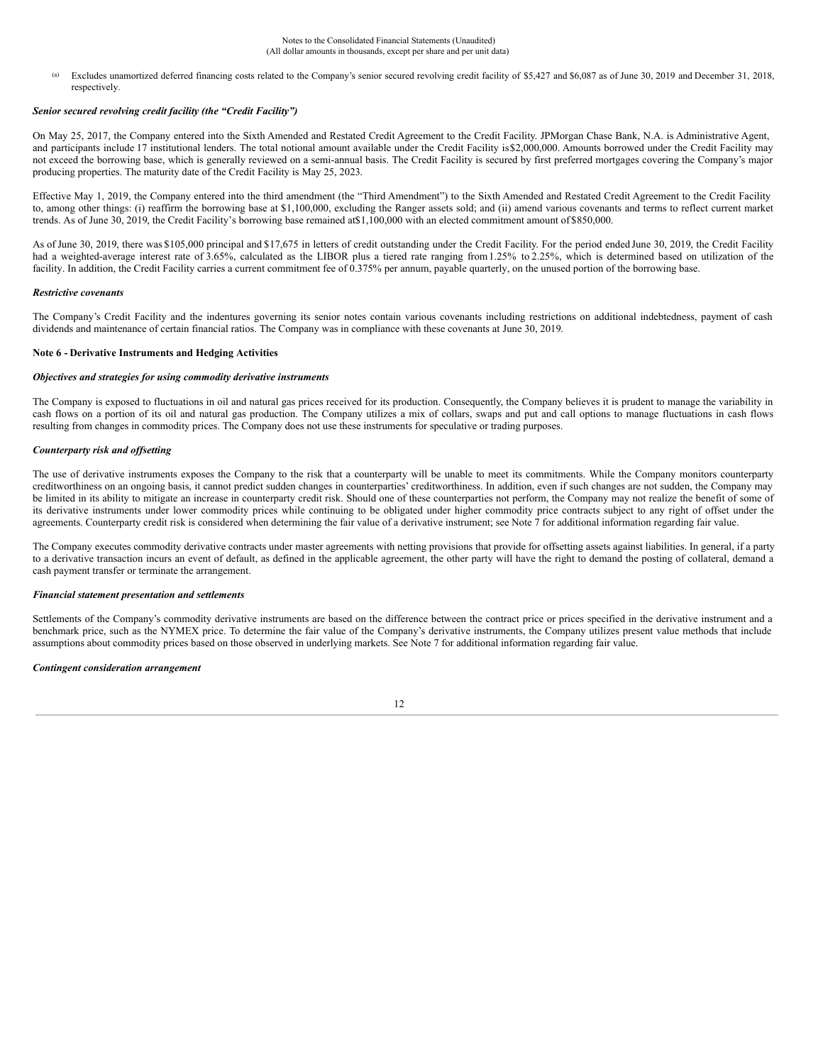(a) Excludes unamortized deferred financing costs related to the Company's senior secured revolving credit facility of $5,427 and $6,087 as of June 30, 2019 and December 31, 2018, respectively.

***Senior secured revolving credit facility (the "Credit Facility")***

On May 25, 2017, the Company entered into the Sixth Amended and Restated Credit Agreement to the Credit Facility. JPMorgan Chase Bank, N.A. is Administrative Agent, and participants include 17 institutional lenders. The total notional amount available under the Credit Facility is $2,000,000. Amounts borrowed under the Credit Facility may not exceed the borrowing base, which is generally reviewed on a semi-annual basis. The Credit Facility is secured by first preferred mortgages covering the Company's major producing properties. The maturity date of the Credit Facility is May 25, 2023.

Effective May 1, 2019, the Company entered into the third amendment (the "Third Amendment") to the Sixth Amended and Restated Credit Agreement to the Credit Facility to, among other things: (i) reaffirm the borrowing base at $1,100,000, excluding the Ranger assets sold; and (ii) amend various covenants and terms to reflect current market trends. As of June 30, 2019, the Credit Facility's borrowing base remained at $1,100,000 with an elected commitment amount of $850,000.

As of June 30, 2019, there was $105,000 principal and $17,675 in letters of credit outstanding under the Credit Facility. For the period ended June 30, 2019, the Credit Facility had a weighted-average interest rate of 3.65%, calculated as the LIBOR plus a tiered rate ranging from 1.25% to 2.25%, which is determined based on utilization of the facility. In addition, the Credit Facility carries a current commitment fee of 0.375% per annum, payable quarterly, on the unused portion of the borrowing base.

***Restrictive covenants***

The Company's Credit Facility and the indentures governing its senior notes contain various covenants including restrictions on additional indebtedness, payment of cash dividends and maintenance of certain financial ratios. The Company was in compliance with these covenants at June 30, 2019.

**Note 6 - Derivative Instruments and Hedging Activities**

***Objectives and strategies for using commodity derivative instruments***

The Company is exposed to fluctuations in oil and natural gas prices received for its production. Consequently, the Company believes it is prudent to manage the variability in cash flows on a portion of its oil and natural gas production. The Company utilizes a mix of collars, swaps and put and call options to manage fluctuations in cash flows resulting from changes in commodity prices. The Company does not use these instruments for speculative or trading purposes.

***Counterparty risk and offsetting***

The use of derivative instruments exposes the Company to the risk that a counterparty will be unable to meet its commitments. While the Company monitors counterparty creditworthiness on an ongoing basis, it cannot predict sudden changes in counterparties' creditworthiness. In addition, even if such changes are not sudden, the Company may be limited in its ability to mitigate an increase in counterparty credit risk. Should one of these counterparties not perform, the Company may not realize the benefit of some of its derivative instruments under lower commodity prices while continuing to be obligated under higher commodity price contracts subject to any right of offset under the agreements. Counterparty credit risk is considered when determining the fair value of a derivative instrument; see Note 7 for additional information regarding fair value.

The Company executes commodity derivative contracts under master agreements with netting provisions that provide for offsetting assets against liabilities. In general, if a party to a derivative transaction incurs an event of default, as defined in the applicable agreement, the other party will have the right to demand the posting of collateral, demand a cash payment transfer or terminate the arrangement.

***Financial statement presentation and settlements***

Settlements of the Company's commodity derivative instruments are based on the difference between the contract price or prices specified in the derivative instrument and a benchmark price, such as the NYMEX price. To determine the fair value of the Company's derivative instruments, the Company utilizes present value methods that include assumptions about commodity prices based on those observed in underlying markets. See Note 7 for additional information regarding fair value.

***Contingent consideration arrangement***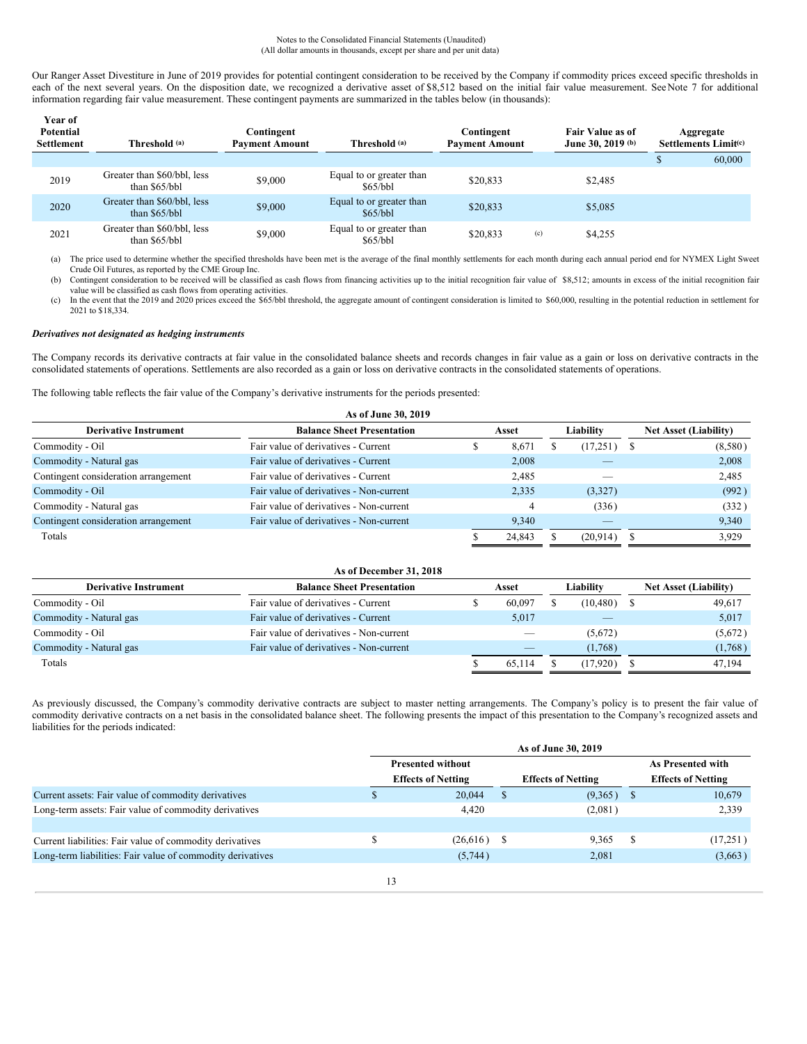Notes to the Consolidated Financial Statements (Unaudited)
(All dollar amounts in thousands, except per share and per unit data)

Our Ranger Asset Divestiture in June of 2019 provides for potential contingent consideration to be received by the Company if commodity prices exceed specific thresholds in each of the next several years. On the disposition date, we recognized a derivative asset of $8,512 based on the initial fair value measurement. See Note 7 for additional information regarding fair value measurement. These contingent payments are summarized in the tables below (in thousands):

| Year of Potential Settlement | Threshold (a) | Contingent Payment Amount | Threshold (a) | Contingent Payment Amount | | Fair Value as of June 30, 2019 (b) | Aggregate Settlements Limit(c) |
|---|---|---|---|---|---|---|---|
| | | | | | | | $ 60,000 |
| 2019 | Greater than $60/bbl, less than $65/bbl | $9,000 | Equal to or greater than $65/bbl | $20,833 | | $2,485 | |
| 2020 | Greater than $60/bbl, less than $65/bbl | $9,000 | Equal to or greater than $65/bbl | $20,833 | | $5,085 | |
| 2021 | Greater than $60/bbl, less than $65/bbl | $9,000 | Equal to or greater than $65/bbl | $20,833 | (c) | $4,255 | |

(a) The price used to determine whether the specified thresholds have been met is the average of the final monthly settlements for each month during each annual period end for NYMEX Light Sweet Crude Oil Futures, as reported by the CME Group Inc.

(b) Contingent consideration to be received will be classified as cash flows from financing activities up to the initial recognition fair value of $8,512; amounts in excess of the initial recognition fair value will be classified as cash flows from operating activities.

(c) In the event that the 2019 and 2020 prices exceed the $65/bbl threshold, the aggregate amount of contingent consideration is limited to $60,000, resulting in the potential reduction in settlement for 2021 to $18,334.

***Derivatives not designated as hedging instruments***

The Company records its derivative contracts at fair value in the consolidated balance sheets and records changes in fair value as a gain or loss on derivative contracts in the consolidated statements of operations. Settlements are also recorded as a gain or loss on derivative contracts in the consolidated statements of operations.

The following table reflects the fair value of the Company's derivative instruments for the periods presented:

**As of June 30, 2019**

| Derivative Instrument | Balance Sheet Presentation | Asset | Liability | Net Asset (Liability) |
|---|---|---|---|---|
| Commodity - Oil | Fair value of derivatives - Current | $ 8,671 | $ (17,251) | $ (8,580) |
| Commodity - Natural gas | Fair value of derivatives - Current | 2,008 | — | 2,008 |
| Contingent consideration arrangement | Fair value of derivatives - Current | 2,485 | — | 2,485 |
| Commodity - Oil | Fair value of derivatives - Non-current | 2,335 | (3,327) | (992) |
| Commodity - Natural gas | Fair value of derivatives - Non-current | 4 | (336) | (332) |
| Contingent consideration arrangement | Fair value of derivatives - Non-current | 9,340 | — | 9,340 |
| Totals | | $ 24,843 | $ (20,914) | $ 3,929 |

**As of December 31, 2018**

| Derivative Instrument | Balance Sheet Presentation | Asset | Liability | Net Asset (Liability) |
|---|---|---|---|---|
| Commodity - Oil | Fair value of derivatives - Current | $ 60,097 | $ (10,480) | $ 49,617 |
| Commodity - Natural gas | Fair value of derivatives - Current | 5,017 | — | 5,017 |
| Commodity - Oil | Fair value of derivatives - Non-current | — | (5,672) | (5,672) |
| Commodity - Natural gas | Fair value of derivatives - Non-current | — | (1,768) | (1,768) |
| Totals | | $ 65,114 | $ (17,920) | $ 47,194 |

As previously discussed, the Company's commodity derivative contracts are subject to master netting arrangements. The Company's policy is to present the fair value of commodity derivative contracts on a net basis in the consolidated balance sheet. The following presents the impact of this presentation to the Company's recognized assets and liabilities for the periods indicated:

| | As of June 30, 2019 | | |
|---|---|---|---|
| | Presented without Effects of Netting | Effects of Netting | As Presented with Effects of Netting |
| Current assets: Fair value of commodity derivatives | $ 20,044 | $ (9,365) | $ 10,679 |
| Long-term assets: Fair value of commodity derivatives | 4,420 | (2,081) | 2,339 |
| | | | |
| Current liabilities: Fair value of commodity derivatives | $ (26,616) | $ 9,365 | $ (17,251) |
| Long-term liabilities: Fair value of commodity derivatives | (5,744) | 2,081 | (3,663) |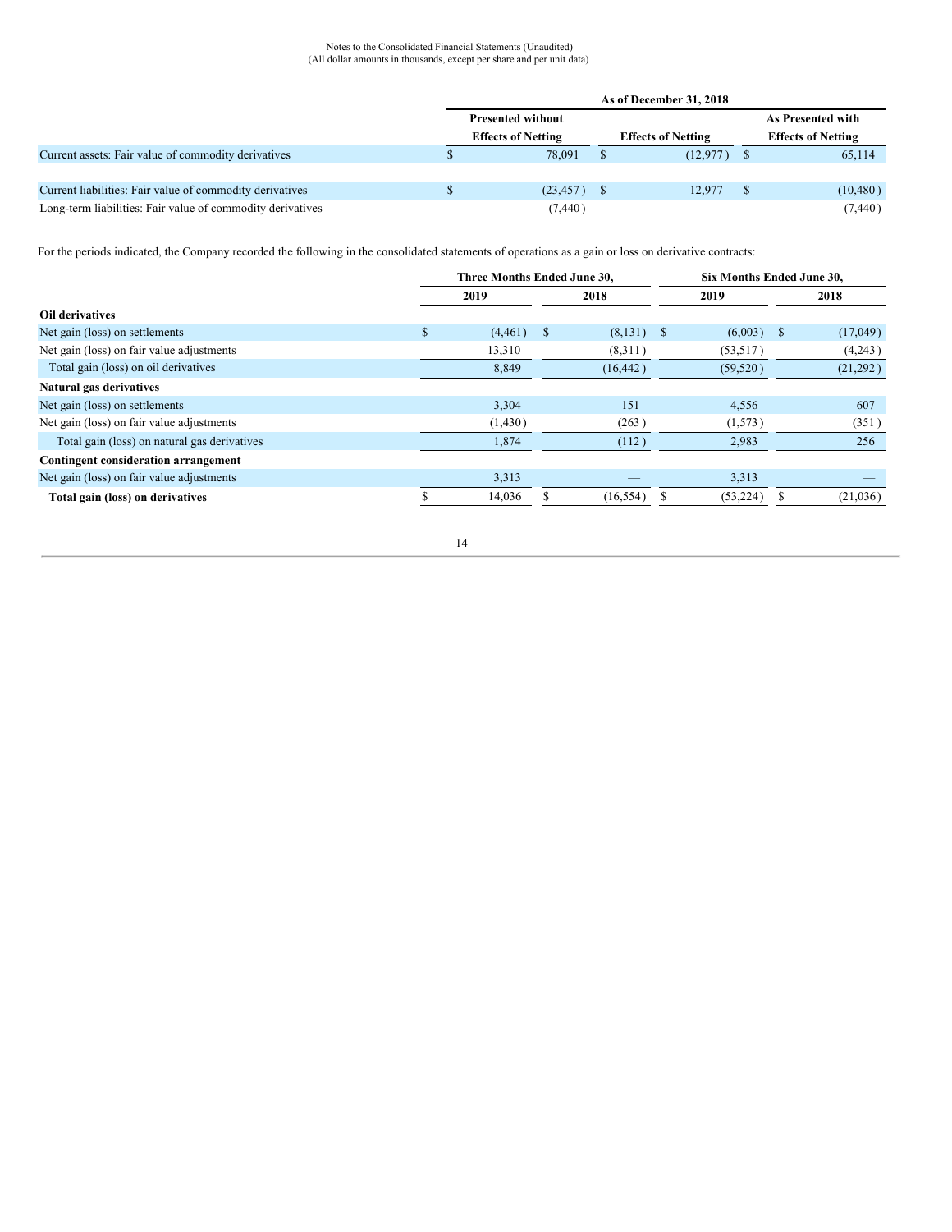| | As of December 31, 2018 | | |
|---|---|---|---|
| | Presented without Effects of Netting | Effects of Netting | As Presented with Effects of Netting |
| Current assets: Fair value of commodity derivatives | $ 78,091 | $ (12,977) | $ 65,114 |
| | | | |
| Current liabilities: Fair value of commodity derivatives | $ (23,457) | $ 12,977 | $ (10,480) |
| Long-term liabilities: Fair value of commodity derivatives | (7,440) | — | (7,440) |

For the periods indicated, the Company recorded the following in the consolidated statements of operations as a gain or loss on derivative contracts:

| | Three Months Ended June 30, | | Six Months Ended June 30, | |
|---|---|---|---|---|
| | 2019 | 2018 | 2019 | 2018 |
| **Oil derivatives** | | | | |
| Net gain (loss) on settlements | $ (4,461) | $ (8,131) | $ (6,003) | $ (17,049) |
| Net gain (loss) on fair value adjustments | 13,310 | (8,311) | (53,517) | (4,243) |
| Total gain (loss) on oil derivatives | 8,849 | (16,442) | (59,520) | (21,292) |
| **Natural gas derivatives** | | | | |
| Net gain (loss) on settlements | 3,304 | 151 | 4,556 | 607 |
| Net gain (loss) on fair value adjustments | (1,430) | (263) | (1,573) | (351) |
| Total gain (loss) on natural gas derivatives | 1,874 | (112) | 2,983 | 256 |
| **Contingent consideration arrangement** | | | | |
| Net gain (loss) on fair value adjustments | 3,313 | — | 3,313 | — |
| **Total gain (loss) on derivatives** | $ 14,036 | $ (16,554) | $ (53,224) | $ (21,036) |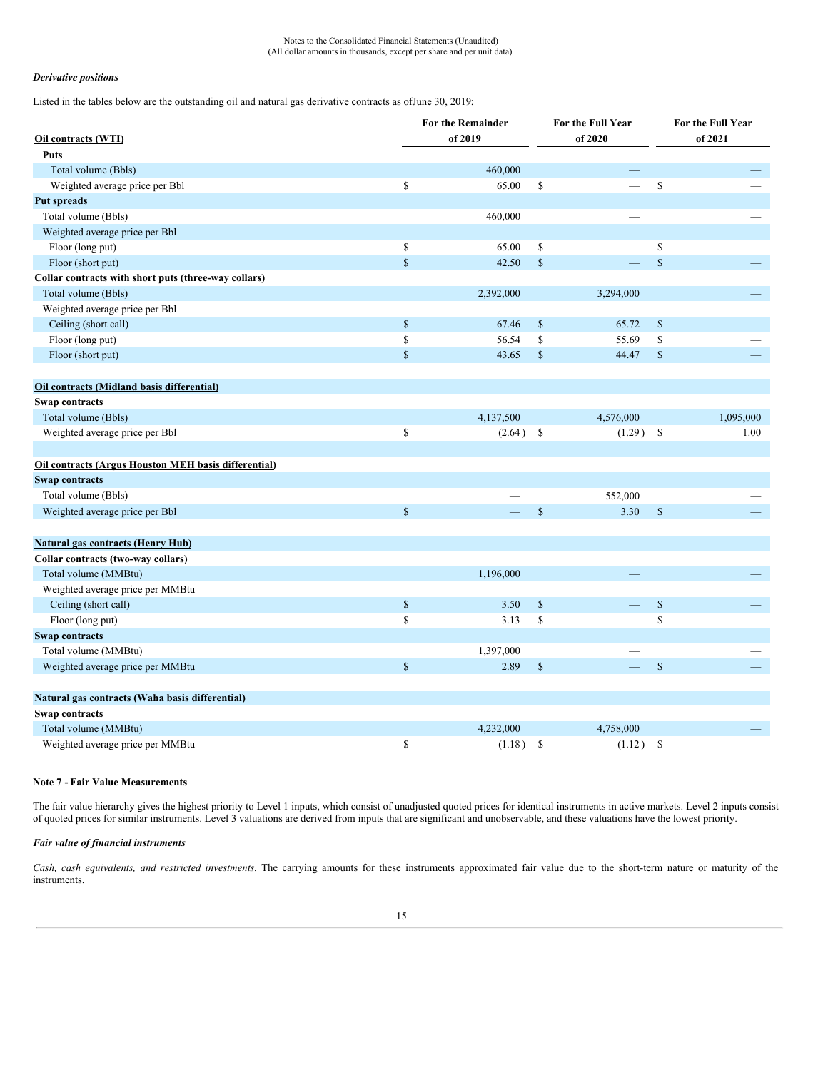### *Derivative positions*

Listed in the tables below are the outstanding oil and natural gas derivative contracts as ofJune 30, 2019:

| Oil contracts (WTI) | For the Remainder of 2019 | For the Full Year of 2020 | For the Full Year of 2021 |
|---|---|---|---|
| **Puts** | | | |
| Total volume (Bbls) | 460,000 | — | — |
| Weighted average price per Bbl | $ 65.00 | $ — | $ — |
| **Put spreads** | | | |
| Total volume (Bbls) | 460,000 | — | — |
| Weighted average price per Bbl | | | |
| Floor (long put) | $ 65.00 | $ — | $ — |
| Floor (short put) | $ 42.50 | $ — | $ — |
| **Collar contracts with short puts (three-way collars)** | | | |
| Total volume (Bbls) | 2,392,000 | 3,294,000 | — |
| Weighted average price per Bbl | | | |
| Ceiling (short call) | $ 67.46 | $ 65.72 | $ — |
| Floor (long put) | $ 56.54 | $ 55.69 | $ — |
| Floor (short put) | $ 43.65 | $ 44.47 | $ — |
| | | | |
| **Oil contracts (Midland basis differential)** | | | |
| **Swap contracts** | | | |
| Total volume (Bbls) | 4,137,500 | 4,576,000 | 1,095,000 |
| Weighted average price per Bbl | $ (2.64) | $ (1.29) | $ 1.00 |
| | | | |
| **Oil contracts (Argus Houston MEH basis differential)** | | | |
| **Swap contracts** | | | |
| Total volume (Bbls) | — | 552,000 | — |
| Weighted average price per Bbl | $ — | $ 3.30 | $ — |
| | | | |
| **Natural gas contracts (Henry Hub)** | | | |
| **Collar contracts (two-way collars)** | | | |
| Total volume (MMBtu) | 1,196,000 | — | — |
| Weighted average price per MMBtu | | | |
| Ceiling (short call) | $ 3.50 | $ — | $ — |
| Floor (long put) | $ 3.13 | $ — | $ — |
| **Swap contracts** | | | |
| Total volume (MMBtu) | 1,397,000 | — | — |
| Weighted average price per MMBtu | $ 2.89 | $ — | $ — |
| | | | |
| **Natural gas contracts (Waha basis differential)** | | | |
| **Swap contracts** | | | |
| Total volume (MMBtu) | 4,232,000 | 4,758,000 | — |
| Weighted average price per MMBtu | $ (1.18) | $ (1.12) | $ — |

**Note 7 - Fair Value Measurements**

The fair value hierarchy gives the highest priority to Level 1 inputs, which consist of unadjusted quoted prices for identical instruments in active markets. Level 2 inputs consist of quoted prices for similar instruments. Level 3 valuations are derived from inputs that are significant and unobservable, and these valuations have the lowest priority.

***Fair value of financial instruments***

*Cash, cash equivalents, and restricted investments.* The carrying amounts for these instruments approximated fair value due to the short-term nature or maturity of the instruments.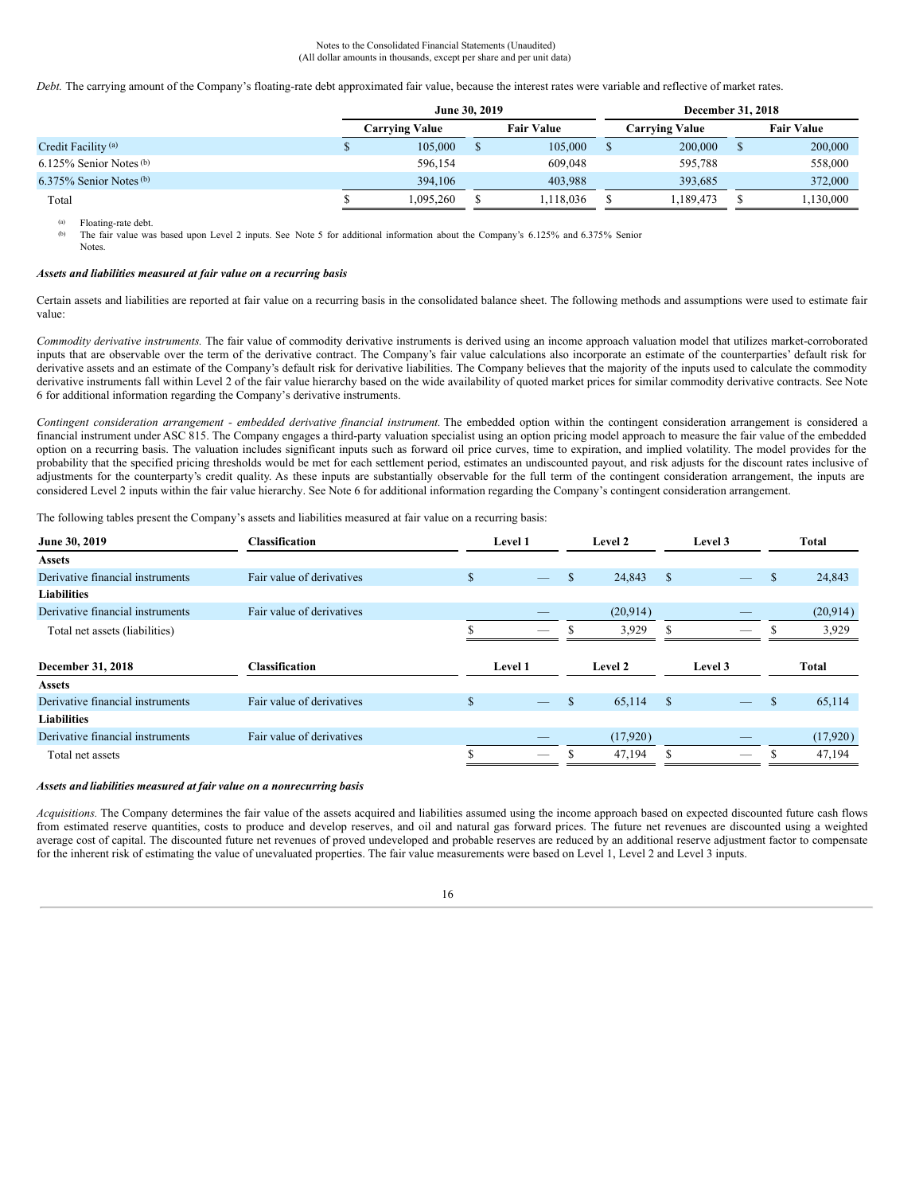Notes to the Consolidated Financial Statements (Unaudited)
(All dollar amounts in thousands, except per share and per unit data)

*Debt.* The carrying amount of the Company's floating-rate debt approximated fair value, because the interest rates were variable and reflective of market rates.

| | June 30, 2019 | | December 31, 2018 | |
|---|---|---|---|---|
| | Carrying Value | Fair Value | Carrying Value | Fair Value |
| Credit Facility [(a)] | $ 105,000 | $ 105,000 | $ 200,000 | $ 200,000 |
| 6.125% Senior Notes [(b)] | 596,154 | 609,048 | 595,788 | 558,000 |
| 6.375% Senior Notes [(b)] | 394,106 | 403,988 | 393,685 | 372,000 |
| Total | $ 1,095,260 | $ 1,118,036 | $ 1,189,473 | $ 1,130,000 |

(a) Floating-rate debt.
(b) The fair value was based upon Level 2 inputs. See Note 5 for additional information about the Company's 6.125% and 6.375% Senior Notes.

***Assets and liabilities measured at fair value on a recurring basis***

Certain assets and liabilities are reported at fair value on a recurring basis in the consolidated balance sheet. The following methods and assumptions were used to estimate fair value:

*Commodity derivative instruments.* The fair value of commodity derivative instruments is derived using an income approach valuation model that utilizes market-corroborated inputs that are observable over the term of the derivative contract. The Company's fair value calculations also incorporate an estimate of the counterparties' default risk for derivative assets and an estimate of the Company's default risk for derivative liabilities. The Company believes that the majority of the inputs used to calculate the commodity derivative instruments fall within Level 2 of the fair value hierarchy based on the wide availability of quoted market prices for similar commodity derivative contracts. See Note 6 for additional information regarding the Company's derivative instruments.

*Contingent consideration arrangement - embedded derivative financial instrument.* The embedded option within the contingent consideration arrangement is considered a financial instrument under ASC 815. The Company engages a third-party valuation specialist using an option pricing model approach to measure the fair value of the embedded option on a recurring basis. The valuation includes significant inputs such as forward oil price curves, time to expiration, and implied volatility. The model provides for the probability that the specified pricing thresholds would be met for each settlement period, estimates an undiscounted payout, and risk adjusts for the discount rates inclusive of adjustments for the counterparty's credit quality. As these inputs are substantially observable for the full term of the contingent consideration arrangement, the inputs are considered Level 2 inputs within the fair value hierarchy. See Note 6 for additional information regarding the Company's contingent consideration arrangement.

The following tables present the Company's assets and liabilities measured at fair value on a recurring basis:

| June 30, 2019 | Classification | Level 1 | Level 2 | Level 3 | Total |
|---|---|---|---|---|---|
| **Assets** | | | | | |
| Derivative financial instruments | Fair value of derivatives | $ — | $ 24,843 | $ — | $ 24,843 |
| **Liabilities** | | | | | |
| Derivative financial instruments | Fair value of derivatives | — | (20,914) | — | (20,914) |
| Total net assets (liabilities) | | $ — | $ 3,929 | $ — | $ 3,929 |

| December 31, 2018 | Classification | Level 1 | Level 2 | Level 3 | Total |
|---|---|---|---|---|---|
| **Assets** | | | | | |
| Derivative financial instruments | Fair value of derivatives | $ — | $ 65,114 | $ — | $ 65,114 |
| **Liabilities** | | | | | |
| Derivative financial instruments | Fair value of derivatives | — | (17,920) | — | (17,920) |
| Total net assets | | $ — | $ 47,194 | $ — | $ 47,194 |

***Assets and liabilities measured at fair value on a nonrecurring basis***

*Acquisitions.* The Company determines the fair value of the assets acquired and liabilities assumed using the income approach based on expected discounted future cash flows from estimated reserve quantities, costs to produce and develop reserves, and oil and natural gas forward prices. The future net revenues are discounted using a weighted average cost of capital. The discounted future net revenues of proved undeveloped and probable reserves are reduced by an additional reserve adjustment factor to compensate for the inherent risk of estimating the value of unevaluated properties. The fair value measurements were based on Level 1, Level 2 and Level 3 inputs.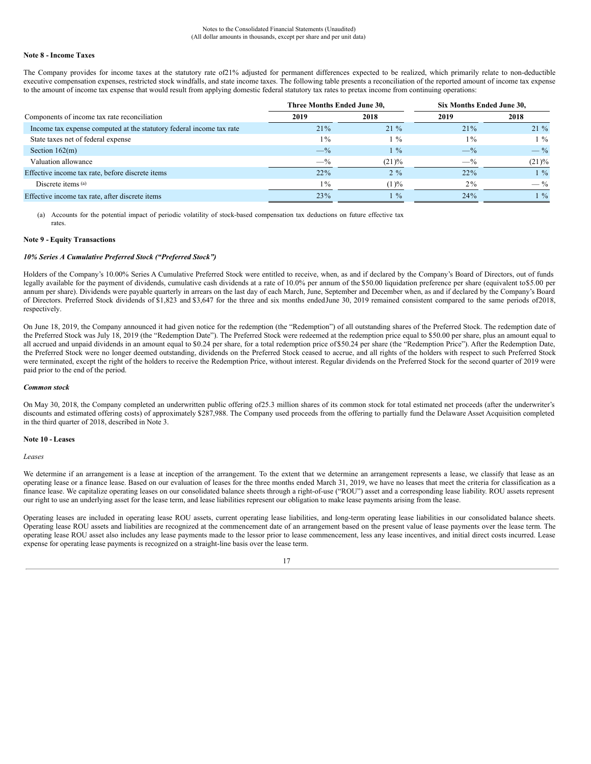Notes to the Consolidated Financial Statements (Unaudited)
(All dollar amounts in thousands, except per share and per unit data)

**Note 8 - Income Taxes**

The Company provides for income taxes at the statutory rate of 21% adjusted for permanent differences expected to be realized, which primarily relate to non-deductible executive compensation expenses, restricted stock windfalls, and state income taxes. The following table presents a reconciliation of the reported amount of income tax expense to the amount of income tax expense that would result from applying domestic federal statutory tax rates to pretax income from continuing operations:

| | Three Months Ended June 30, | | Six Months Ended June 30, | |
|---|---|---|---|---|
| Components of income tax rate reconciliation | 2019 | 2018 | 2019 | 2018 |
| Income tax expense computed at the statutory federal income tax rate | 21% | 21 % | 21% | 21 % |
| State taxes net of federal expense | 1% | 1 % | 1% | 1 % |
| Section 162(m) | —% | 1 % | —% | — % |
| Valuation allowance | —% | (21)% | —% | (21)% |
| Effective income tax rate, before discrete items | 22% | 2 % | 22% | 1 % |
| Discrete items [(a)] | 1% | (1)% | 2% | — % |
| Effective income tax rate, after discrete items | 23% | 1 % | 24% | 1 % |

(a) Accounts for the potential impact of periodic volatility of stock-based compensation tax deductions on future effective tax rates.

**Note 9 - Equity Transactions**

***10% Series A Cumulative Preferred Stock ("Preferred Stock")***

Holders of the Company's 10.00% Series A Cumulative Preferred Stock were entitled to receive, when, as and if declared by the Company's Board of Directors, out of funds legally available for the payment of dividends, cumulative cash dividends at a rate of 10.0% per annum of the $50.00 liquidation preference per share (equivalent to $5.00 per annum per share). Dividends were payable quarterly in arrears on the last day of each March, June, September and December when, as and if declared by the Company's Board of Directors. Preferred Stock dividends of $1,823 and $3,647 for the three and six months ended June 30, 2019 remained consistent compared to the same periods of 2018, respectively.

On June 18, 2019, the Company announced it had given notice for the redemption (the "Redemption") of all outstanding shares of the Preferred Stock. The redemption date of the Preferred Stock was July 18, 2019 (the "Redemption Date"). The Preferred Stock were redeemed at the redemption price equal to $50.00 per share, plus an amount equal to all accrued and unpaid dividends in an amount equal to $0.24 per share, for a total redemption price of $50.24 per share (the "Redemption Price"). After the Redemption Date, the Preferred Stock were no longer deemed outstanding, dividends on the Preferred Stock ceased to accrue, and all rights of the holders with respect to such Preferred Stock were terminated, except the right of the holders to receive the Redemption Price, without interest. Regular dividends on the Preferred Stock for the second quarter of 2019 were paid prior to the end of the period.

***Common stock***

On May 30, 2018, the Company completed an underwritten public offering of 25.3 million shares of its common stock for total estimated net proceeds (after the underwriter's discounts and estimated offering costs) of approximately $287,988. The Company used proceeds from the offering to partially fund the Delaware Asset Acquisition completed in the third quarter of 2018, described in Note 3.

**Note 10 - Leases**

*Leases*

We determine if an arrangement is a lease at inception of the arrangement. To the extent that we determine an arrangement represents a lease, we classify that lease as an operating lease or a finance lease. Based on our evaluation of leases for the three months ended March 31, 2019, we have no leases that meet the criteria for classification as a finance lease. We capitalize operating leases on our consolidated balance sheets through a right-of-use ("ROU") asset and a corresponding lease liability. ROU assets represent our right to use an underlying asset for the lease term, and lease liabilities represent our obligation to make lease payments arising from the lease.

Operating leases are included in operating lease ROU assets, current operating lease liabilities, and long-term operating lease liabilities in our consolidated balance sheets. Operating lease ROU assets and liabilities are recognized at the commencement date of an arrangement based on the present value of lease payments over the lease term. The operating lease ROU asset also includes any lease payments made to the lessor prior to lease commencement, less any lease incentives, and initial direct costs incurred. Lease expense for operating lease payments is recognized on a straight-line basis over the lease term.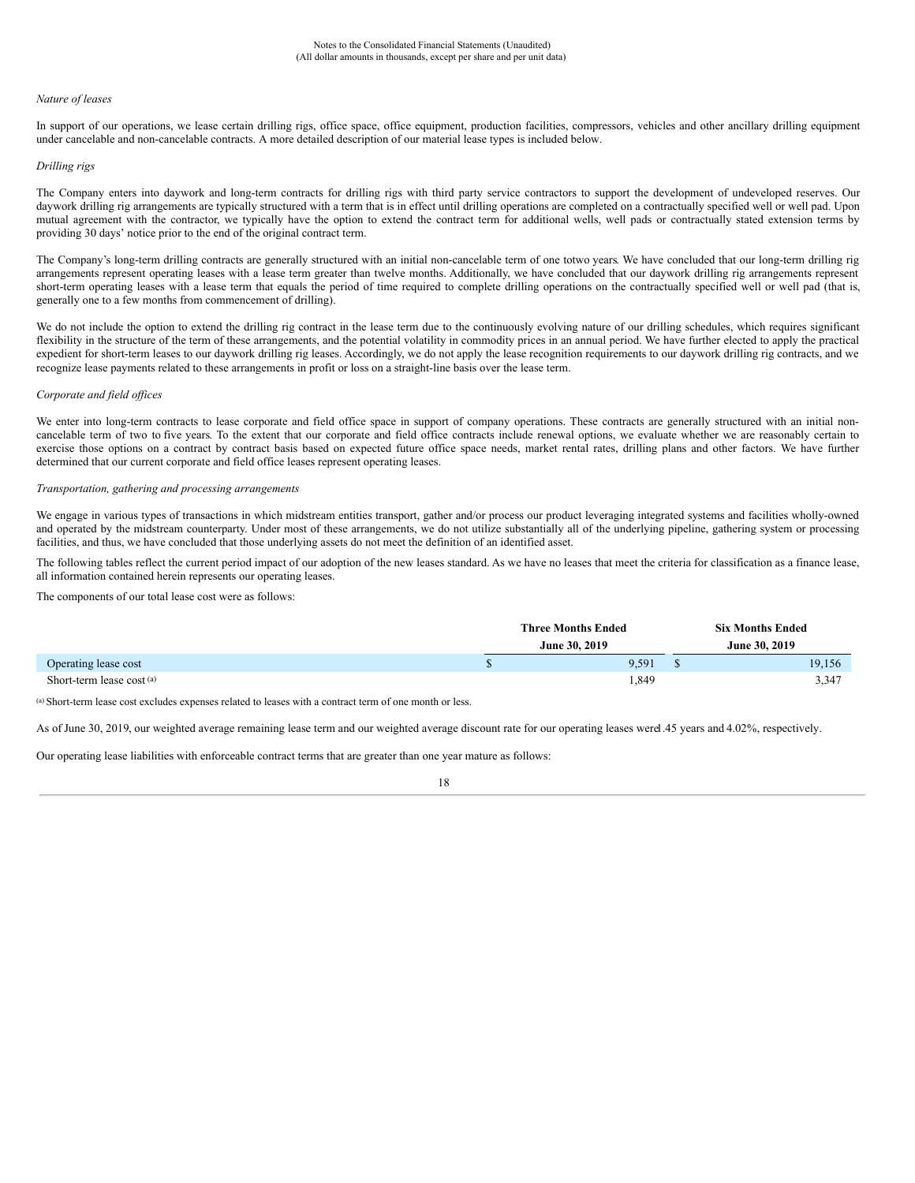*Nature of leases*

In support of our operations, we lease certain drilling rigs, office space, office equipment, production facilities, compressors, vehicles and other ancillary drilling equipment under cancelable and non-cancelable contracts. A more detailed description of our material lease types is included below.

*Drilling rigs*

The Company enters into daywork and long-term contracts for drilling rigs with third party service contractors to support the development of undeveloped reserves. Our daywork drilling rig arrangements are typically structured with a term that is in effect until drilling operations are completed on a contractually specified well or well pad. Upon mutual agreement with the contractor, we typically have the option to extend the contract term for additional wells, well pads or contractually stated extension terms by providing 30 days' notice prior to the end of the original contract term.

The Company's long-term drilling contracts are generally structured with an initial non-cancelable term of one totwo years. We have concluded that our long-term drilling rig arrangements represent operating leases with a lease term greater than twelve months. Additionally, we have concluded that our daywork drilling rig arrangements represent short-term operating leases with a lease term that equals the period of time required to complete drilling operations on the contractually specified well or well pad (that is, generally one to a few months from commencement of drilling).

We do not include the option to extend the drilling rig contract in the lease term due to the continuously evolving nature of our drilling schedules, which requires significant flexibility in the structure of the term of these arrangements, and the potential volatility in commodity prices in an annual period. We have further elected to apply the practical expedient for short-term leases to our daywork drilling rig leases. Accordingly, we do not apply the lease recognition requirements to our daywork drilling rig contracts, and we recognize lease payments related to these arrangements in profit or loss on a straight-line basis over the lease term.

*Corporate and field offices*

We enter into long-term contracts to lease corporate and field office space in support of company operations. These contracts are generally structured with an initial non-cancelable term of two to five years. To the extent that our corporate and field office contracts include renewal options, we evaluate whether we are reasonably certain to exercise those options on a contract by contract basis based on expected future office space needs, market rental rates, drilling plans and other factors. We have further determined that our current corporate and field office leases represent operating leases.

*Transportation, gathering and processing arrangements*

We engage in various types of transactions in which midstream entities transport, gather and/or process our product leveraging integrated systems and facilities wholly-owned and operated by the midstream counterparty. Under most of these arrangements, we do not utilize substantially all of the underlying pipeline, gathering system or processing facilities, and thus, we have concluded that those underlying assets do not meet the definition of an identified asset.

The following tables reflect the current period impact of our adoption of the new leases standard. As we have no leases that meet the criteria for classification as a finance lease, all information contained herein represents our operating leases.

The components of our total lease cost were as follows:

| | Three Months Ended June 30, 2019 | Six Months Ended June 30, 2019 |
|---|---|---|
| Operating lease cost | $ 9,591 | $ 19,156 |
| Short-term lease cost [(a)] | 1,849 | 3,347 |

[(a)] Short-term lease cost excludes expenses related to leases with a contract term of one month or less.

As of June 30, 2019, our weighted average remaining lease term and our weighted average discount rate for our operating leases were1.45 years and 4.02%, respectively.

Our operating lease liabilities with enforceable contract terms that are greater than one year mature as follows: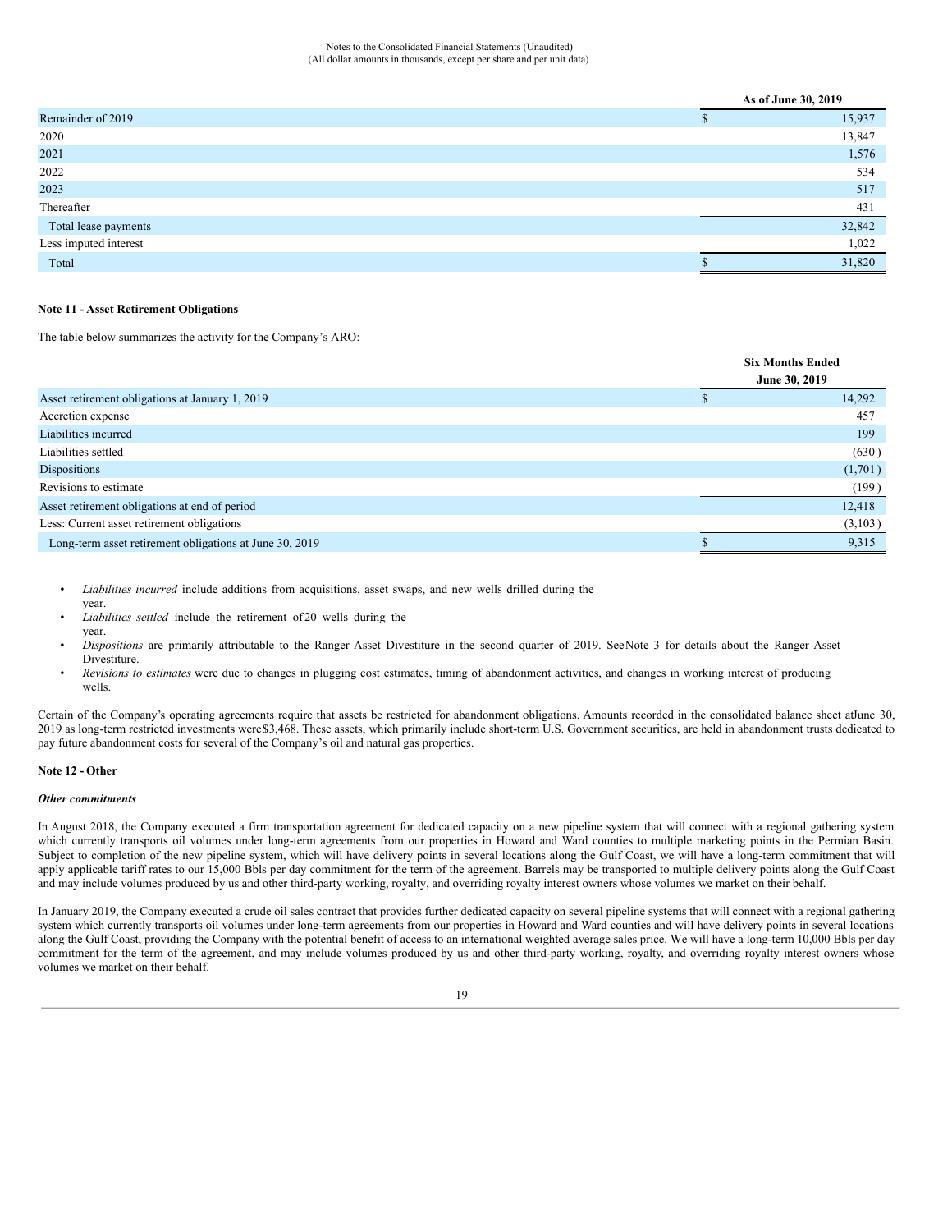|  | As of June 30, 2019 |
| --- | --- |
| Remainder of 2019 | $ 15,937 |
| 2020 | 13,847 |
| 2021 | 1,576 |
| 2022 | 534 |
| 2023 | 517 |
| Thereafter | 431 |
| Total lease payments | 32,842 |
| Less imputed interest | 1,022 |
| Total | $ 31,820 |

**Note 11 - Asset Retirement Obligations**

The table below summarizes the activity for the Company's ARO:

|  | Six Months Ended June 30, 2019 |
| --- | --- |
| Asset retirement obligations at January 1, 2019 | $ 14,292 |
| Accretion expense | 457 |
| Liabilities incurred | 199 |
| Liabilities settled | (630) |
| Dispositions | (1,701) |
| Revisions to estimate | (199) |
| Asset retirement obligations at end of period | 12,418 |
| Less: Current asset retirement obligations | (3,103) |
| Long-term asset retirement obligations at June 30, 2019 | $ 9,315 |

- *Liabilities incurred* include additions from acquisitions, asset swaps, and new wells drilled during the year.
- *Liabilities settled* include the retirement of 20 wells during the year.
- *Dispositions* are primarily attributable to the Ranger Asset Divestiture in the second quarter of 2019. See Note 3 for details about the Ranger Asset Divestiture.
- *Revisions to estimates* were due to changes in plugging cost estimates, timing of abandonment activities, and changes in working interest of producing wells.

Certain of the Company's operating agreements require that assets be restricted for abandonment obligations. Amounts recorded in the consolidated balance sheet at June 30, 2019 as long-term restricted investments were $3,468. These assets, which primarily include short-term U.S. Government securities, are held in abandonment trusts dedicated to pay future abandonment costs for several of the Company's oil and natural gas properties.

**Note 12 - Other**

***Other commitments***

In August 2018, the Company executed a firm transportation agreement for dedicated capacity on a new pipeline system that will connect with a regional gathering system which currently transports oil volumes under long-term agreements from our properties in Howard and Ward counties to multiple marketing points in the Permian Basin. Subject to completion of the new pipeline system, which will have delivery points in several locations along the Gulf Coast, we will have a long-term commitment that will apply applicable tariff rates to our 15,000 Bbls per day commitment for the term of the agreement. Barrels may be transported to multiple delivery points along the Gulf Coast and may include volumes produced by us and other third-party working, royalty, and overriding royalty interest owners whose volumes we market on their behalf.

In January 2019, the Company executed a crude oil sales contract that provides further dedicated capacity on several pipeline systems that will connect with a regional gathering system which currently transports oil volumes under long-term agreements from our properties in Howard and Ward counties and will have delivery points in several locations along the Gulf Coast, providing the Company with the potential benefit of access to an international weighted average sales price. We will have a long-term 10,000 Bbls per day commitment for the term of the agreement, and may include volumes produced by us and other third-party working, royalty, and overriding royalty interest owners whose volumes we market on their behalf.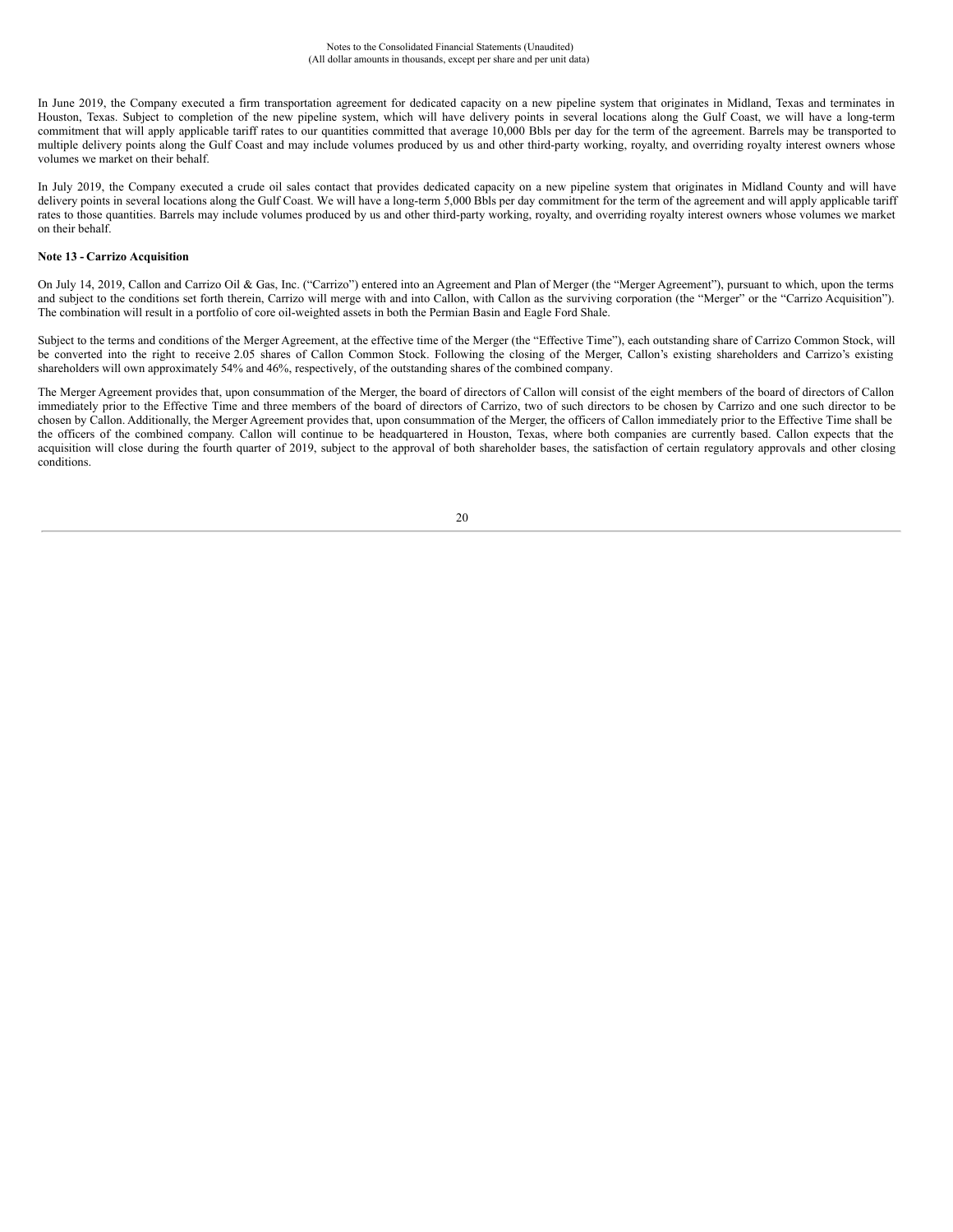In June 2019, the Company executed a firm transportation agreement for dedicated capacity on a new pipeline system that originates in Midland, Texas and terminates in Houston, Texas. Subject to completion of the new pipeline system, which will have delivery points in several locations along the Gulf Coast, we will have a long-term commitment that will apply applicable tariff rates to our quantities committed that average 10,000 Bbls per day for the term of the agreement. Barrels may be transported to multiple delivery points along the Gulf Coast and may include volumes produced by us and other third-party working, royalty, and overriding royalty interest owners whose volumes we market on their behalf.

In July 2019, the Company executed a crude oil sales contact that provides dedicated capacity on a new pipeline system that originates in Midland County and will have delivery points in several locations along the Gulf Coast. We will have a long-term 5,000 Bbls per day commitment for the term of the agreement and will apply applicable tariff rates to those quantities. Barrels may include volumes produced by us and other third-party working, royalty, and overriding royalty interest owners whose volumes we market on their behalf.

**Note 13 - Carrizo Acquisition**

On July 14, 2019, Callon and Carrizo Oil & Gas, Inc. ("Carrizo") entered into an Agreement and Plan of Merger (the "Merger Agreement"), pursuant to which, upon the terms and subject to the conditions set forth therein, Carrizo will merge with and into Callon, with Callon as the surviving corporation (the "Merger" or the "Carrizo Acquisition"). The combination will result in a portfolio of core oil-weighted assets in both the Permian Basin and Eagle Ford Shale.

Subject to the terms and conditions of the Merger Agreement, at the effective time of the Merger (the "Effective Time"), each outstanding share of Carrizo Common Stock, will be converted into the right to receive 2.05 shares of Callon Common Stock. Following the closing of the Merger, Callon's existing shareholders and Carrizo's existing shareholders will own approximately 54% and 46%, respectively, of the outstanding shares of the combined company.

The Merger Agreement provides that, upon consummation of the Merger, the board of directors of Callon will consist of the eight members of the board of directors of Callon immediately prior to the Effective Time and three members of the board of directors of Carrizo, two of such directors to be chosen by Carrizo and one such director to be chosen by Callon. Additionally, the Merger Agreement provides that, upon consummation of the Merger, the officers of Callon immediately prior to the Effective Time shall be the officers of the combined company. Callon will continue to be headquartered in Houston, Texas, where both companies are currently based. Callon expects that the acquisition will close during the fourth quarter of 2019, subject to the approval of both shareholder bases, the satisfaction of certain regulatory approvals and other closing conditions.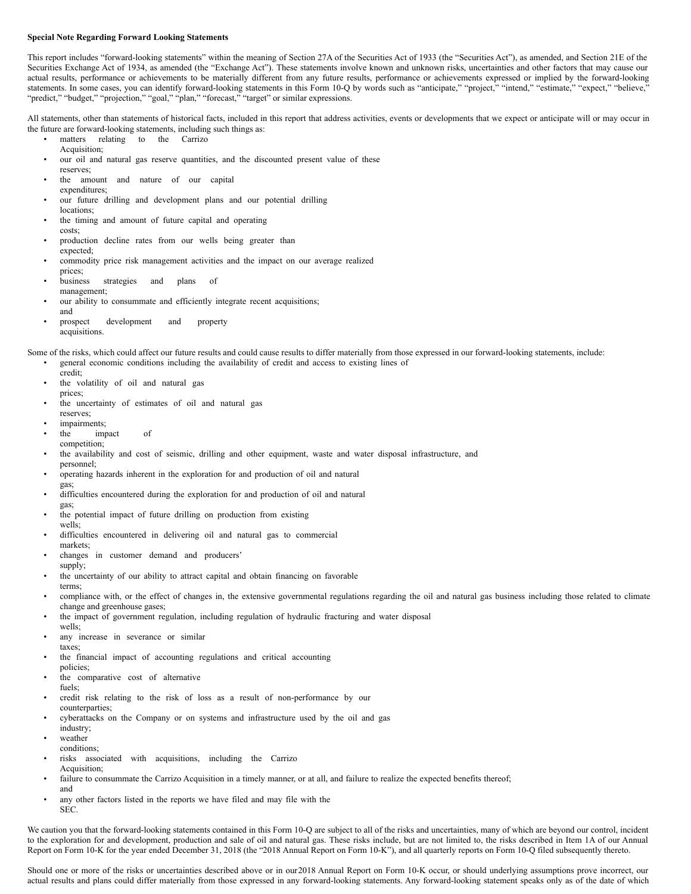**Special Note Regarding Forward Looking Statements**

This report includes "forward-looking statements" within the meaning of Section 27A of the Securities Act of 1933 (the "Securities Act"), as amended, and Section 21E of the Securities Exchange Act of 1934, as amended (the "Exchange Act"). These statements involve known and unknown risks, uncertainties and other factors that may cause our actual results, performance or achievements to be materially different from any future results, performance or achievements expressed or implied by the forward-looking statements. In some cases, you can identify forward-looking statements in this Form 10-Q by words such as "anticipate," "project," "intend," "estimate," "expect," "believe," "predict," "budget," "projection," "goal," "plan," "forecast," "target" or similar expressions.

All statements, other than statements of historical facts, included in this report that address activities, events or developments that we expect or anticipate will or may occur in the future are forward-looking statements, including such things as:

- matters relating to the Carrizo Acquisition;
- our oil and natural gas reserve quantities, and the discounted present value of these reserves;
- the amount and nature of our capital expenditures;
- our future drilling and development plans and our potential drilling locations;
- the timing and amount of future capital and operating costs;
- production decline rates from our wells being greater than expected;
- commodity price risk management activities and the impact on our average realized prices;
- business strategies and plans of management;
- our ability to consummate and efficiently integrate recent acquisitions; and
- prospect development and property acquisitions.

Some of the risks, which could affect our future results and could cause results to differ materially from those expressed in our forward-looking statements, include:

- general economic conditions including the availability of credit and access to existing lines of credit;
- the volatility of oil and natural gas prices;
- the uncertainty of estimates of oil and natural gas reserves;
- impairments;
- the impact of competition;
- the availability and cost of seismic, drilling and other equipment, waste and water disposal infrastructure, and personnel;
- operating hazards inherent in the exploration for and production of oil and natural gas;
- difficulties encountered during the exploration for and production of oil and natural gas;
- the potential impact of future drilling on production from existing wells;
- difficulties encountered in delivering oil and natural gas to commercial markets;
- changes in customer demand and producers' supply;
- the uncertainty of our ability to attract capital and obtain financing on favorable terms;
- compliance with, or the effect of changes in, the extensive governmental regulations regarding the oil and natural gas business including those related to climate change and greenhouse gases;
- the impact of government regulation, including regulation of hydraulic fracturing and water disposal wells;
- any increase in severance or similar taxes;
- the financial impact of accounting regulations and critical accounting policies;
- the comparative cost of alternative fuels;
- credit risk relating to the risk of loss as a result of non-performance by our counterparties;
- cyberattacks on the Company or on systems and infrastructure used by the oil and gas industry;
- weather conditions;
- risks associated with acquisitions, including the Carrizo Acquisition;
- failure to consummate the Carrizo Acquisition in a timely manner, or at all, and failure to realize the expected benefits thereof; and
- any other factors listed in the reports we have filed and may file with the SEC.

We caution you that the forward-looking statements contained in this Form 10-Q are subject to all of the risks and uncertainties, many of which are beyond our control, incident to the exploration for and development, production and sale of oil and natural gas. These risks include, but are not limited to, the risks described in Item 1A of our Annual Report on Form 10-K for the year ended December 31, 2018 (the "2018 Annual Report on Form 10-K"), and all quarterly reports on Form 10-Q filed subsequently thereto.

Should one or more of the risks or uncertainties described above or in our 2018 Annual Report on Form 10-K occur, or should underlying assumptions prove incorrect, our actual results and plans could differ materially from those expressed in any forward-looking statements. Any forward-looking statement speaks only as of the date of which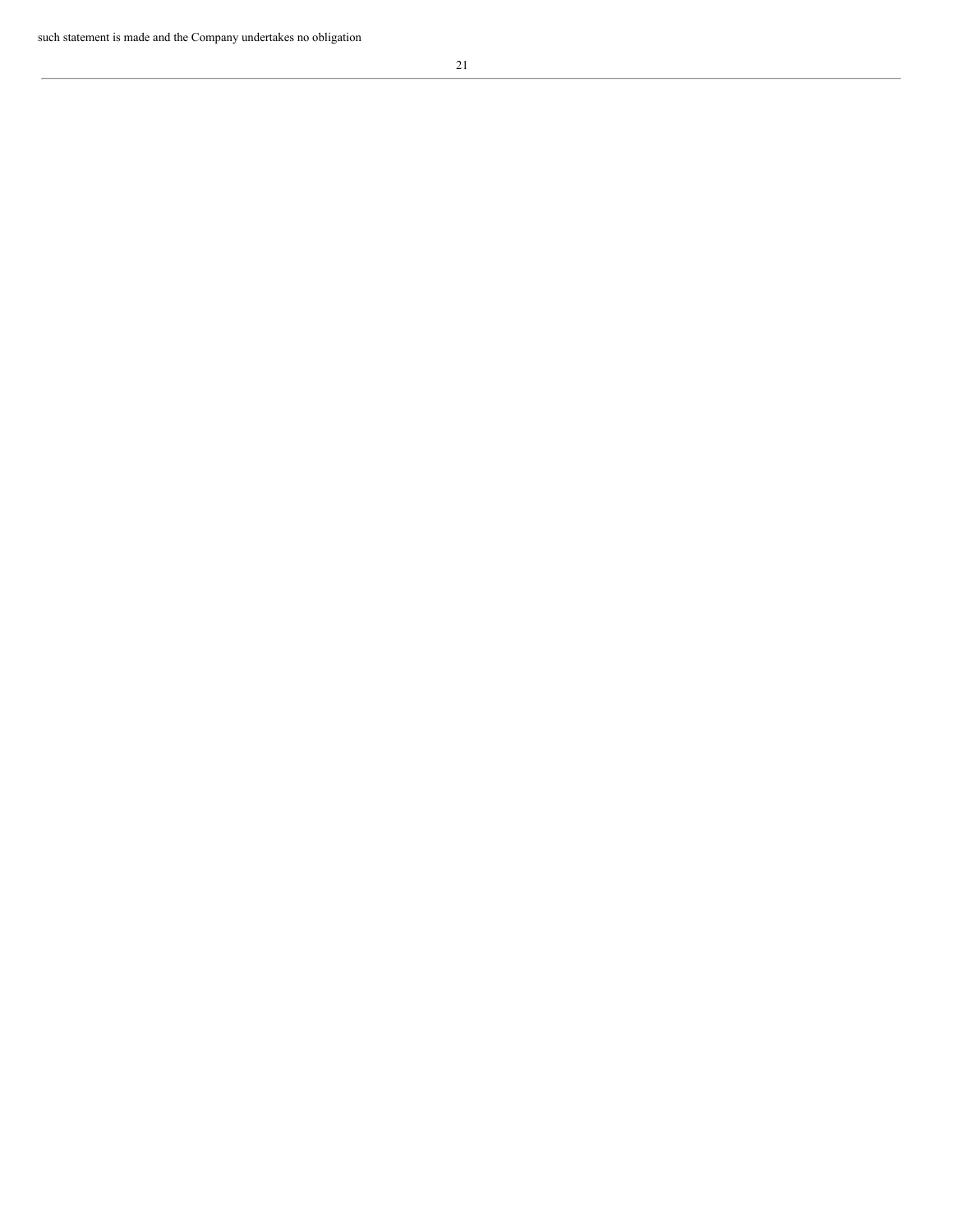such statement is made and the Company undertakes no obligation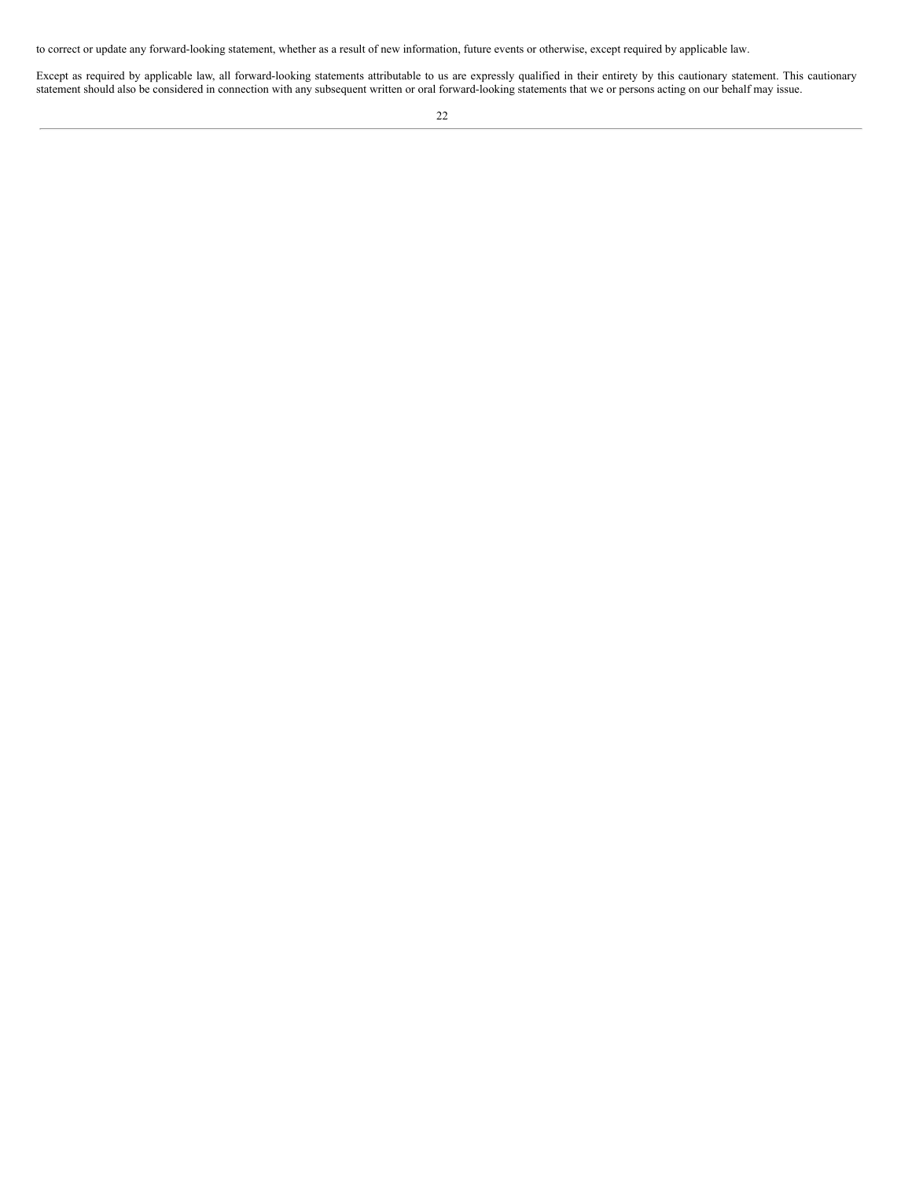to correct or update any forward-looking statement, whether as a result of new information, future events or otherwise, except required by applicable law.

Except as required by applicable law, all forward-looking statements attributable to us are expressly qualified in their entirety by this cautionary statement. This cautionary statement should also be considered in connection with any subsequent written or oral forward-looking statements that we or persons acting on our behalf may issue.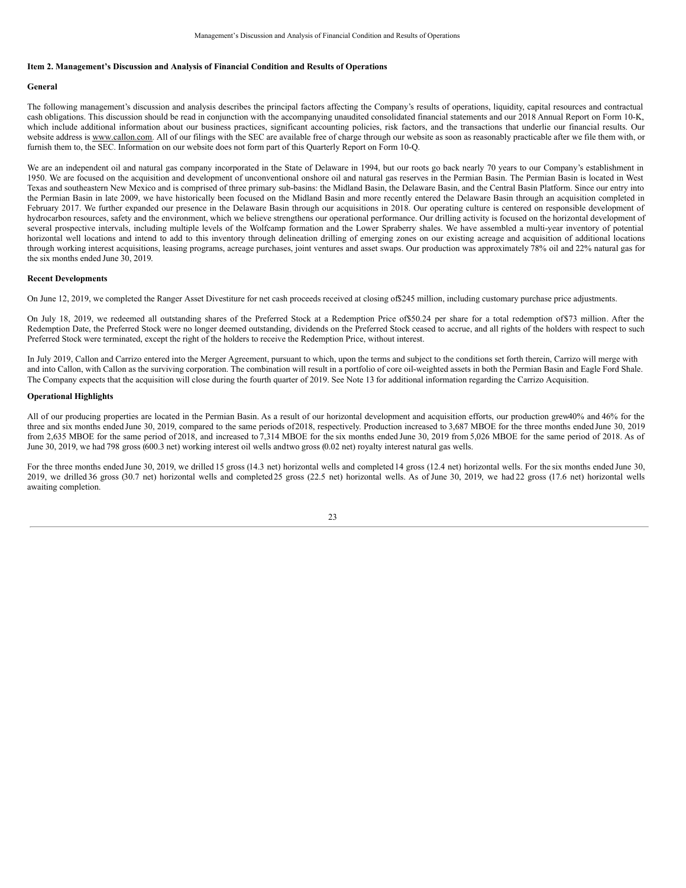## Item 2. Management's Discussion and Analysis of Financial Condition and Results of Operations

### General

The following management's discussion and analysis describes the principal factors affecting the Company's results of operations, liquidity, capital resources and contractual cash obligations. This discussion should be read in conjunction with the accompanying unaudited consolidated financial statements and our 2018 Annual Report on Form 10-K, which include additional information about our business practices, significant accounting policies, risk factors, and the transactions that underlie our financial results. Our website address is www.callon.com. All of our filings with the SEC are available free of charge through our website as soon as reasonably practicable after we file them with, or furnish them to, the SEC. Information on our website does not form part of this Quarterly Report on Form 10-Q.

We are an independent oil and natural gas company incorporated in the State of Delaware in 1994, but our roots go back nearly 70 years to our Company's establishment in 1950. We are focused on the acquisition and development of unconventional onshore oil and natural gas reserves in the Permian Basin. The Permian Basin is located in West Texas and southeastern New Mexico and is comprised of three primary sub-basins: the Midland Basin, the Delaware Basin, and the Central Basin Platform. Since our entry into the Permian Basin in late 2009, we have historically been focused on the Midland Basin and more recently entered the Delaware Basin through an acquisition completed in February 2017. We further expanded our presence in the Delaware Basin through our acquisitions in 2018. Our operating culture is centered on responsible development of hydrocarbon resources, safety and the environment, which we believe strengthens our operational performance. Our drilling activity is focused on the horizontal development of several prospective intervals, including multiple levels of the Wolfcamp formation and the Lower Spraberry shales. We have assembled a multi-year inventory of potential horizontal well locations and intend to add to this inventory through delineation drilling of emerging zones on our existing acreage and acquisition of additional locations through working interest acquisitions, leasing programs, acreage purchases, joint ventures and asset swaps. Our production was approximately 78% oil and 22% natural gas for the six months ended June 30, 2019.

### Recent Developments

On June 12, 2019, we completed the Ranger Asset Divestiture for net cash proceeds received at closing of $245 million, including customary purchase price adjustments.

On July 18, 2019, we redeemed all outstanding shares of the Preferred Stock at a Redemption Price of $50.24 per share for a total redemption of $73 million. After the Redemption Date, the Preferred Stock were no longer deemed outstanding, dividends on the Preferred Stock ceased to accrue, and all rights of the holders with respect to such Preferred Stock were terminated, except the right of the holders to receive the Redemption Price, without interest.

In July 2019, Callon and Carrizo entered into the Merger Agreement, pursuant to which, upon the terms and subject to the conditions set forth therein, Carrizo will merge with and into Callon, with Callon as the surviving corporation. The combination will result in a portfolio of core oil-weighted assets in both the Permian Basin and Eagle Ford Shale. The Company expects that the acquisition will close during the fourth quarter of 2019. See Note 13 for additional information regarding the Carrizo Acquisition.

### Operational Highlights

All of our producing properties are located in the Permian Basin. As a result of our horizontal development and acquisition efforts, our production grew 40% and 46% for the three and six months ended June 30, 2019, compared to the same periods of 2018, respectively. Production increased to 3,687 MBOE for the three months ended June 30, 2019 from 2,635 MBOE for the same period of 2018, and increased to 7,314 MBOE for the six months ended June 30, 2019 from 5,026 MBOE for the same period of 2018. As of June 30, 2019, we had 798 gross (600.3 net) working interest oil wells and two gross (0.02 net) royalty interest natural gas wells.

For the three months ended June 30, 2019, we drilled 15 gross (14.3 net) horizontal wells and completed 14 gross (12.4 net) horizontal wells. For the six months ended June 30, 2019, we drilled 36 gross (30.7 net) horizontal wells and completed 25 gross (22.5 net) horizontal wells. As of June 30, 2019, we had 22 gross (17.6 net) horizontal wells awaiting completion.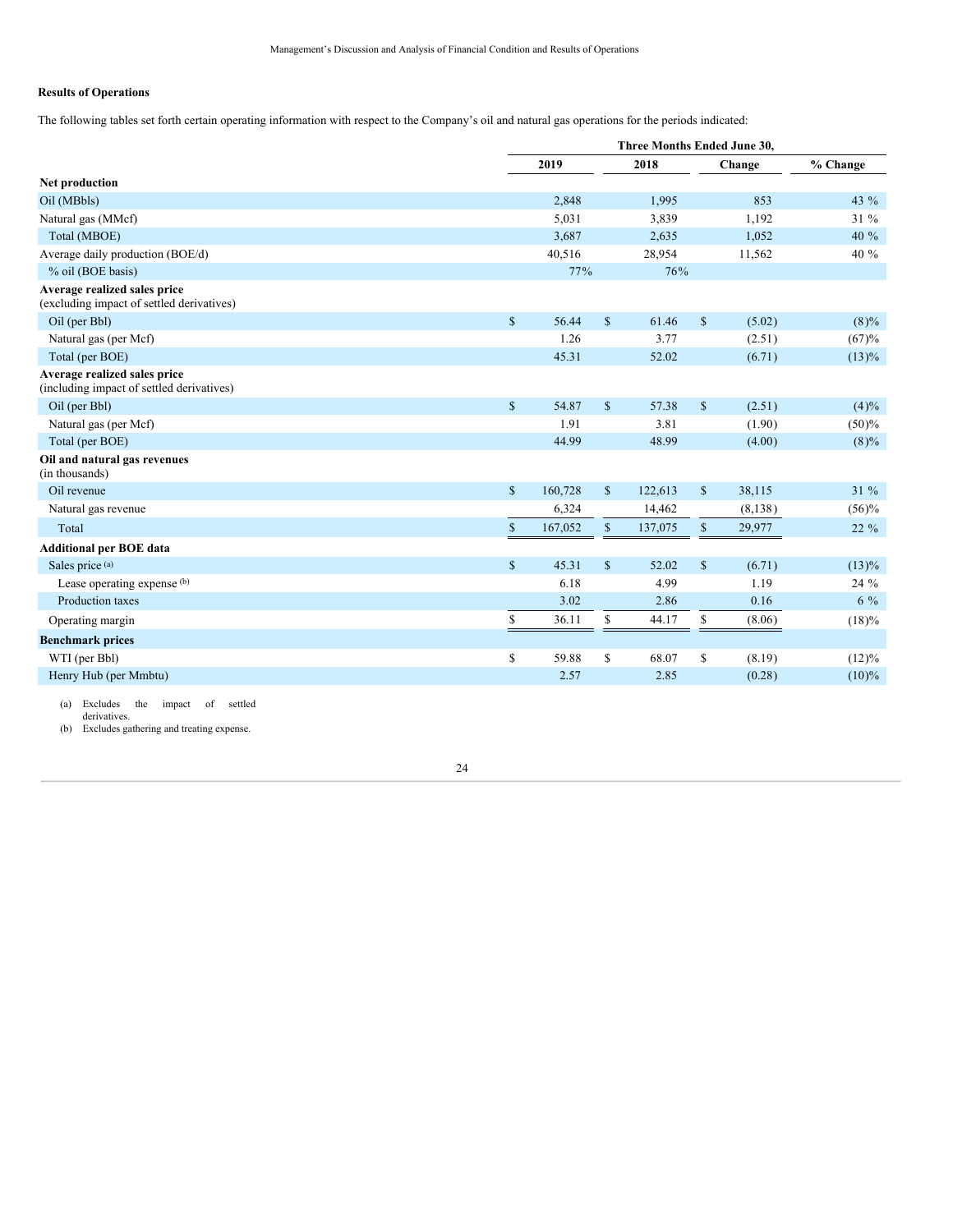## Results of Operations

The following tables set forth certain operating information with respect to the Company's oil and natural gas operations for the periods indicated:

| | Three Months Ended June 30, | | | |
|---|---|---|---|---|
| | 2019 | 2018 | Change | % Change |
| **Net production** | | | | |
| Oil (MBbls) | 2,848 | 1,995 | 853 | 43 % |
| Natural gas (MMcf) | 5,031 | 3,839 | 1,192 | 31 % |
| Total (MBOE) | 3,687 | 2,635 | 1,052 | 40 % |
| Average daily production (BOE/d) | 40,516 | 28,954 | 11,562 | 40 % |
| % oil (BOE basis) | 77% | 76% | | |
| **Average realized sales price** (excluding impact of settled derivatives) | | | | |
| Oil (per Bbl) | $ 56.44 | $ 61.46 | $ (5.02) | (8)% |
| Natural gas (per Mcf) | 1.26 | 3.77 | (2.51) | (67)% |
| Total (per BOE) | 45.31 | 52.02 | (6.71) | (13)% |
| **Average realized sales price** (including impact of settled derivatives) | | | | |
| Oil (per Bbl) | $ 54.87 | $ 57.38 | $ (2.51) | (4)% |
| Natural gas (per Mcf) | 1.91 | 3.81 | (1.90) | (50)% |
| Total (per BOE) | 44.99 | 48.99 | (4.00) | (8)% |
| **Oil and natural gas revenues** (in thousands) | | | | |
| Oil revenue | $ 160,728 | $ 122,613 | $ 38,115 | 31 % |
| Natural gas revenue | 6,324 | 14,462 | (8,138) | (56)% |
| Total | $ 167,052 | $ 137,075 | $ 29,977 | 22 % |
| **Additional per BOE data** | | | | |
| Sales price [(a)] | $ 45.31 | $ 52.02 | $ (6.71) | (13)% |
| Lease operating expense [(b)] | 6.18 | 4.99 | 1.19 | 24 % |
| Production taxes | 3.02 | 2.86 | 0.16 | 6 % |
| Operating margin | $ 36.11 | $ 44.17 | $ (8.06) | (18)% |
| **Benchmark prices** | | | | |
| WTI (per Bbl) | $ 59.88 | $ 68.07 | $ (8.19) | (12)% |
| Henry Hub (per Mmbtu) | 2.57 | 2.85 | (0.28) | (10)% |

(a) Excludes the impact of settled derivatives.
(b) Excludes gathering and treating expense.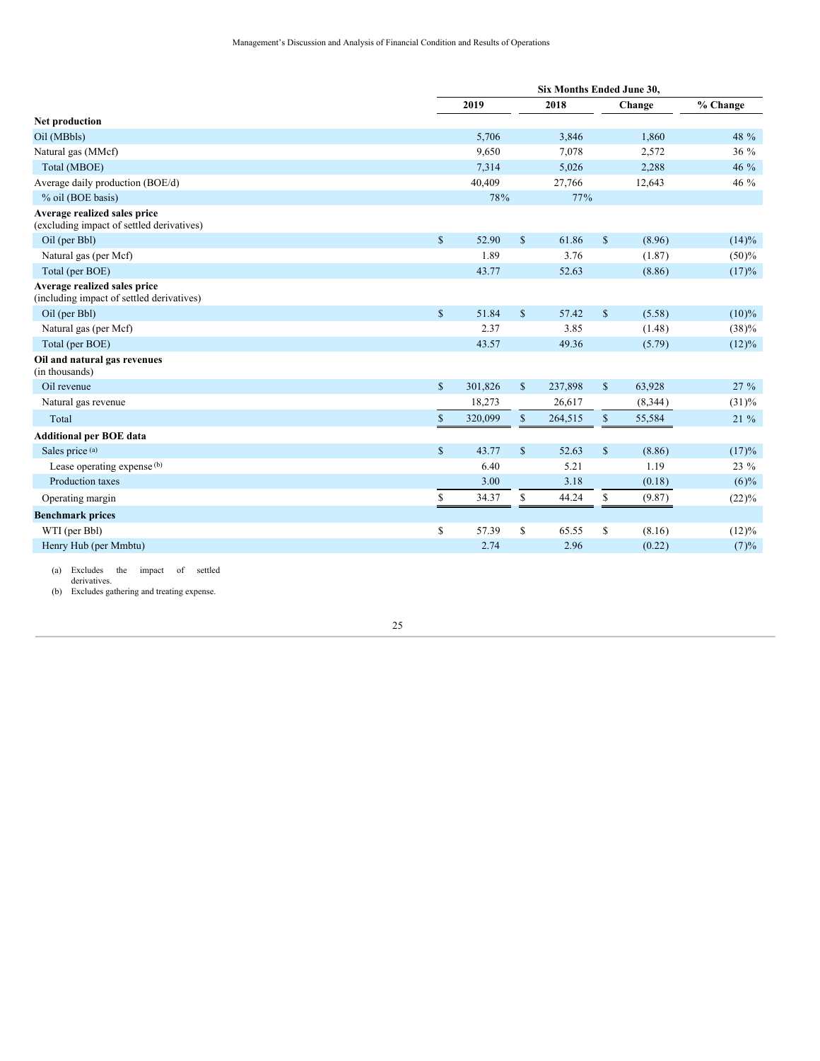| | Six Months Ended June 30, | | | |
|---|---|---|---|---|
| | 2019 | 2018 | Change | % Change |
| **Net production** | | | | |
| Oil (MBbls) | 5,706 | 3,846 | 1,860 | 48 % |
| Natural gas (MMcf) | 9,650 | 7,078 | 2,572 | 36 % |
| Total (MBOE) | 7,314 | 5,026 | 2,288 | 46 % |
| Average daily production (BOE/d) | 40,409 | 27,766 | 12,643 | 46 % |
| % oil (BOE basis) | 78% | 77% | | |
| **Average realized sales price** (excluding impact of settled derivatives) | | | | |
| Oil (per Bbl) | $ 52.90 | $ 61.86 | $ (8.96) | (14)% |
| Natural gas (per Mcf) | 1.89 | 3.76 | (1.87) | (50)% |
| Total (per BOE) | 43.77 | 52.63 | (8.86) | (17)% |
| **Average realized sales price** (including impact of settled derivatives) | | | | |
| Oil (per Bbl) | $ 51.84 | $ 57.42 | $ (5.58) | (10)% |
| Natural gas (per Mcf) | 2.37 | 3.85 | (1.48) | (38)% |
| Total (per BOE) | 43.57 | 49.36 | (5.79) | (12)% |
| **Oil and natural gas revenues** (in thousands) | | | | |
| Oil revenue | $ 301,826 | $ 237,898 | $ 63,928 | 27 % |
| Natural gas revenue | 18,273 | 26,617 | (8,344) | (31)% |
| Total | $ 320,099 | $ 264,515 | $ 55,584 | 21 % |
| **Additional per BOE data** | | | | |
| Sales price [(a)] | $ 43.77 | $ 52.63 | $ (8.86) | (17)% |
| Lease operating expense [(b)] | 6.40 | 5.21 | 1.19 | 23 % |
| Production taxes | 3.00 | 3.18 | (0.18) | (6)% |
| Operating margin | $ 34.37 | $ 44.24 | $ (9.87) | (22)% |
| **Benchmark prices** | | | | |
| WTI (per Bbl) | $ 57.39 | $ 65.55 | $ (8.16) | (12)% |
| Henry Hub (per Mmbtu) | 2.74 | 2.96 | (0.22) | (7)% |

(a) Excludes the impact of settled derivatives.

(b) Excludes gathering and treating expense.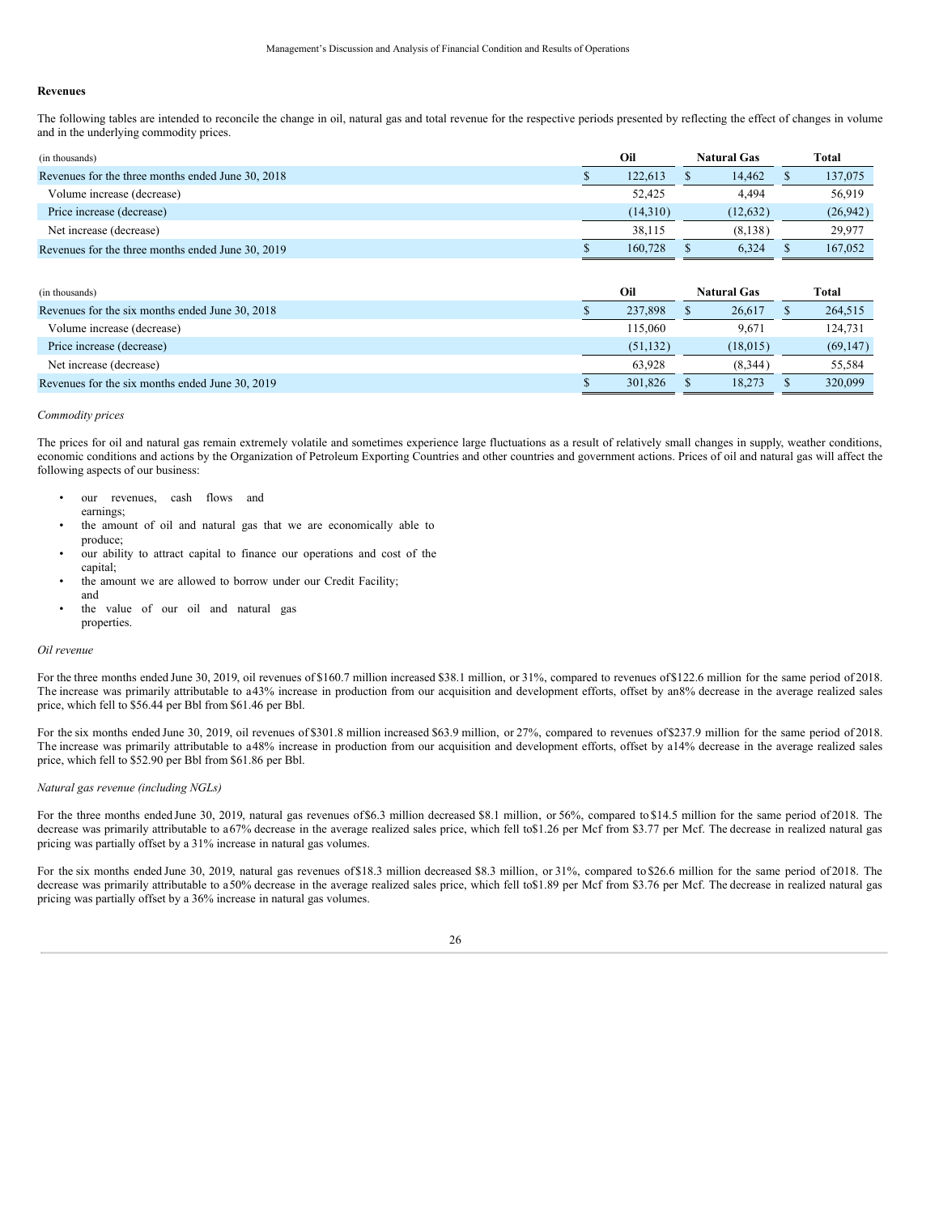**Revenues**

The following tables are intended to reconcile the change in oil, natural gas and total revenue for the respective periods presented by reflecting the effect of changes in volume and in the underlying commodity prices.

| (in thousands) | Oil | Natural Gas | Total |
|---|---|---|---|
| Revenues for the three months ended June 30, 2018 | $ 122,613 | $ 14,462 | $ 137,075 |
| Volume increase (decrease) | 52,425 | 4,494 | 56,919 |
| Price increase (decrease) | (14,310) | (12,632) | (26,942) |
| Net increase (decrease) | 38,115 | (8,138) | 29,977 |
| Revenues for the three months ended June 30, 2019 | $ 160,728 | $ 6,324 | $ 167,052 |

| (in thousands) | Oil | Natural Gas | Total |
|---|---|---|---|
| Revenues for the six months ended June 30, 2018 | $ 237,898 | $ 26,617 | $ 264,515 |
| Volume increase (decrease) | 115,060 | 9,671 | 124,731 |
| Price increase (decrease) | (51,132) | (18,015) | (69,147) |
| Net increase (decrease) | 63,928 | (8,344) | 55,584 |
| Revenues for the six months ended June 30, 2019 | $ 301,826 | $ 18,273 | $ 320,099 |

*Commodity prices*

The prices for oil and natural gas remain extremely volatile and sometimes experience large fluctuations as a result of relatively small changes in supply, weather conditions, economic conditions and actions by the Organization of Petroleum Exporting Countries and other countries and government actions. Prices of oil and natural gas will affect the following aspects of our business:

- our revenues, cash flows and earnings;
- the amount of oil and natural gas that we are economically able to produce;
- our ability to attract capital to finance our operations and cost of the capital;
- the amount we are allowed to borrow under our Credit Facility; and
- the value of our oil and natural gas properties.

*Oil revenue*

For the three months ended June 30, 2019, oil revenues of $160.7 million increased $38.1 million, or 31%, compared to revenues of $122.6 million for the same period of 2018. The increase was primarily attributable to a 43% increase in production from our acquisition and development efforts, offset by an 8% decrease in the average realized sales price, which fell to $56.44 per Bbl from $61.46 per Bbl.

For the six months ended June 30, 2019, oil revenues of $301.8 million increased $63.9 million, or 27%, compared to revenues of $237.9 million for the same period of 2018. The increase was primarily attributable to a 48% increase in production from our acquisition and development efforts, offset by a 14% decrease in the average realized sales price, which fell to $52.90 per Bbl from $61.86 per Bbl.

*Natural gas revenue (including NGLs)*

For the three months ended June 30, 2019, natural gas revenues of $6.3 million decreased $8.1 million, or 56%, compared to $14.5 million for the same period of 2018. The decrease was primarily attributable to a 67% decrease in the average realized sales price, which fell to $1.26 per Mcf from $3.77 per Mcf. The decrease in realized natural gas pricing was partially offset by a 31% increase in natural gas volumes.

For the six months ended June 30, 2019, natural gas revenues of $18.3 million decreased $8.3 million, or 31%, compared to $26.6 million for the same period of 2018. The decrease was primarily attributable to a 50% decrease in the average realized sales price, which fell to $1.89 per Mcf from $3.76 per Mcf. The decrease in realized natural gas pricing was partially offset by a 36% increase in natural gas volumes.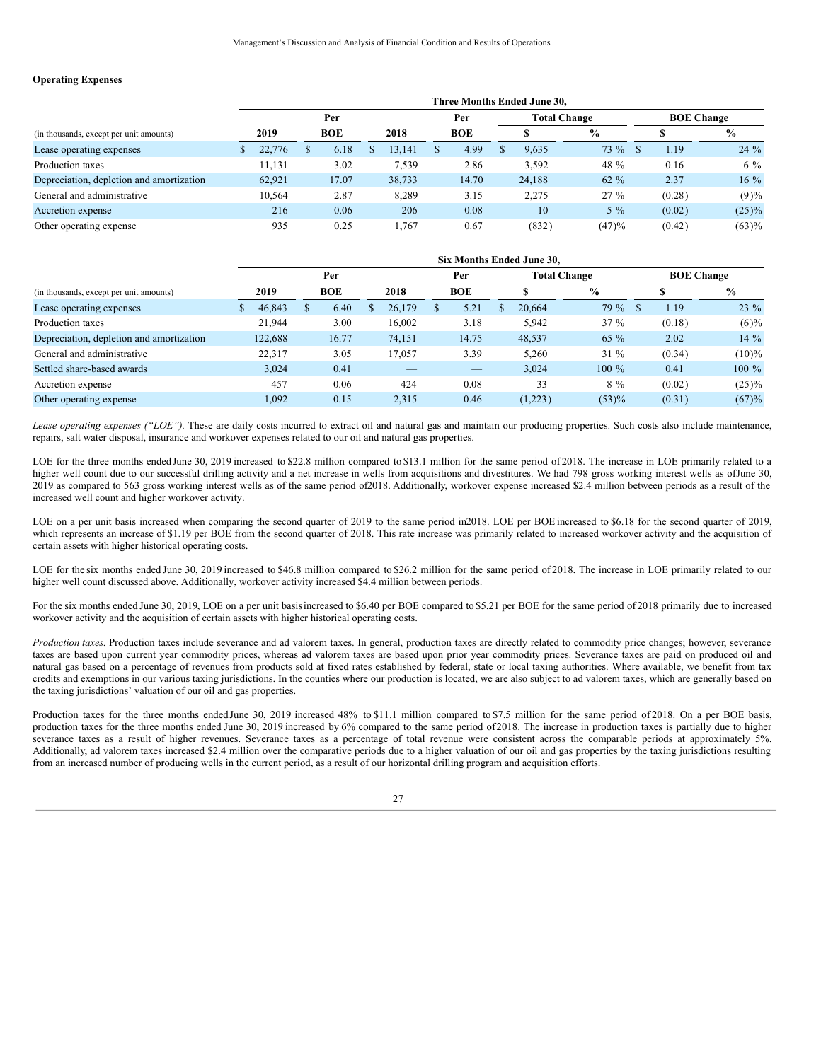### Operating Expenses

| | Three Months Ended June 30, | | | | | | | |
|---|---|---|---|---|---|---|---|---|
| | | Per | | Per | Total Change | | BOE Change | |
| (in thousands, except per unit amounts) | 2019 | BOE | 2018 | BOE | $ | % | $ | % |
| Lease operating expenses | $ 22,776 | $ 6.18 | $ 13,141 | $ 4.99 | $ 9,635 | 73 % | $ 1.19 | 24 % |
| Production taxes | 11,131 | 3.02 | 7,539 | 2.86 | 3,592 | 48 % | 0.16 | 6 % |
| Depreciation, depletion and amortization | 62,921 | 17.07 | 38,733 | 14.70 | 24,188 | 62 % | 2.37 | 16 % |
| General and administrative | 10,564 | 2.87 | 8,289 | 3.15 | 2,275 | 27 % | (0.28) | (9)% |
| Accretion expense | 216 | 0.06 | 206 | 0.08 | 10 | 5 % | (0.02) | (25)% |
| Other operating expense | 935 | 0.25 | 1,767 | 0.67 | (832) | (47)% | (0.42) | (63)% |

| | Six Months Ended June 30, | | | | | | | |
|---|---|---|---|---|---|---|---|---|
| | | Per | | Per | Total Change | | BOE Change | |
| (in thousands, except per unit amounts) | 2019 | BOE | 2018 | BOE | $ | % | $ | % |
| Lease operating expenses | $ 46,843 | $ 6.40 | $ 26,179 | $ 5.21 | $ 20,664 | 79 % | $ 1.19 | 23 % |
| Production taxes | 21,944 | 3.00 | 16,002 | 3.18 | 5,942 | 37 % | (0.18) | (6)% |
| Depreciation, depletion and amortization | 122,688 | 16.77 | 74,151 | 14.75 | 48,537 | 65 % | 2.02 | 14 % |
| General and administrative | 22,317 | 3.05 | 17,057 | 3.39 | 5,260 | 31 % | (0.34) | (10)% |
| Settled share-based awards | 3,024 | 0.41 | — | — | 3,024 | 100 % | 0.41 | 100 % |
| Accretion expense | 457 | 0.06 | 424 | 0.08 | 33 | 8 % | (0.02) | (25)% |
| Other operating expense | 1,092 | 0.15 | 2,315 | 0.46 | (1,223) | (53)% | (0.31) | (67)% |

*Lease operating expenses ("LOE").* These are daily costs incurred to extract oil and natural gas and maintain our producing properties. Such costs also include maintenance, repairs, salt water disposal, insurance and workover expenses related to our oil and natural gas properties.

LOE for the three months ended June 30, 2019 increased to $22.8 million compared to $13.1 million for the same period of 2018. The increase in LOE primarily related to a higher well count due to our successful drilling activity and a net increase in wells from acquisitions and divestitures. We had 798 gross working interest wells as of June 30, 2019 as compared to 563 gross working interest wells as of the same period of 2018. Additionally, workover expense increased $2.4 million between periods as a result of the increased well count and higher workover activity.

LOE on a per unit basis increased when comparing the second quarter of 2019 to the same period in 2018. LOE per BOE increased to $6.18 for the second quarter of 2019, which represents an increase of $1.19 per BOE from the second quarter of 2018. This rate increase was primarily related to increased workover activity and the acquisition of certain assets with higher historical operating costs.

LOE for the six months ended June 30, 2019 increased to $46.8 million compared to $26.2 million for the same period of 2018. The increase in LOE primarily related to our higher well count discussed above. Additionally, workover activity increased $4.4 million between periods.

For the six months ended June 30, 2019, LOE on a per unit basis increased to $6.40 per BOE compared to $5.21 per BOE for the same period of 2018 primarily due to increased workover activity and the acquisition of certain assets with higher historical operating costs.

*Production taxes.* Production taxes include severance and ad valorem taxes. In general, production taxes are directly related to commodity price changes; however, severance taxes are based upon current year commodity prices, whereas ad valorem taxes are based upon prior year commodity prices. Severance taxes are paid on produced oil and natural gas based on a percentage of revenues from products sold at fixed rates established by federal, state or local taxing authorities. Where available, we benefit from tax credits and exemptions in our various taxing jurisdictions. In the counties where our production is located, we are also subject to ad valorem taxes, which are generally based on the taxing jurisdictions' valuation of our oil and gas properties.

Production taxes for the three months ended June 30, 2019 increased 48% to $11.1 million compared to $7.5 million for the same period of 2018. On a per BOE basis, production taxes for the three months ended June 30, 2019 increased by 6% compared to the same period of 2018. The increase in production taxes is partially due to higher severance taxes as a result of higher revenues. Severance taxes as a percentage of total revenue were consistent across the comparable periods at approximately 5%. Additionally, ad valorem taxes increased $2.4 million over the comparative periods due to a higher valuation of our oil and gas properties by the taxing jurisdictions resulting from an increased number of producing wells in the current period, as a result of our horizontal drilling program and acquisition efforts.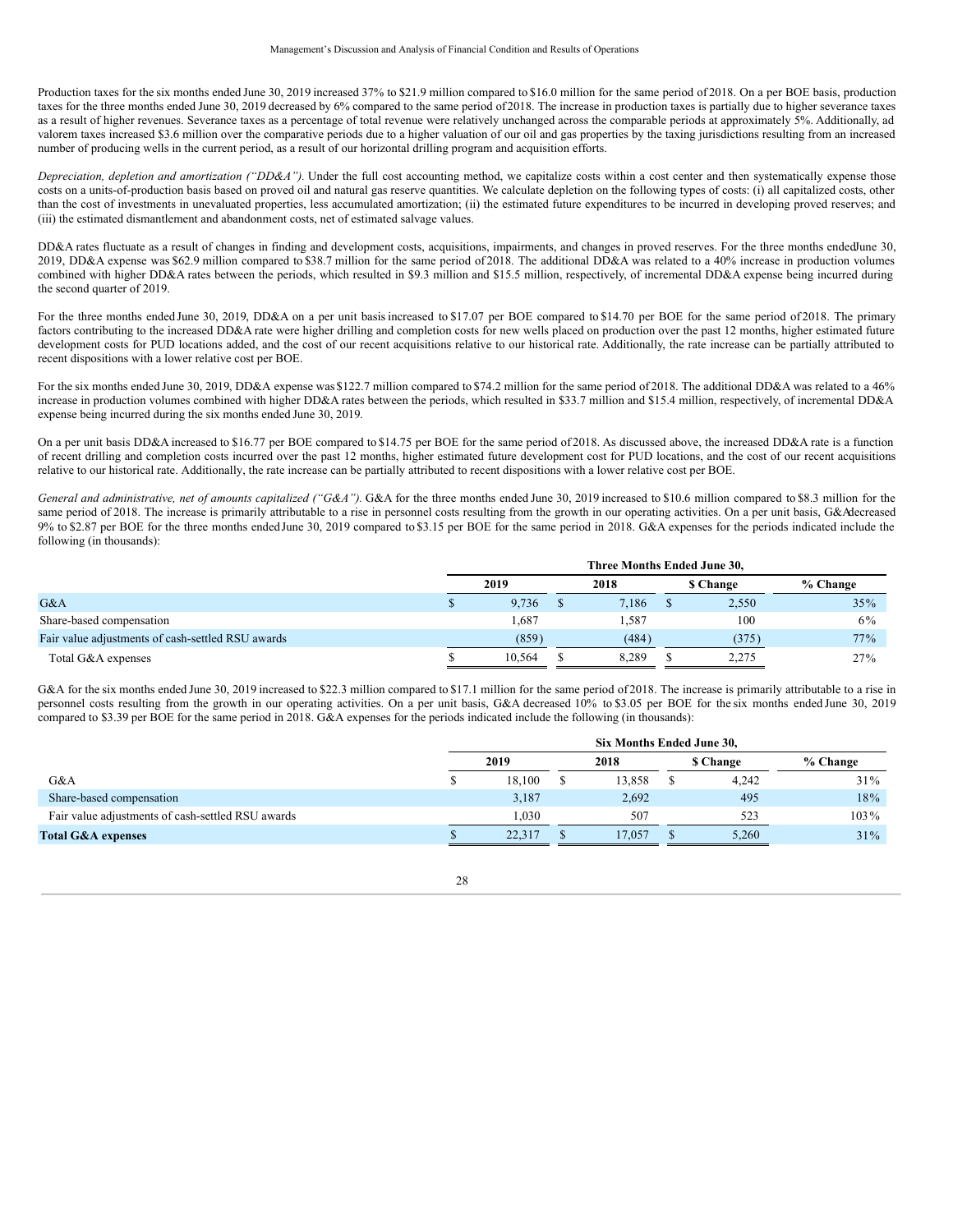Production taxes for the six months ended June 30, 2019 increased 37% to $21.9 million compared to $16.0 million for the same period of 2018. On a per BOE basis, production taxes for the three months ended June 30, 2019 decreased by 6% compared to the same period of 2018. The increase in production taxes is partially due to higher severance taxes as a result of higher revenues. Severance taxes as a percentage of total revenue were relatively unchanged across the comparable periods at approximately 5%. Additionally, ad valorem taxes increased $3.6 million over the comparative periods due to a higher valuation of our oil and gas properties by the taxing jurisdictions resulting from an increased number of producing wells in the current period, as a result of our horizontal drilling program and acquisition efforts.

*Depreciation, depletion and amortization ("DD&A").* Under the full cost accounting method, we capitalize costs within a cost center and then systematically expense those costs on a units-of-production basis based on proved oil and natural gas reserve quantities. We calculate depletion on the following types of costs: (i) all capitalized costs, other than the cost of investments in unevaluated properties, less accumulated amortization; (ii) the estimated future expenditures to be incurred in developing proved reserves; and (iii) the estimated dismantlement and abandonment costs, net of estimated salvage values.

DD&A rates fluctuate as a result of changes in finding and development costs, acquisitions, impairments, and changes in proved reserves. For the three months ended June 30, 2019, DD&A expense was $62.9 million compared to $38.7 million for the same period of 2018. The additional DD&A was related to a 40% increase in production volumes combined with higher DD&A rates between the periods, which resulted in $9.3 million and $15.5 million, respectively, of incremental DD&A expense being incurred during the second quarter of 2019.

For the three months ended June 30, 2019, DD&A on a per unit basis increased to $17.07 per BOE compared to $14.70 per BOE for the same period of 2018. The primary factors contributing to the increased DD&A rate were higher drilling and completion costs for new wells placed on production over the past 12 months, higher estimated future development costs for PUD locations added, and the cost of our recent acquisitions relative to our historical rate. Additionally, the rate increase can be partially attributed to recent dispositions with a lower relative cost per BOE.

For the six months ended June 30, 2019, DD&A expense was $122.7 million compared to $74.2 million for the same period of 2018. The additional DD&A was related to a 46% increase in production volumes combined with higher DD&A rates between the periods, which resulted in $33.7 million and $15.4 million, respectively, of incremental DD&A expense being incurred during the six months ended June 30, 2019.

On a per unit basis DD&A increased to $16.77 per BOE compared to $14.75 per BOE for the same period of 2018. As discussed above, the increased DD&A rate is a function of recent drilling and completion costs incurred over the past 12 months, higher estimated future development cost for PUD locations, and the cost of our recent acquisitions relative to our historical rate. Additionally, the rate increase can be partially attributed to recent dispositions with a lower relative cost per BOE.

*General and administrative, net of amounts capitalized ("G&A").* G&A for the three months ended June 30, 2019 increased to $10.6 million compared to $8.3 million for the same period of 2018. The increase is primarily attributable to a rise in personnel costs resulting from the growth in our operating activities. On a per unit basis, G&A decreased 9% to $2.87 per BOE for the three months ended June 30, 2019 compared to $3.15 per BOE for the same period in 2018. G&A expenses for the periods indicated include the following (in thousands):

| | Three Months Ended June 30, | | | |
|---|---|---|---|---|
| | 2019 | 2018 | $ Change | % Change |
| G&A | $ 9,736 | $ 7,186 | $ 2,550 | 35% |
| Share-based compensation | 1,687 | 1,587 | 100 | 6% |
| Fair value adjustments of cash-settled RSU awards | (859) | (484) | (375) | 77% |
| Total G&A expenses | $ 10,564 | $ 8,289 | $ 2,275 | 27% |

G&A for the six months ended June 30, 2019 increased to $22.3 million compared to $17.1 million for the same period of 2018. The increase is primarily attributable to a rise in personnel costs resulting from the growth in our operating activities. On a per unit basis, G&A decreased 10% to $3.05 per BOE for the six months ended June 30, 2019 compared to $3.39 per BOE for the same period in 2018. G&A expenses for the periods indicated include the following (in thousands):

| | Six Months Ended June 30, | | | |
|---|---|---|---|---|
| | 2019 | 2018 | $ Change | % Change |
| G&A | $ 18,100 | $ 13,858 | $ 4,242 | 31% |
| Share-based compensation | 3,187 | 2,692 | 495 | 18% |
| Fair value adjustments of cash-settled RSU awards | 1,030 | 507 | 523 | 103% |
| **Total G&A expenses** | $ 22,317 | $ 17,057 | $ 5,260 | 31% |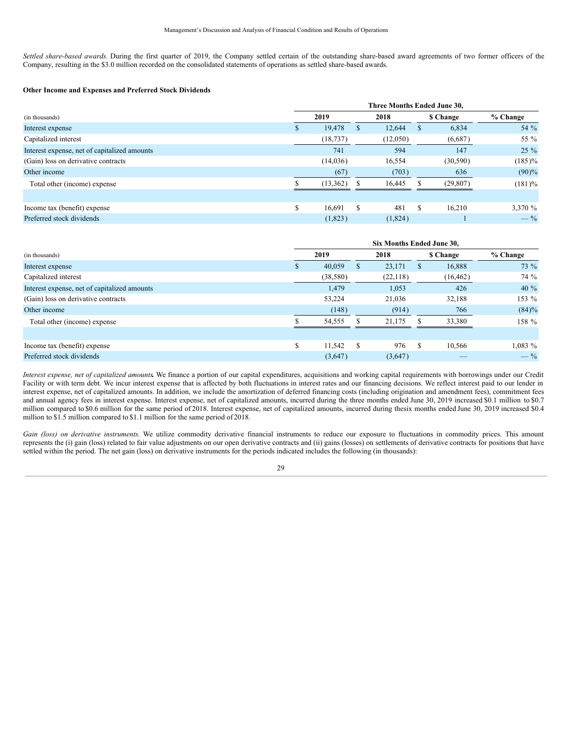*Settled share-based awards.* During the first quarter of 2019, the Company settled certain of the outstanding share-based award agreements of two former officers of the Company, resulting in the $3.0 million recorded on the consolidated statements of operations as settled share-based awards.

**Other Income and Expenses and Preferred Stock Dividends**

| | Three Months Ended June 30, | | | |
|---|---|---|---|---|
| (in thousands) | 2019 | 2018 | $ Change | % Change |
| Interest expense | $ 19,478 | $ 12,644 | $ 6,834 | 54 % |
| Capitalized interest | (18,737) | (12,050) | (6,687) | 55 % |
| Interest expense, net of capitalized amounts | 741 | 594 | 147 | 25 % |
| (Gain) loss on derivative contracts | (14,036) | 16,554 | (30,590) | (185)% |
| Other income | (67) | (703) | 636 | (90)% |
| Total other (income) expense | $ (13,362) | $ 16,445 | $ (29,807) | (181)% |
| | | | | |
| Income tax (benefit) expense | $ 16,691 | $ 481 | $ 16,210 | 3,370 % |
| Preferred stock dividends | (1,823) | (1,824) | 1 | — % |

| | Six Months Ended June 30, | | | |
|---|---|---|---|---|
| (in thousands) | 2019 | 2018 | $ Change | % Change |
| Interest expense | $ 40,059 | $ 23,171 | $ 16,888 | 73 % |
| Capitalized interest | (38,580) | (22,118) | (16,462) | 74 % |
| Interest expense, net of capitalized amounts | 1,479 | 1,053 | 426 | 40 % |
| (Gain) loss on derivative contracts | 53,224 | 21,036 | 32,188 | 153 % |
| Other income | (148) | (914) | 766 | (84)% |
| Total other (income) expense | $ 54,555 | $ 21,175 | $ 33,380 | 158 % |
| | | | | |
| Income tax (benefit) expense | $ 11,542 | $ 976 | $ 10,566 | 1,083 % |
| Preferred stock dividends | (3,647) | (3,647) | — | — % |

*Interest expense, net of capitalized amounts.* We finance a portion of our capital expenditures, acquisitions and working capital requirements with borrowings under our Credit Facility or with term debt. We incur interest expense that is affected by both fluctuations in interest rates and our financing decisions. We reflect interest paid to our lender in interest expense, net of capitalized amounts. In addition, we include the amortization of deferred financing costs (including origination and amendment fees), commitment fees and annual agency fees in interest expense. Interest expense, net of capitalized amounts, incurred during the three months ended June 30, 2019 increased $0.1 million to $0.7 million compared to $0.6 million for the same period of 2018. Interest expense, net of capitalized amounts, incurred during the six months ended June 30, 2019 increased $0.4 million to $1.5 million compared to $1.1 million for the same period of 2018.

*Gain (loss) on derivative instruments.* We utilize commodity derivative financial instruments to reduce our exposure to fluctuations in commodity prices. This amount represents the (i) gain (loss) related to fair value adjustments on our open derivative contracts and (ii) gains (losses) on settlements of derivative contracts for positions that have settled within the period. The net gain (loss) on derivative instruments for the periods indicated includes the following (in thousands):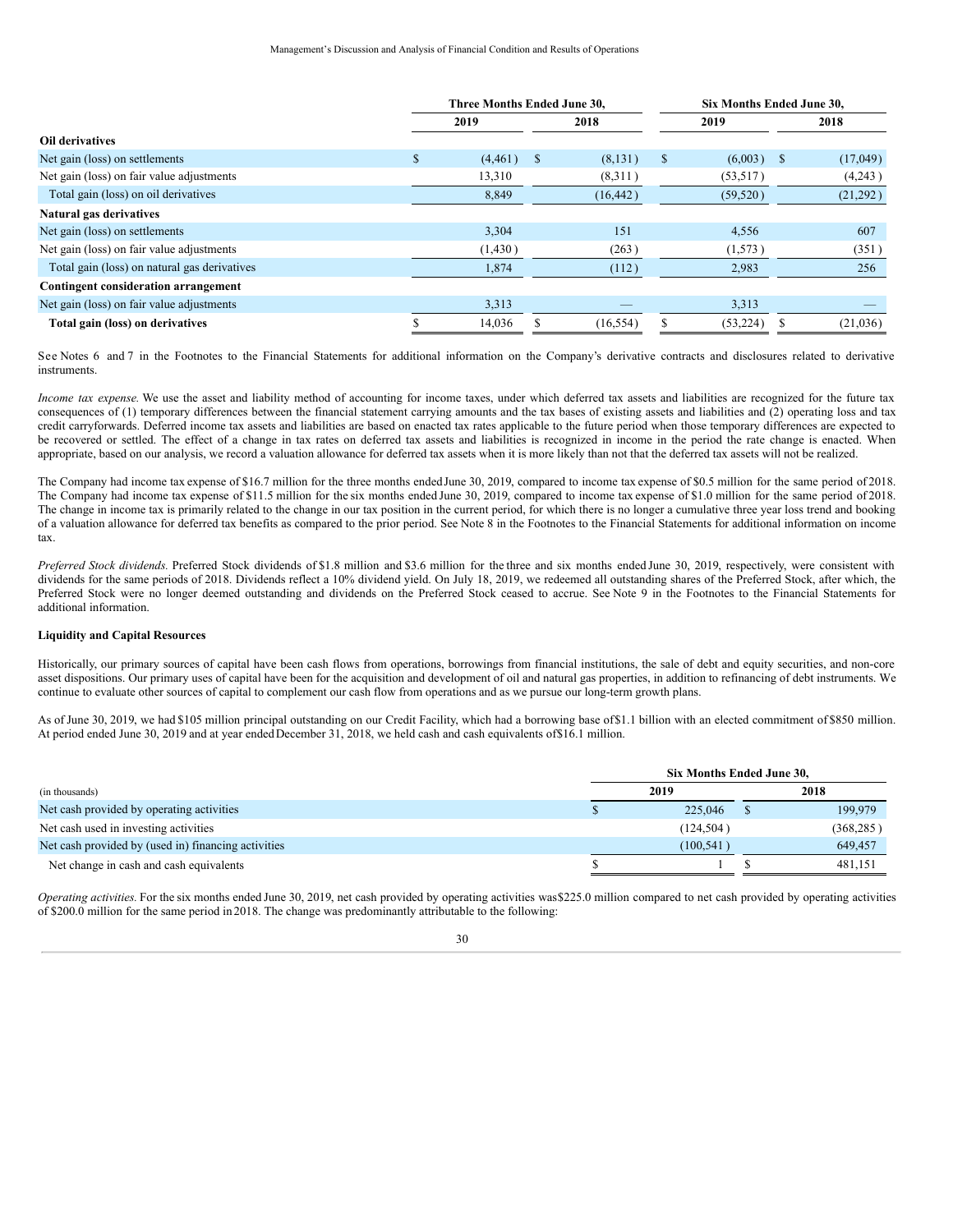| | Three Months Ended June 30, | | Six Months Ended June 30, | |
|---|---|---|---|---|
| | 2019 | 2018 | 2019 | 2018 |
| **Oil derivatives** | | | | |
| Net gain (loss) on settlements | $ (4,461) | $ (8,131) | $ (6,003) | $ (17,049) |
| Net gain (loss) on fair value adjustments | 13,310 | (8,311) | (53,517) | (4,243) |
| Total gain (loss) on oil derivatives | 8,849 | (16,442) | (59,520) | (21,292) |
| **Natural gas derivatives** | | | | |
| Net gain (loss) on settlements | 3,304 | 151 | 4,556 | 607 |
| Net gain (loss) on fair value adjustments | (1,430) | (263) | (1,573) | (351) |
| Total gain (loss) on natural gas derivatives | 1,874 | (112) | 2,983 | 256 |
| **Contingent consideration arrangement** | | | | |
| Net gain (loss) on fair value adjustments | 3,313 | — | 3,313 | — |
| **Total gain (loss) on derivatives** | $ 14,036 | $ (16,554) | $ (53,224) | $ (21,036) |

See Notes 6 and 7 in the Footnotes to the Financial Statements for additional information on the Company's derivative contracts and disclosures related to derivative instruments.

*Income tax expense.* We use the asset and liability method of accounting for income taxes, under which deferred tax assets and liabilities are recognized for the future tax consequences of (1) temporary differences between the financial statement carrying amounts and the tax bases of existing assets and liabilities and (2) operating loss and tax credit carryforwards. Deferred income tax assets and liabilities are based on enacted tax rates applicable to the future period when those temporary differences are expected to be recovered or settled. The effect of a change in tax rates on deferred tax assets and liabilities is recognized in income in the period the rate change is enacted. When appropriate, based on our analysis, we record a valuation allowance for deferred tax assets when it is more likely than not that the deferred tax assets will not be realized.

The Company had income tax expense of $16.7 million for the three months ended June 30, 2019, compared to income tax expense of $0.5 million for the same period of 2018. The Company had income tax expense of $11.5 million for the six months ended June 30, 2019, compared to income tax expense of $1.0 million for the same period of 2018. The change in income tax is primarily related to the change in our tax position in the current period, for which there is no longer a cumulative three year loss trend and booking of a valuation allowance for deferred tax benefits as compared to the prior period. See Note 8 in the Footnotes to the Financial Statements for additional information on income tax.

*Preferred Stock dividends.* Preferred Stock dividends of $1.8 million and $3.6 million for the three and six months ended June 30, 2019, respectively, were consistent with dividends for the same periods of 2018. Dividends reflect a 10% dividend yield. On July 18, 2019, we redeemed all outstanding shares of the Preferred Stock, after which, the Preferred Stock were no longer deemed outstanding and dividends on the Preferred Stock ceased to accrue. See Note 9 in the Footnotes to the Financial Statements for additional information.

**Liquidity and Capital Resources**

Historically, our primary sources of capital have been cash flows from operations, borrowings from financial institutions, the sale of debt and equity securities, and non-core asset dispositions. Our primary uses of capital have been for the acquisition and development of oil and natural gas properties, in addition to refinancing of debt instruments. We continue to evaluate other sources of capital to complement our cash flow from operations and as we pursue our long-term growth plans.

As of June 30, 2019, we had $105 million principal outstanding on our Credit Facility, which had a borrowing base of $1.1 billion with an elected commitment of $850 million. At period ended June 30, 2019 and at year ended December 31, 2018, we held cash and cash equivalents of $16.1 million.

| | Six Months Ended June 30, | |
|---|---|---|
| (in thousands) | 2019 | 2018 |
| Net cash provided by operating activities | $ 225,046 | $ 199,979 |
| Net cash used in investing activities | (124,504) | (368,285) |
| Net cash provided by (used in) financing activities | (100,541) | 649,457 |
| Net change in cash and cash equivalents | $ 1 | $ 481,151 |

*Operating activities.* For the six months ended June 30, 2019, net cash provided by operating activities was $225.0 million compared to net cash provided by operating activities of $200.0 million for the same period in 2018. The change was predominantly attributable to the following: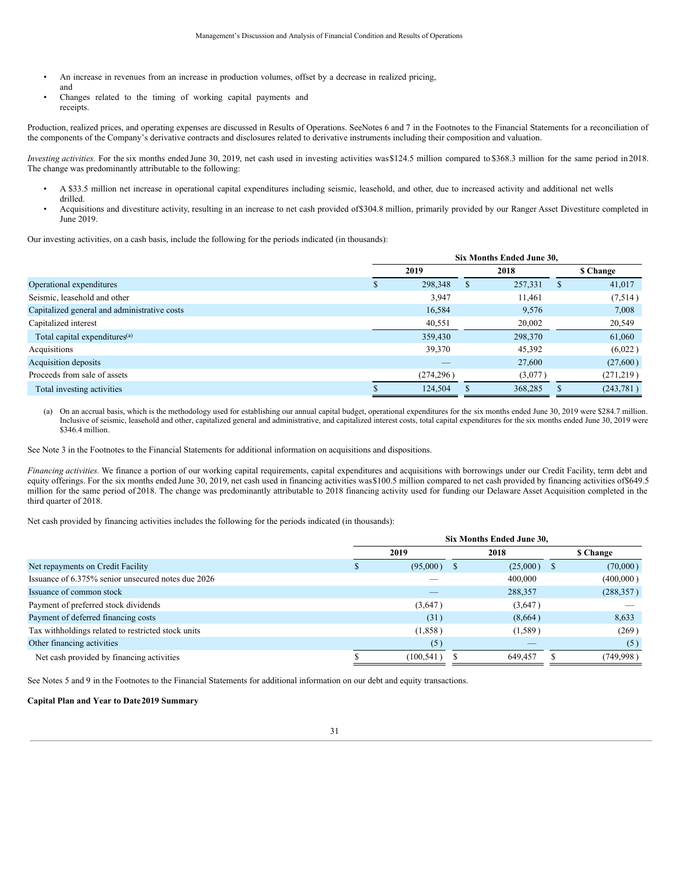- An increase in revenues from an increase in production volumes, offset by a decrease in realized pricing, and
- Changes related to the timing of working capital payments and receipts.

Production, realized prices, and operating expenses are discussed in Results of Operations. See Notes 6 and 7 in the Footnotes to the Financial Statements for a reconciliation of the components of the Company's derivative contracts and disclosures related to derivative instruments including their composition and valuation.

*Investing activities.* For the six months ended June 30, 2019, net cash used in investing activities was $124.5 million compared to $368.3 million for the same period in 2018. The change was predominantly attributable to the following:

- A $33.5 million net increase in operational capital expenditures including seismic, leasehold, and other, due to increased activity and additional net wells drilled.
- Acquisitions and divestiture activity, resulting in an increase to net cash provided of $304.8 million, primarily provided by our Ranger Asset Divestiture completed in June 2019.

Our investing activities, on a cash basis, include the following for the periods indicated (in thousands):

| | Six Months Ended June 30, | | |
|---|---|---|---|
| | 2019 | 2018 | $ Change |
| Operational expenditures | $ 298,348 | $ 257,331 | $ 41,017 |
| Seismic, leasehold and other | 3,947 | 11,461 | (7,514) |
| Capitalized general and administrative costs | 16,584 | 9,576 | 7,008 |
| Capitalized interest | 40,551 | 20,002 | 20,549 |
| Total capital expenditures[(a)] | 359,430 | 298,370 | 61,060 |
| Acquisitions | 39,370 | 45,392 | (6,022) |
| Acquisition deposits | — | 27,600 | (27,600) |
| Proceeds from sale of assets | (274,296) | (3,077) | (271,219) |
| Total investing activities | $ 124,504 | $ 368,285 | $ (243,781) |

(a) On an accrual basis, which is the methodology used for establishing our annual capital budget, operational expenditures for the six months ended June 30, 2019 were $284.7 million. Inclusive of seismic, leasehold and other, capitalized general and administrative, and capitalized interest costs, total capital expenditures for the six months ended June 30, 2019 were $346.4 million.

See Note 3 in the Footnotes to the Financial Statements for additional information on acquisitions and dispositions.

*Financing activities.* We finance a portion of our working capital requirements, capital expenditures and acquisitions with borrowings under our Credit Facility, term debt and equity offerings. For the six months ended June 30, 2019, net cash used in financing activities was $100.5 million compared to net cash provided by financing activities of $649.5 million for the same period of 2018. The change was predominantly attributable to 2018 financing activity used for funding our Delaware Asset Acquisition completed in the third quarter of 2018.

Net cash provided by financing activities includes the following for the periods indicated (in thousands):

| | Six Months Ended June 30, | | |
|---|---|---|---|
| | 2019 | 2018 | $ Change |
| Net repayments on Credit Facility | $ (95,000) | $ (25,000) | $ (70,000) |
| Issuance of 6.375% senior unsecured notes due 2026 | — | 400,000 | (400,000) |
| Issuance of common stock | — | 288,357 | (288,357) |
| Payment of preferred stock dividends | (3,647) | (3,647) | — |
| Payment of deferred financing costs | (31) | (8,664) | 8,633 |
| Tax withholdings related to restricted stock units | (1,858) | (1,589) | (269) |
| Other financing activities | (5) | — | (5) |
| Net cash provided by financing activities | $ (100,541) | $ 649,457 | $ (749,998) |

See Notes 5 and 9 in the Footnotes to the Financial Statements for additional information on our debt and equity transactions.

**Capital Plan and Year to Date 2019 Summary**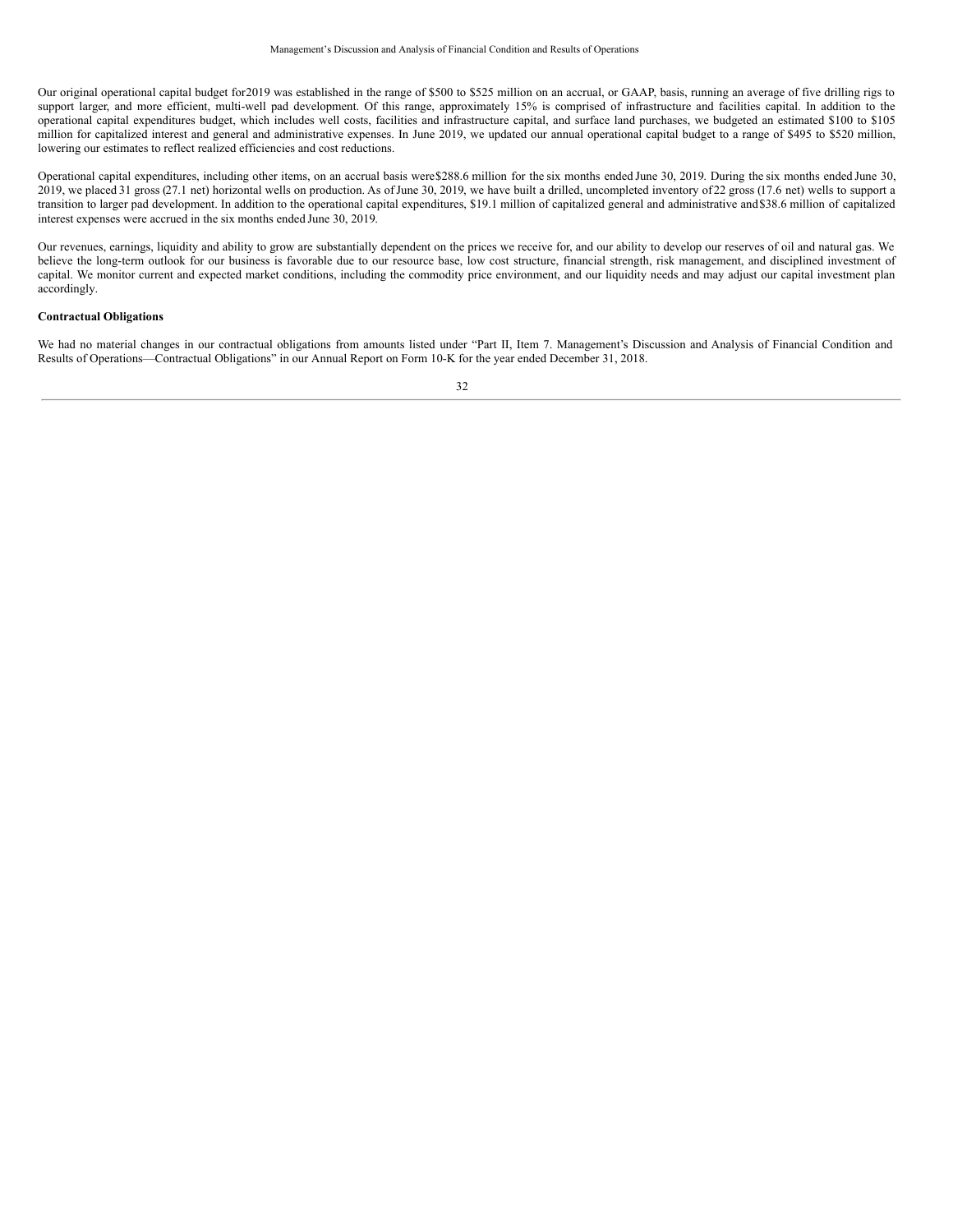Our original operational capital budget for2019 was established in the range of $500 to $525 million on an accrual, or GAAP, basis, running an average of five drilling rigs to support larger, and more efficient, multi-well pad development. Of this range, approximately 15% is comprised of infrastructure and facilities capital. In addition to the operational capital expenditures budget, which includes well costs, facilities and infrastructure capital, and surface land purchases, we budgeted an estimated $100 to $105 million for capitalized interest and general and administrative expenses. In June 2019, we updated our annual operational capital budget to a range of $495 to $520 million, lowering our estimates to reflect realized efficiencies and cost reductions.

Operational capital expenditures, including other items, on an accrual basis were$288.6 million for the six months ended June 30, 2019. During the six months ended June 30, 2019, we placed 31 gross (27.1 net) horizontal wells on production. As of June 30, 2019, we have built a drilled, uncompleted inventory of22 gross (17.6 net) wells to support a transition to larger pad development. In addition to the operational capital expenditures, $19.1 million of capitalized general and administrative and$38.6 million of capitalized interest expenses were accrued in the six months ended June 30, 2019.

Our revenues, earnings, liquidity and ability to grow are substantially dependent on the prices we receive for, and our ability to develop our reserves of oil and natural gas. We believe the long-term outlook for our business is favorable due to our resource base, low cost structure, financial strength, risk management, and disciplined investment of capital. We monitor current and expected market conditions, including the commodity price environment, and our liquidity needs and may adjust our capital investment plan accordingly.

**Contractual Obligations**

We had no material changes in our contractual obligations from amounts listed under "Part II, Item 7. Management's Discussion and Analysis of Financial Condition and Results of Operations—Contractual Obligations" in our Annual Report on Form 10-K for the year ended December 31, 2018.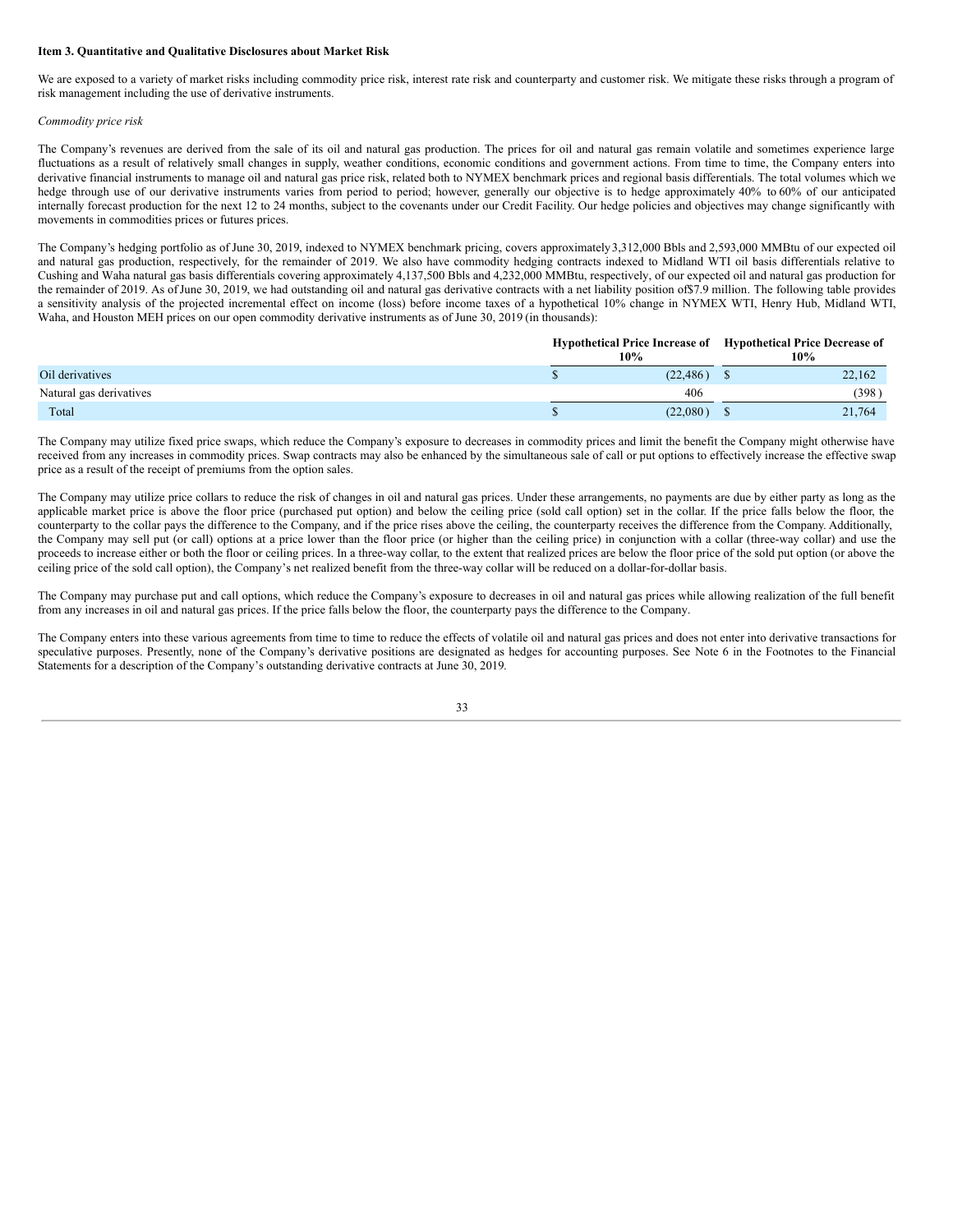**Item 3. Quantitative and Qualitative Disclosures about Market Risk**

We are exposed to a variety of market risks including commodity price risk, interest rate risk and counterparty and customer risk. We mitigate these risks through a program of risk management including the use of derivative instruments.

*Commodity price risk*

The Company's revenues are derived from the sale of its oil and natural gas production. The prices for oil and natural gas remain volatile and sometimes experience large fluctuations as a result of relatively small changes in supply, weather conditions, economic conditions and government actions. From time to time, the Company enters into derivative financial instruments to manage oil and natural gas price risk, related both to NYMEX benchmark prices and regional basis differentials. The total volumes which we hedge through use of our derivative instruments varies from period to period; however, generally our objective is to hedge approximately 40% to 60% of our anticipated internally forecast production for the next 12 to 24 months, subject to the covenants under our Credit Facility. Our hedge policies and objectives may change significantly with movements in commodities prices or futures prices.

The Company's hedging portfolio as of June 30, 2019, indexed to NYMEX benchmark pricing, covers approximately 3,312,000 Bbls and 2,593,000 MMBtu of our expected oil and natural gas production, respectively, for the remainder of 2019. We also have commodity hedging contracts indexed to Midland WTI oil basis differentials relative to Cushing and Waha natural gas basis differentials covering approximately 4,137,500 Bbls and 4,232,000 MMBtu, respectively, of our expected oil and natural gas production for the remainder of 2019. As of June 30, 2019, we had outstanding oil and natural gas derivative contracts with a net liability position of $7.9 million. The following table provides a sensitivity analysis of the projected incremental effect on income (loss) before income taxes of a hypothetical 10% change in NYMEX WTI, Henry Hub, Midland WTI, Waha, and Houston MEH prices on our open commodity derivative instruments as of June 30, 2019 (in thousands):

| | Hypothetical Price Increase of 10% | Hypothetical Price Decrease of 10% |
|---|---|---|
| Oil derivatives | $ (22,486) | $ 22,162 |
| Natural gas derivatives | 406 | (398) |
| Total | $ (22,080) | $ 21,764 |

The Company may utilize fixed price swaps, which reduce the Company's exposure to decreases in commodity prices and limit the benefit the Company might otherwise have received from any increases in commodity prices. Swap contracts may also be enhanced by the simultaneous sale of call or put options to effectively increase the effective swap price as a result of the receipt of premiums from the option sales.

The Company may utilize price collars to reduce the risk of changes in oil and natural gas prices. Under these arrangements, no payments are due by either party as long as the applicable market price is above the floor price (purchased put option) and below the ceiling price (sold call option) set in the collar. If the price falls below the floor, the counterparty to the collar pays the difference to the Company, and if the price rises above the ceiling, the counterparty receives the difference from the Company. Additionally, the Company may sell put (or call) options at a price lower than the floor price (or higher than the ceiling price) in conjunction with a collar (three-way collar) and use the proceeds to increase either or both the floor or ceiling prices. In a three-way collar, to the extent that realized prices are below the floor price of the sold put option (or above the ceiling price of the sold call option), the Company's net realized benefit from the three-way collar will be reduced on a dollar-for-dollar basis.

The Company may purchase put and call options, which reduce the Company's exposure to decreases in oil and natural gas prices while allowing realization of the full benefit from any increases in oil and natural gas prices. If the price falls below the floor, the counterparty pays the difference to the Company.

The Company enters into these various agreements from time to time to reduce the effects of volatile oil and natural gas prices and does not enter into derivative transactions for speculative purposes. Presently, none of the Company's derivative positions are designated as hedges for accounting purposes. See Note 6 in the Footnotes to the Financial Statements for a description of the Company's outstanding derivative contracts at June 30, 2019.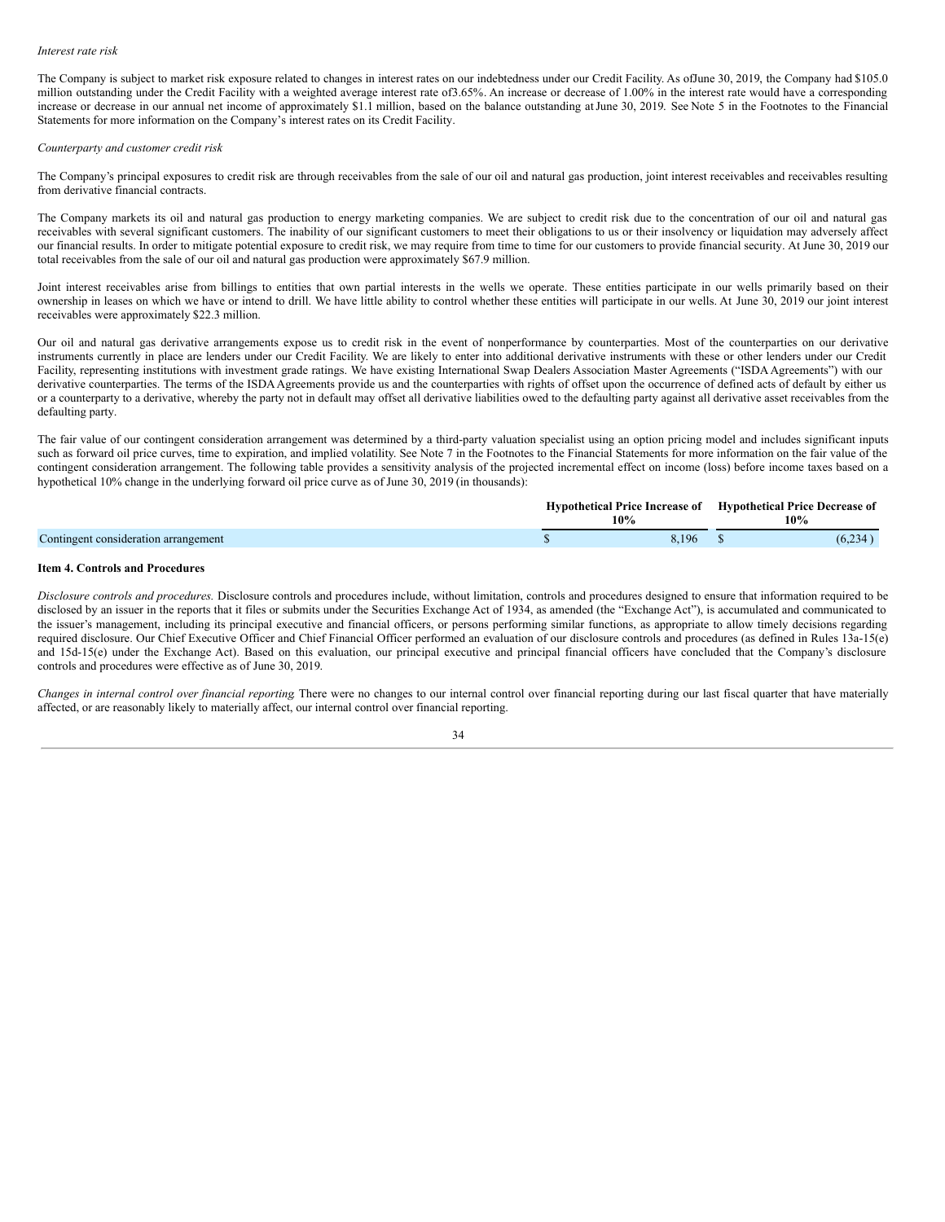*Interest rate risk*

The Company is subject to market risk exposure related to changes in interest rates on our indebtedness under our Credit Facility. As of June 30, 2019, the Company had $105.0 million outstanding under the Credit Facility with a weighted average interest rate of 3.65%. An increase or decrease of 1.00% in the interest rate would have a corresponding increase or decrease in our annual net income of approximately $1.1 million, based on the balance outstanding at June 30, 2019. See Note 5 in the Footnotes to the Financial Statements for more information on the Company's interest rates on its Credit Facility.

*Counterparty and customer credit risk*

The Company's principal exposures to credit risk are through receivables from the sale of our oil and natural gas production, joint interest receivables and receivables resulting from derivative financial contracts.

The Company markets its oil and natural gas production to energy marketing companies. We are subject to credit risk due to the concentration of our oil and natural gas receivables with several significant customers. The inability of our significant customers to meet their obligations to us or their insolvency or liquidation may adversely affect our financial results. In order to mitigate potential exposure to credit risk, we may require from time to time for our customers to provide financial security. At June 30, 2019 our total receivables from the sale of our oil and natural gas production were approximately $67.9 million.

Joint interest receivables arise from billings to entities that own partial interests in the wells we operate. These entities participate in our wells primarily based on their ownership in leases on which we have or intend to drill. We have little ability to control whether these entities will participate in our wells. At June 30, 2019 our joint interest receivables were approximately $22.3 million.

Our oil and natural gas derivative arrangements expose us to credit risk in the event of nonperformance by counterparties. Most of the counterparties on our derivative instruments currently in place are lenders under our Credit Facility. We are likely to enter into additional derivative instruments with these or other lenders under our Credit Facility, representing institutions with investment grade ratings. We have existing International Swap Dealers Association Master Agreements ("ISDA Agreements") with our derivative counterparties. The terms of the ISDA Agreements provide us and the counterparties with rights of offset upon the occurrence of defined acts of default by either us or a counterparty to a derivative, whereby the party not in default may offset all derivative liabilities owed to the defaulting party against all derivative asset receivables from the defaulting party.

The fair value of our contingent consideration arrangement was determined by a third-party valuation specialist using an option pricing model and includes significant inputs such as forward oil price curves, time to expiration, and implied volatility. See Note 7 in the Footnotes to the Financial Statements for more information on the fair value of the contingent consideration arrangement. The following table provides a sensitivity analysis of the projected incremental effect on income (loss) before income taxes based on a hypothetical 10% change in the underlying forward oil price curve as of June 30, 2019 (in thousands):

| | Hypothetical Price Increase of 10% | Hypothetical Price Decrease of 10% |
|---|---|---|
| Contingent consideration arrangement | $ 8,196 | $ (6,234) |

**Item 4. Controls and Procedures**

*Disclosure controls and procedures.* Disclosure controls and procedures include, without limitation, controls and procedures designed to ensure that information required to be disclosed by an issuer in the reports that it files or submits under the Securities Exchange Act of 1934, as amended (the "Exchange Act"), is accumulated and communicated to the issuer's management, including its principal executive and financial officers, or persons performing similar functions, as appropriate to allow timely decisions regarding required disclosure. Our Chief Executive Officer and Chief Financial Officer performed an evaluation of our disclosure controls and procedures (as defined in Rules 13a-15(e) and 15d-15(e) under the Exchange Act). Based on this evaluation, our principal executive and principal financial officers have concluded that the Company's disclosure controls and procedures were effective as of June 30, 2019.

*Changes in internal control over financial reporting.* There were no changes to our internal control over financial reporting during our last fiscal quarter that have materially affected, or are reasonably likely to materially affect, our internal control over financial reporting.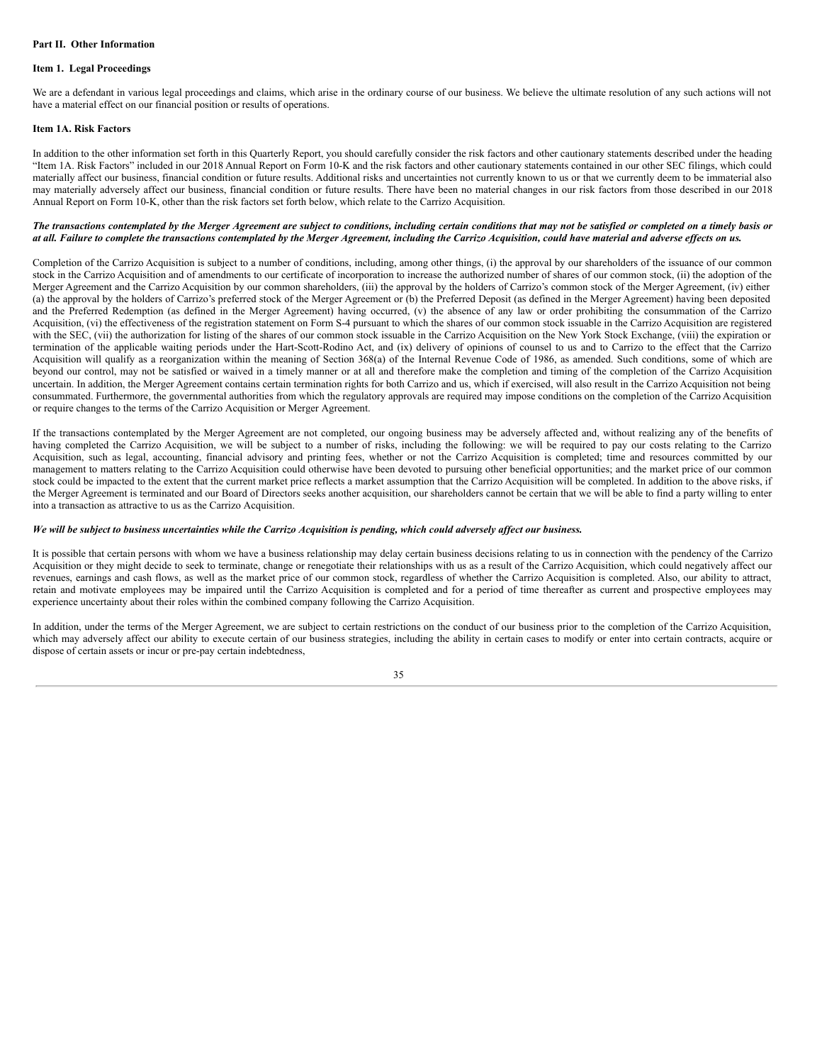## Part II. Other Information

### Item 1. Legal Proceedings

We are a defendant in various legal proceedings and claims, which arise in the ordinary course of our business. We believe the ultimate resolution of any such actions will not have a material effect on our financial position or results of operations.

### Item 1A. Risk Factors

In addition to the other information set forth in this Quarterly Report, you should carefully consider the risk factors and other cautionary statements described under the heading "Item 1A. Risk Factors" included in our 2018 Annual Report on Form 10-K and the risk factors and other cautionary statements contained in our other SEC filings, which could materially affect our business, financial condition or future results. Additional risks and uncertainties not currently known to us or that we currently deem to be immaterial also may materially adversely affect our business, financial condition or future results. There have been no material changes in our risk factors from those described in our 2018 Annual Report on Form 10-K, other than the risk factors set forth below, which relate to the Carrizo Acquisition.

***The transactions contemplated by the Merger Agreement are subject to conditions, including certain conditions that may not be satisfied or completed on a timely basis or at all. Failure to complete the transactions contemplated by the Merger Agreement, including the Carrizo Acquisition, could have material and adverse effects on us.***

Completion of the Carrizo Acquisition is subject to a number of conditions, including, among other things, (i) the approval by our shareholders of the issuance of our common stock in the Carrizo Acquisition and of amendments to our certificate of incorporation to increase the authorized number of shares of our common stock, (ii) the adoption of the Merger Agreement and the Carrizo Acquisition by our common shareholders, (iii) the approval by the holders of Carrizo's common stock of the Merger Agreement, (iv) either (a) the approval by the holders of Carrizo's preferred stock of the Merger Agreement or (b) the Preferred Deposit (as defined in the Merger Agreement) having been deposited and the Preferred Redemption (as defined in the Merger Agreement) having occurred, (v) the absence of any law or order prohibiting the consummation of the Carrizo Acquisition, (vi) the effectiveness of the registration statement on Form S-4 pursuant to which the shares of our common stock issuable in the Carrizo Acquisition are registered with the SEC, (vii) the authorization for listing of the shares of our common stock issuable in the Carrizo Acquisition on the New York Stock Exchange, (viii) the expiration or termination of the applicable waiting periods under the Hart-Scott-Rodino Act, and (ix) delivery of opinions of counsel to us and to Carrizo to the effect that the Carrizo Acquisition will qualify as a reorganization within the meaning of Section 368(a) of the Internal Revenue Code of 1986, as amended. Such conditions, some of which are beyond our control, may not be satisfied or waived in a timely manner or at all and therefore make the completion and timing of the completion of the Carrizo Acquisition uncertain. In addition, the Merger Agreement contains certain termination rights for both Carrizo and us, which if exercised, will also result in the Carrizo Acquisition not being consummated. Furthermore, the governmental authorities from which the regulatory approvals are required may impose conditions on the completion of the Carrizo Acquisition or require changes to the terms of the Carrizo Acquisition or Merger Agreement.

If the transactions contemplated by the Merger Agreement are not completed, our ongoing business may be adversely affected and, without realizing any of the benefits of having completed the Carrizo Acquisition, we will be subject to a number of risks, including the following: we will be required to pay our costs relating to the Carrizo Acquisition, such as legal, accounting, financial advisory and printing fees, whether or not the Carrizo Acquisition is completed; time and resources committed by our management to matters relating to the Carrizo Acquisition could otherwise have been devoted to pursuing other beneficial opportunities; and the market price of our common stock could be impacted to the extent that the current market price reflects a market assumption that the Carrizo Acquisition will be completed. In addition to the above risks, if the Merger Agreement is terminated and our Board of Directors seeks another acquisition, our shareholders cannot be certain that we will be able to find a party willing to enter into a transaction as attractive to us as the Carrizo Acquisition.

***We will be subject to business uncertainties while the Carrizo Acquisition is pending, which could adversely affect our business.***

It is possible that certain persons with whom we have a business relationship may delay certain business decisions relating to us in connection with the pendency of the Carrizo Acquisition or they might decide to seek to terminate, change or renegotiate their relationships with us as a result of the Carrizo Acquisition, which could negatively affect our revenues, earnings and cash flows, as well as the market price of our common stock, regardless of whether the Carrizo Acquisition is completed. Also, our ability to attract, retain and motivate employees may be impaired until the Carrizo Acquisition is completed and for a period of time thereafter as current and prospective employees may experience uncertainty about their roles within the combined company following the Carrizo Acquisition.

In addition, under the terms of the Merger Agreement, we are subject to certain restrictions on the conduct of our business prior to the completion of the Carrizo Acquisition, which may adversely affect our ability to execute certain of our business strategies, including the ability in certain cases to modify or enter into certain contracts, acquire or dispose of certain assets or incur or pre-pay certain indebtedness,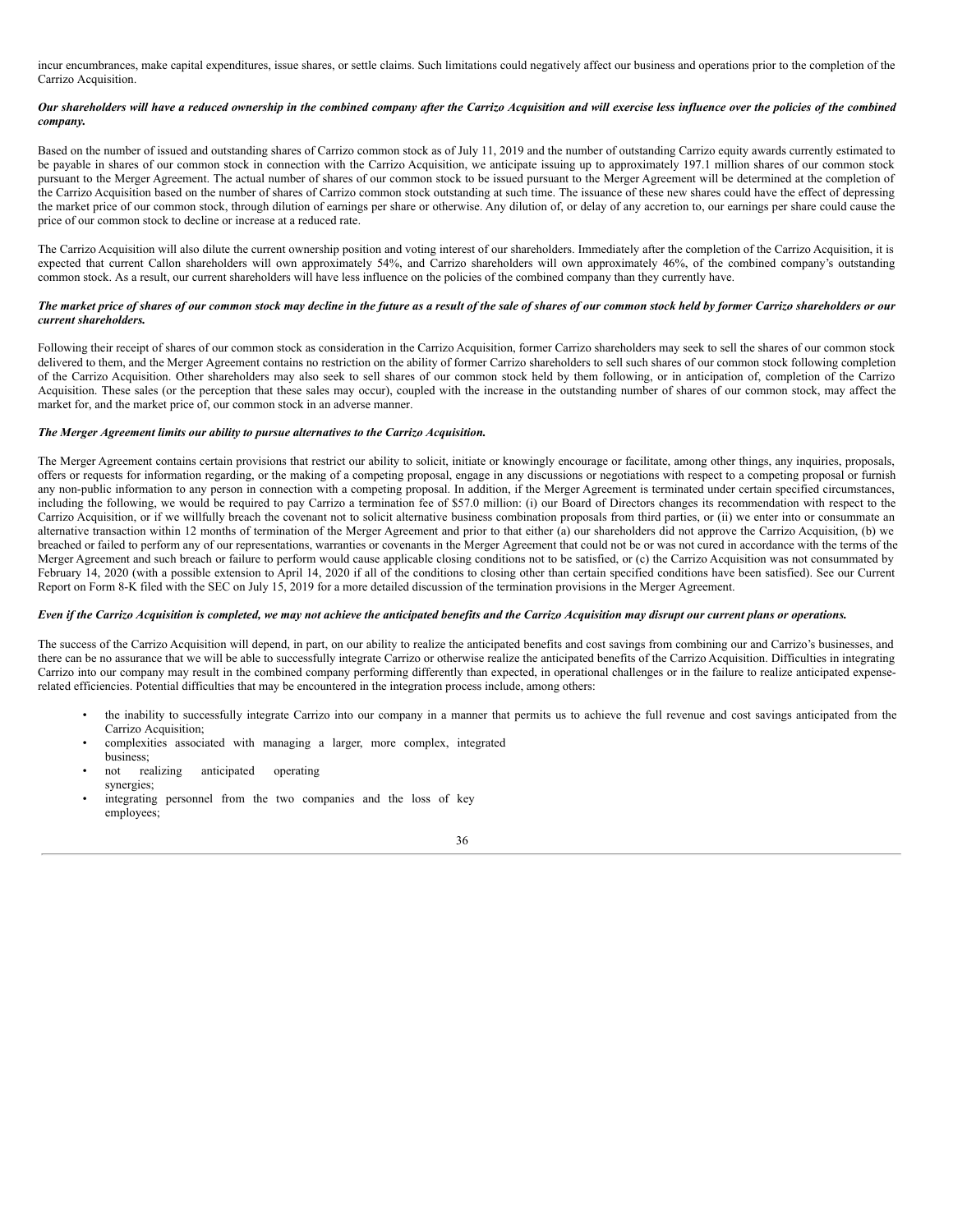incur encumbrances, make capital expenditures, issue shares, or settle claims. Such limitations could negatively affect our business and operations prior to the completion of the Carrizo Acquisition.

***Our shareholders will have a reduced ownership in the combined company after the Carrizo Acquisition and will exercise less influence over the policies of the combined company.***

Based on the number of issued and outstanding shares of Carrizo common stock as of July 11, 2019 and the number of outstanding Carrizo equity awards currently estimated to be payable in shares of our common stock in connection with the Carrizo Acquisition, we anticipate issuing up to approximately 197.1 million shares of our common stock pursuant to the Merger Agreement. The actual number of shares of our common stock to be issued pursuant to the Merger Agreement will be determined at the completion of the Carrizo Acquisition based on the number of shares of Carrizo common stock outstanding at such time. The issuance of these new shares could have the effect of depressing the market price of our common stock, through dilution of earnings per share or otherwise. Any dilution of, or delay of any accretion to, our earnings per share could cause the price of our common stock to decline or increase at a reduced rate.

The Carrizo Acquisition will also dilute the current ownership position and voting interest of our shareholders. Immediately after the completion of the Carrizo Acquisition, it is expected that current Callon shareholders will own approximately 54%, and Carrizo shareholders will own approximately 46%, of the combined company's outstanding common stock. As a result, our current shareholders will have less influence on the policies of the combined company than they currently have.

***The market price of shares of our common stock may decline in the future as a result of the sale of shares of our common stock held by former Carrizo shareholders or our current shareholders.***

Following their receipt of shares of our common stock as consideration in the Carrizo Acquisition, former Carrizo shareholders may seek to sell the shares of our common stock delivered to them, and the Merger Agreement contains no restriction on the ability of former Carrizo shareholders to sell such shares of our common stock following completion of the Carrizo Acquisition. Other shareholders may also seek to sell shares of our common stock held by them following, or in anticipation of, completion of the Carrizo Acquisition. These sales (or the perception that these sales may occur), coupled with the increase in the outstanding number of shares of our common stock, may affect the market for, and the market price of, our common stock in an adverse manner.

***The Merger Agreement limits our ability to pursue alternatives to the Carrizo Acquisition.***

The Merger Agreement contains certain provisions that restrict our ability to solicit, initiate or knowingly encourage or facilitate, among other things, any inquiries, proposals, offers or requests for information regarding, or the making of a competing proposal, engage in any discussions or negotiations with respect to a competing proposal or furnish any non-public information to any person in connection with a competing proposal. In addition, if the Merger Agreement is terminated under certain specified circumstances, including the following, we would be required to pay Carrizo a termination fee of $57.0 million: (i) our Board of Directors changes its recommendation with respect to the Carrizo Acquisition, or if we willfully breach the covenant not to solicit alternative business combination proposals from third parties, or (ii) we enter into or consummate an alternative transaction within 12 months of termination of the Merger Agreement and prior to that either (a) our shareholders did not approve the Carrizo Acquisition, (b) we breached or failed to perform any of our representations, warranties or covenants in the Merger Agreement that could not be or was not cured in accordance with the terms of the Merger Agreement and such breach or failure to perform would cause applicable closing conditions not to be satisfied, or (c) the Carrizo Acquisition was not consummated by February 14, 2020 (with a possible extension to April 14, 2020 if all of the conditions to closing other than certain specified conditions have been satisfied). See our Current Report on Form 8-K filed with the SEC on July 15, 2019 for a more detailed discussion of the termination provisions in the Merger Agreement.

***Even if the Carrizo Acquisition is completed, we may not achieve the anticipated benefits and the Carrizo Acquisition may disrupt our current plans or operations.***

The success of the Carrizo Acquisition will depend, in part, on our ability to realize the anticipated benefits and cost savings from combining our and Carrizo's businesses, and there can be no assurance that we will be able to successfully integrate Carrizo or otherwise realize the anticipated benefits of the Carrizo Acquisition. Difficulties in integrating Carrizo into our company may result in the combined company performing differently than expected, in operational challenges or in the failure to realize anticipated expense-related efficiencies. Potential difficulties that may be encountered in the integration process include, among others:

- the inability to successfully integrate Carrizo into our company in a manner that permits us to achieve the full revenue and cost savings anticipated from the Carrizo Acquisition;
- complexities associated with managing a larger, more complex, integrated business;
- not realizing anticipated operating synergies;
- integrating personnel from the two companies and the loss of key employees;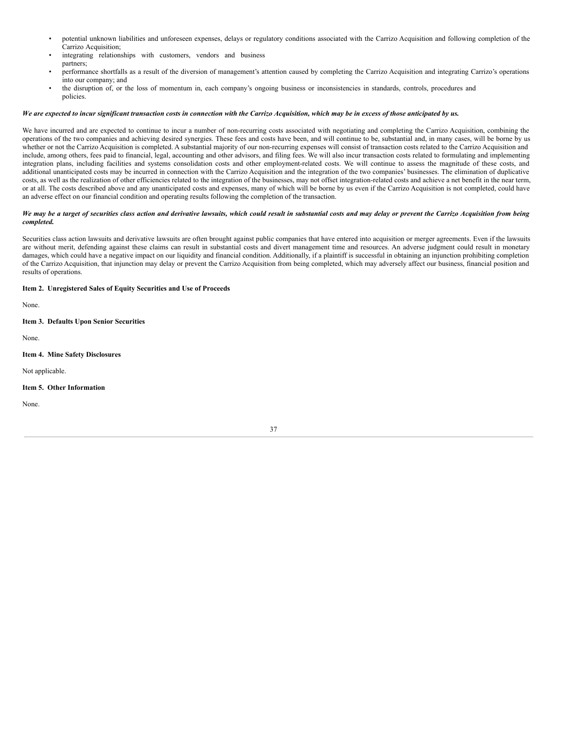- potential unknown liabilities and unforeseen expenses, delays or regulatory conditions associated with the Carrizo Acquisition and following completion of the Carrizo Acquisition;
- integrating relationships with customers, vendors and business partners;
- performance shortfalls as a result of the diversion of management's attention caused by completing the Carrizo Acquisition and integrating Carrizo's operations into our company; and
- the disruption of, or the loss of momentum in, each company's ongoing business or inconsistencies in standards, controls, procedures and policies.

***We are expected to incur significant transaction costs in connection with the Carrizo Acquisition, which may be in excess of those anticipated by us.***

We have incurred and are expected to continue to incur a number of non-recurring costs associated with negotiating and completing the Carrizo Acquisition, combining the operations of the two companies and achieving desired synergies. These fees and costs have been, and will continue to be, substantial and, in many cases, will be borne by us whether or not the Carrizo Acquisition is completed. A substantial majority of our non-recurring expenses will consist of transaction costs related to the Carrizo Acquisition and include, among others, fees paid to financial, legal, accounting and other advisors, and filing fees. We will also incur transaction costs related to formulating and implementing integration plans, including facilities and systems consolidation costs and other employment-related costs. We will continue to assess the magnitude of these costs, and additional unanticipated costs may be incurred in connection with the Carrizo Acquisition and the integration of the two companies' businesses. The elimination of duplicative costs, as well as the realization of other efficiencies related to the integration of the businesses, may not offset integration-related costs and achieve a net benefit in the near term, or at all. The costs described above and any unanticipated costs and expenses, many of which will be borne by us even if the Carrizo Acquisition is not completed, could have an adverse effect on our financial condition and operating results following the completion of the transaction.

***We may be a target of securities class action and derivative lawsuits, which could result in substantial costs and may delay or prevent the Carrizo Acquisition from being completed.***

Securities class action lawsuits and derivative lawsuits are often brought against public companies that have entered into acquisition or merger agreements. Even if the lawsuits are without merit, defending against these claims can result in substantial costs and divert management time and resources. An adverse judgment could result in monetary damages, which could have a negative impact on our liquidity and financial condition. Additionally, if a plaintiff is successful in obtaining an injunction prohibiting completion of the Carrizo Acquisition, that injunction may delay or prevent the Carrizo Acquisition from being completed, which may adversely affect our business, financial position and results of operations.

**Item 2. Unregistered Sales of Equity Securities and Use of Proceeds**

None.

**Item 3. Defaults Upon Senior Securities**

None.

**Item 4. Mine Safety Disclosures**

Not applicable.

**Item 5. Other Information**

None.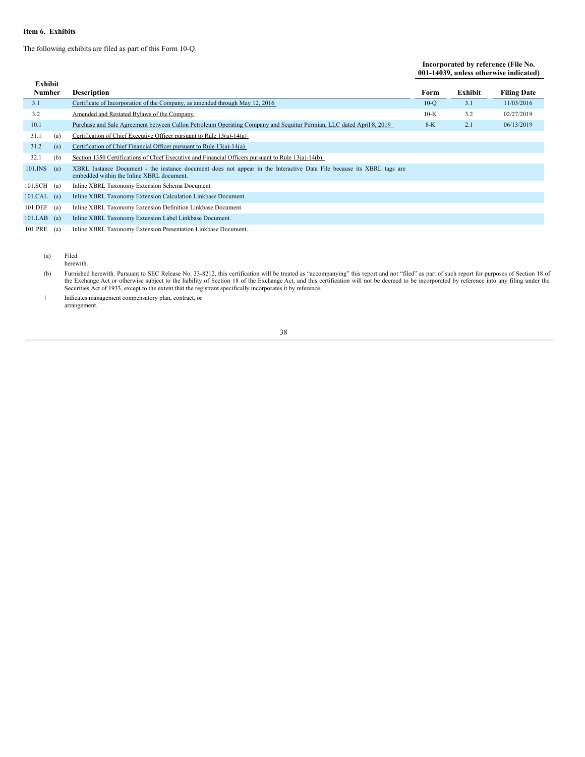**Item 6. Exhibits**

The following exhibits are filed as part of this Form 10-Q.

| Exhibit Number | | Description | Incorporated by reference (File No. 001-14039, unless otherwise indicated) Form | Exhibit | Filing Date |
|---|---|---|---|---|---|
| 3.1 | | Certificate of Incorporation of the Company, as amended through May 12, 2016 | 10-Q | 3.1 | 11/03/2016 |
| 3.2 | | Amended and Restated Bylaws of the Company | 10-K | 3.2 | 02/27/2019 |
| 10.1 | | Purchase and Sale Agreement between Callon Petroleum Operating Company and Sequitur Permian, LLC dated April 8, 2019 | 8-K | 2.1 | 06/13/2019 |
| 31.1 | (a) | Certification of Chief Executive Officer pursuant to Rule 13(a)-14(a) | | | |
| 31.2 | (a) | Certification of Chief Financial Officer pursuant to Rule 13(a)-14(a) | | | |
| 32.1 | (b) | Section 1350 Certifications of Chief Executive and Financial Officers pursuant to Rule 13(a)-14(b) | | | |
| 101.INS | (a) | XBRL Instance Document - the instance document does not appear in the Interactive Data File because its XBRL tags are embedded within the Inline XBRL document. | | | |
| 101.SCH | (a) | Inline XBRL Taxonomy Extension Schema Document | | | |
| 101.CAL | (a) | Inline XBRL Taxonomy Extension Calculation Linkbase Document. | | | |
| 101.DEF | (a) | Inline XBRL Taxonomy Extension Definition Linkbase Document. | | | |
| 101.LAB | (a) | Inline XBRL Taxonomy Extension Label Linkbase Document. | | | |
| 101.PRE | (a) | Inline XBRL Taxonomy Extension Presentation Linkbase Document. | | | |

(a) Filed herewith.

(b) Furnished herewith. Pursuant to SEC Release No. 33-8212, this certification will be treated as "accompanying" this report and not "filed" as part of such report for purposes of Section 18 of the Exchange Act or otherwise subject to the liability of Section 18 of the Exchange Act, and this certification will not be deemed to be incorporated by reference into any filing under the Securities Act of 1933, except to the extent that the registrant specifically incorporates it by reference.

† Indicates management compensatory plan, contract, or arrangement.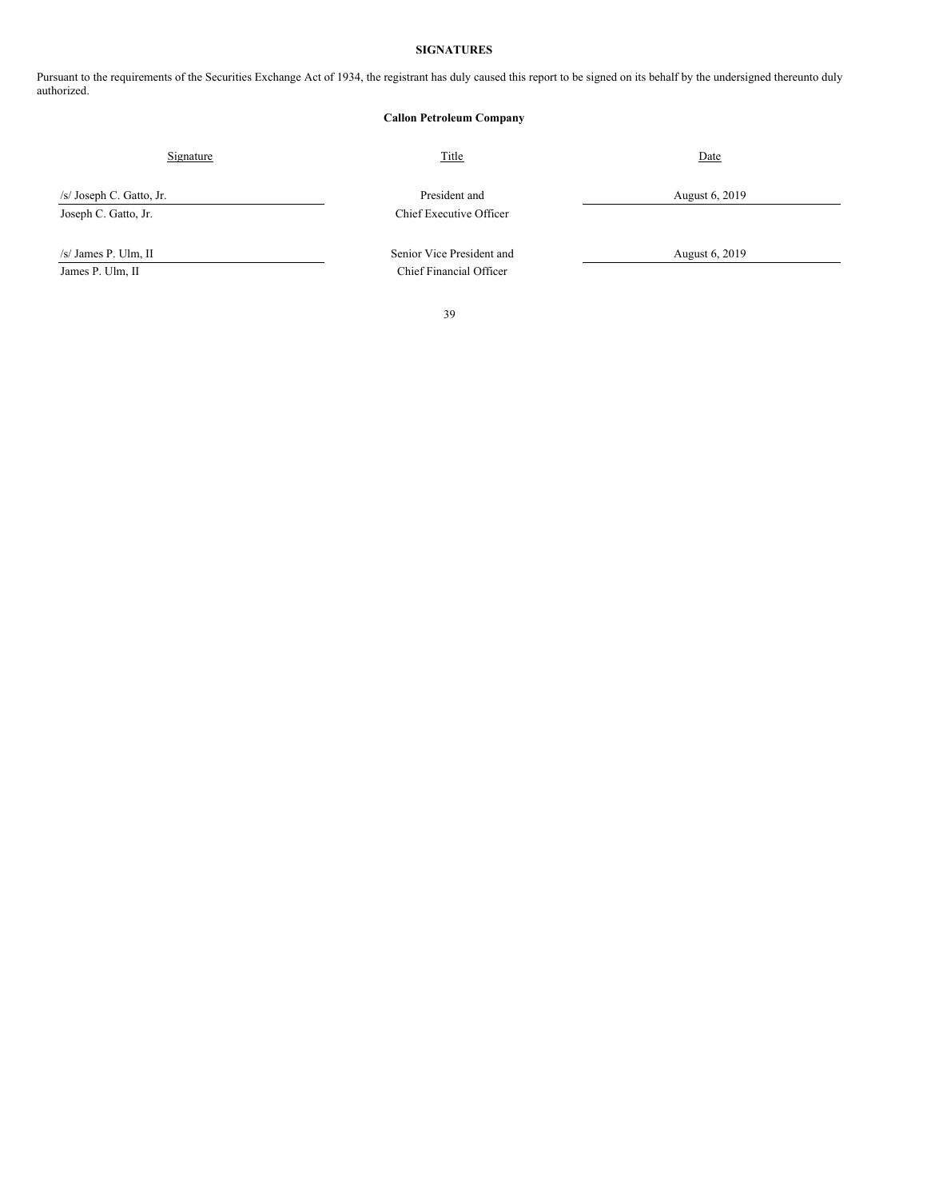## SIGNATURES

Pursuant to the requirements of the Securities Exchange Act of 1934, the registrant has duly caused this report to be signed on its behalf by the undersigned thereunto duly authorized.

**Callon Petroleum Company**

| Signature | Title | Date |
|---|---|---|
| /s/ Joseph C. Gatto, Jr.<br>Joseph C. Gatto, Jr. | President and<br>Chief Executive Officer | August 6, 2019 |
| /s/ James P. Ulm, II<br>James P. Ulm, II | Senior Vice President and<br>Chief Financial Officer | August 6, 2019 |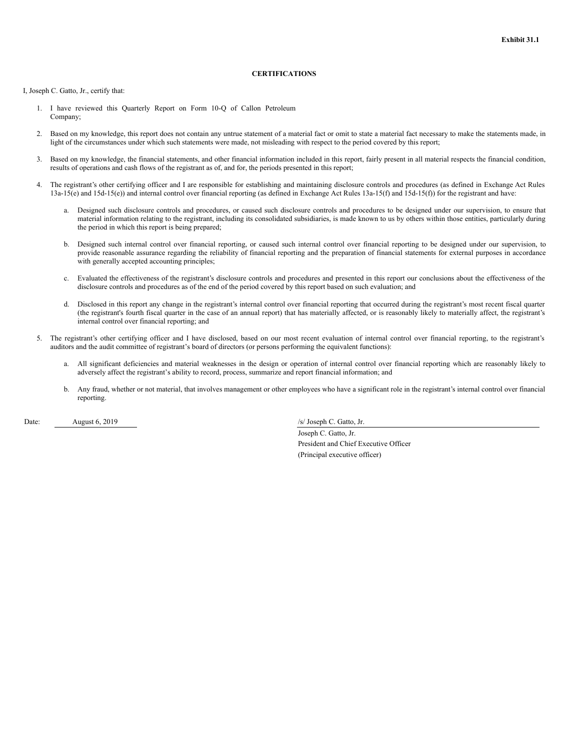**Exhibit 31.1**

**CERTIFICATIONS**

I, Joseph C. Gatto, Jr., certify that:

1. I have reviewed this Quarterly Report on Form 10-Q of Callon Petroleum Company;
2. Based on my knowledge, this report does not contain any untrue statement of a material fact or omit to state a material fact necessary to make the statements made, in light of the circumstances under which such statements were made, not misleading with respect to the period covered by this report;
3. Based on my knowledge, the financial statements, and other financial information included in this report, fairly present in all material respects the financial condition, results of operations and cash flows of the registrant as of, and for, the periods presented in this report;
4. The registrant's other certifying officer and I are responsible for establishing and maintaining disclosure controls and procedures (as defined in Exchange Act Rules 13a-15(e) and 15d-15(e)) and internal control over financial reporting (as defined in Exchange Act Rules 13a-15(f) and 15d-15(f)) for the registrant and have:
   a. Designed such disclosure controls and procedures, or caused such disclosure controls and procedures to be designed under our supervision, to ensure that material information relating to the registrant, including its consolidated subsidiaries, is made known to us by others within those entities, particularly during the period in which this report is being prepared;
   b. Designed such internal control over financial reporting, or caused such internal control over financial reporting to be designed under our supervision, to provide reasonable assurance regarding the reliability of financial reporting and the preparation of financial statements for external purposes in accordance with generally accepted accounting principles;
   c. Evaluated the effectiveness of the registrant's disclosure controls and procedures and presented in this report our conclusions about the effectiveness of the disclosure controls and procedures as of the end of the period covered by this report based on such evaluation; and
   d. Disclosed in this report any change in the registrant's internal control over financial reporting that occurred during the registrant's most recent fiscal quarter (the registrant's fourth fiscal quarter in the case of an annual report) that has materially affected, or is reasonably likely to materially affect, the registrant's internal control over financial reporting; and
5. The registrant's other certifying officer and I have disclosed, based on our most recent evaluation of internal control over financial reporting, to the registrant's auditors and the audit committee of registrant's board of directors (or persons performing the equivalent functions):
   a. All significant deficiencies and material weaknesses in the design or operation of internal control over financial reporting which are reasonably likely to adversely affect the registrant's ability to record, process, summarize and report financial information; and
   b. Any fraud, whether or not material, that involves management or other employees who have a significant role in the registrant's internal control over financial reporting.

Date: August 6, 2019

/s/ Joseph C. Gatto, Jr.
Joseph C. Gatto, Jr.
President and Chief Executive Officer
(Principal executive officer)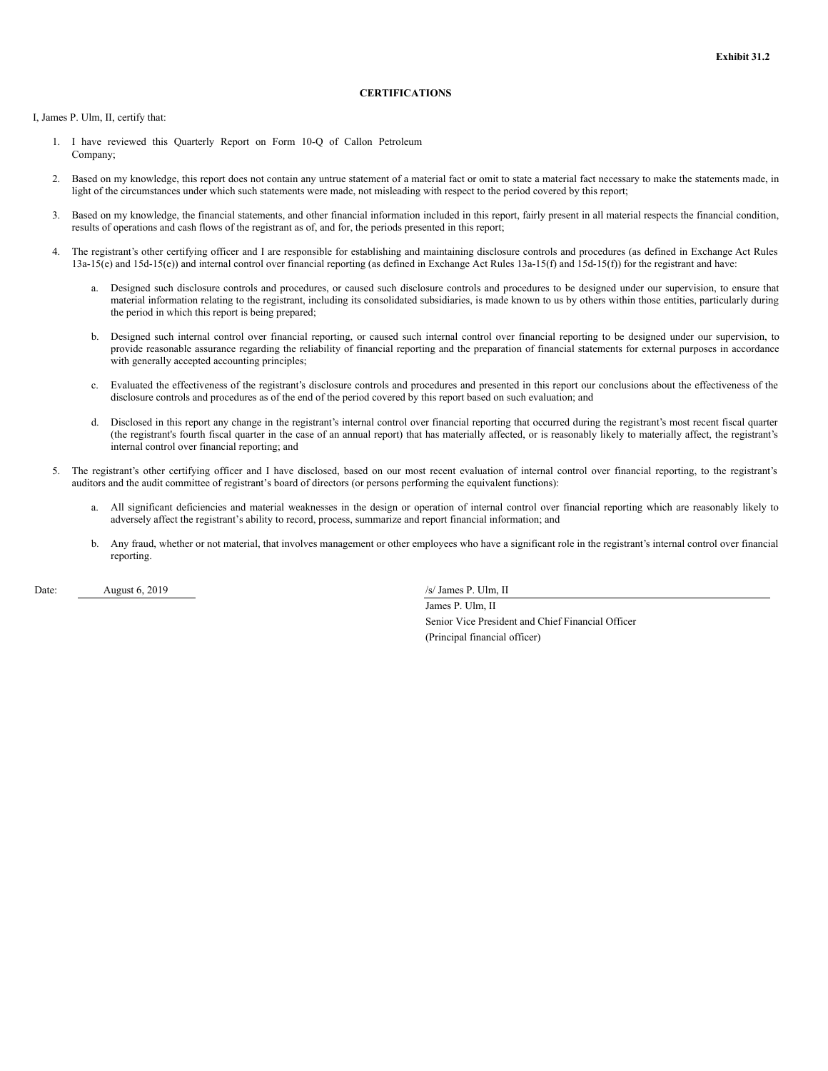**Exhibit 31.2**

**CERTIFICATIONS**

I, James P. Ulm, II, certify that:

1. I have reviewed this Quarterly Report on Form 10-Q of Callon Petroleum Company;

2. Based on my knowledge, this report does not contain any untrue statement of a material fact or omit to state a material fact necessary to make the statements made, in light of the circumstances under which such statements were made, not misleading with respect to the period covered by this report;

3. Based on my knowledge, the financial statements, and other financial information included in this report, fairly present in all material respects the financial condition, results of operations and cash flows of the registrant as of, and for, the periods presented in this report;

4. The registrant's other certifying officer and I are responsible for establishing and maintaining disclosure controls and procedures (as defined in Exchange Act Rules 13a-15(e) and 15d-15(e)) and internal control over financial reporting (as defined in Exchange Act Rules 13a-15(f) and 15d-15(f)) for the registrant and have:

   a. Designed such disclosure controls and procedures, or caused such disclosure controls and procedures to be designed under our supervision, to ensure that material information relating to the registrant, including its consolidated subsidiaries, is made known to us by others within those entities, particularly during the period in which this report is being prepared;

   b. Designed such internal control over financial reporting, or caused such internal control over financial reporting to be designed under our supervision, to provide reasonable assurance regarding the reliability of financial reporting and the preparation of financial statements for external purposes in accordance with generally accepted accounting principles;

   c. Evaluated the effectiveness of the registrant's disclosure controls and procedures and presented in this report our conclusions about the effectiveness of the disclosure controls and procedures as of the end of the period covered by this report based on such evaluation; and

   d. Disclosed in this report any change in the registrant's internal control over financial reporting that occurred during the registrant's most recent fiscal quarter (the registrant's fourth fiscal quarter in the case of an annual report) that has materially affected, or is reasonably likely to materially affect, the registrant's internal control over financial reporting; and

5. The registrant's other certifying officer and I have disclosed, based on our most recent evaluation of internal control over financial reporting, to the registrant's auditors and the audit committee of registrant's board of directors (or persons performing the equivalent functions):

   a. All significant deficiencies and material weaknesses in the design or operation of internal control over financial reporting which are reasonably likely to adversely affect the registrant's ability to record, process, summarize and report financial information; and

   b. Any fraud, whether or not material, that involves management or other employees who have a significant role in the registrant's internal control over financial reporting.

Date: August 6, 2019

/s/ James P. Ulm, II

James P. Ulm, II

Senior Vice President and Chief Financial Officer

(Principal financial officer)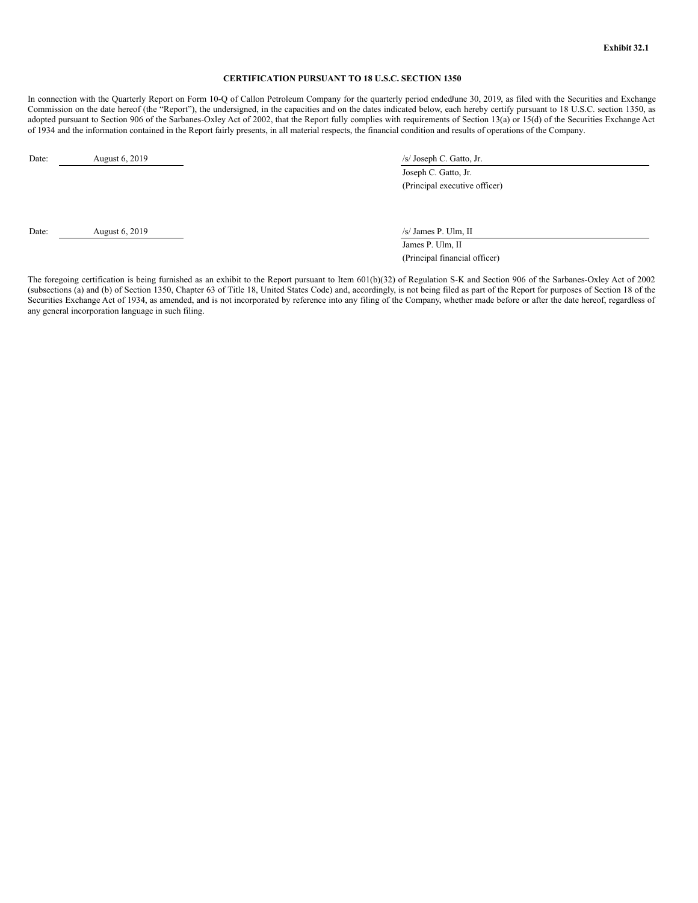**Exhibit 32.1**

**CERTIFICATION PURSUANT TO 18 U.S.C. SECTION 1350**

In connection with the Quarterly Report on Form 10-Q of Callon Petroleum Company for the quarterly period ended June 30, 2019, as filed with the Securities and Exchange Commission on the date hereof (the "Report"), the undersigned, in the capacities and on the dates indicated below, each hereby certify pursuant to 18 U.S.C. section 1350, as adopted pursuant to Section 906 of the Sarbanes-Oxley Act of 2002, that the Report fully complies with requirements of Section 13(a) or 15(d) of the Securities Exchange Act of 1934 and the information contained in the Report fairly presents, in all material respects, the financial condition and results of operations of the Company.

Date: August 6, 2019

/s/ Joseph C. Gatto, Jr.
Joseph C. Gatto, Jr.
(Principal executive officer)

Date: August 6, 2019

/s/ James P. Ulm, II
James P. Ulm, II
(Principal financial officer)

The foregoing certification is being furnished as an exhibit to the Report pursuant to Item 601(b)(32) of Regulation S-K and Section 906 of the Sarbanes-Oxley Act of 2002 (subsections (a) and (b) of Section 1350, Chapter 63 of Title 18, United States Code) and, accordingly, is not being filed as part of the Report for purposes of Section 18 of the Securities Exchange Act of 1934, as amended, and is not incorporated by reference into any filing of the Company, whether made before or after the date hereof, regardless of any general incorporation language in such filing.